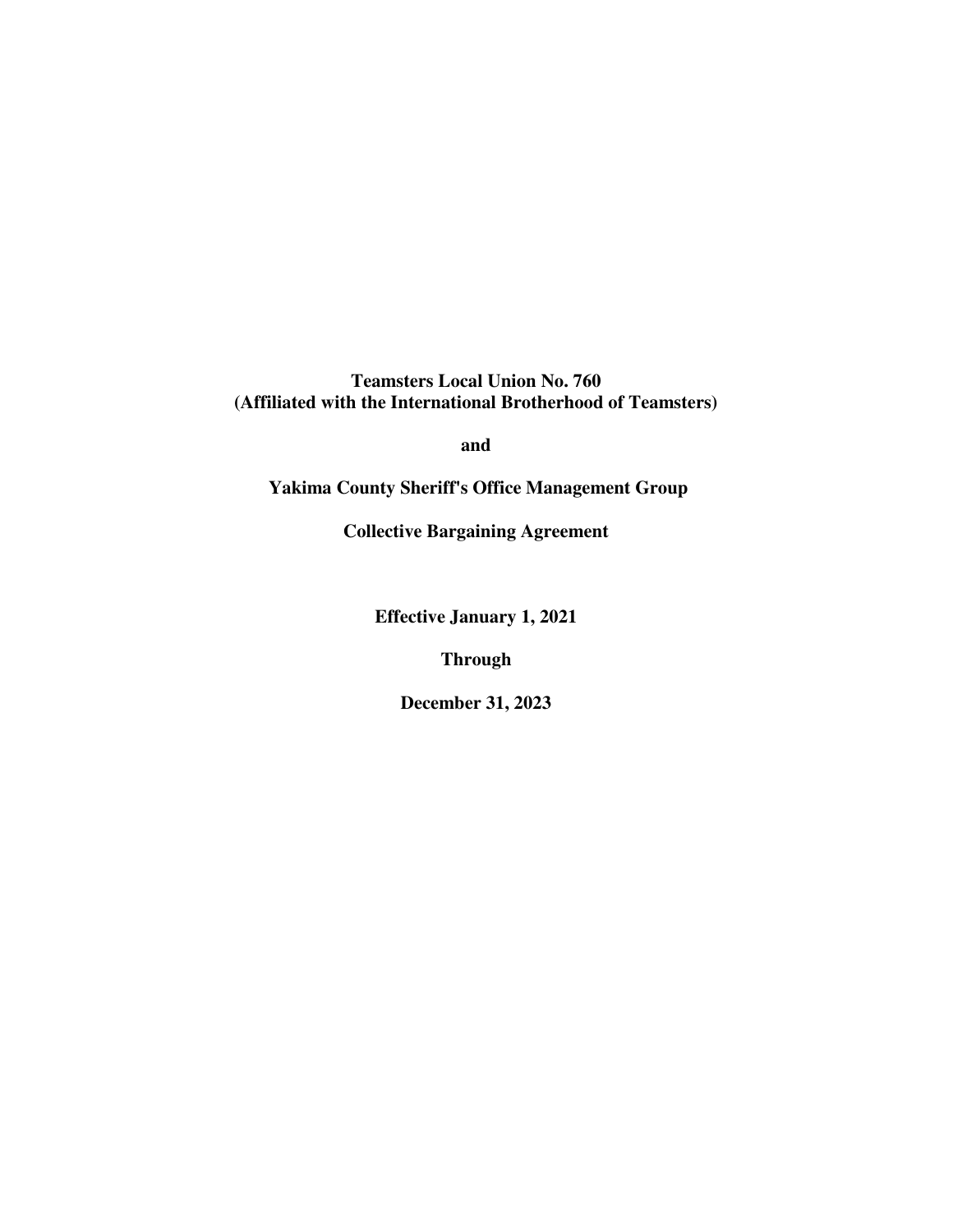**Teamsters Local Union No. 760**
**(Affiliated with the International Brotherhood of Teamsters)**

**and**

**Yakima County Sheriff's Office Management Group**

**Collective Bargaining Agreement**

**Effective January 1, 2021**

**Through**

**December 31, 2023**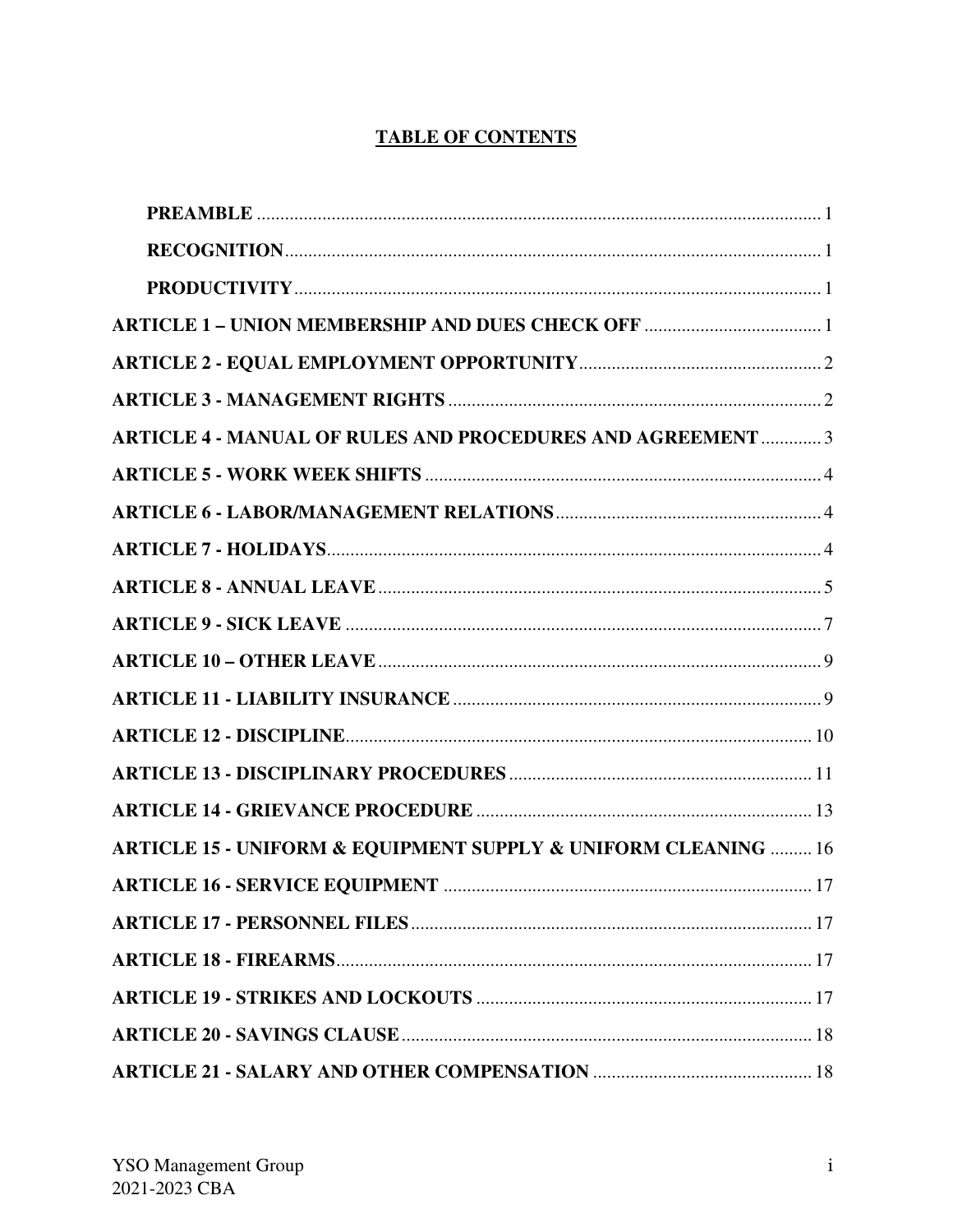## TABLE OF CONTENTS

**PREAMBLE** ........ 1

**RECOGNITION** ........ 1

**PRODUCTIVITY** ........ 1

**ARTICLE 1 – UNION MEMBERSHIP AND DUES CHECK OFF** ........ 1

**ARTICLE 2 - EQUAL EMPLOYMENT OPPORTUNITY** ........ 2

**ARTICLE 3 - MANAGEMENT RIGHTS** ........ 2

**ARTICLE 4 - MANUAL OF RULES AND PROCEDURES AND AGREEMENT** ........ 3

**ARTICLE 5 - WORK WEEK SHIFTS** ........ 4

**ARTICLE 6 - LABOR/MANAGEMENT RELATIONS** ........ 4

**ARTICLE 7 - HOLIDAYS** ........ 4

**ARTICLE 8 - ANNUAL LEAVE** ........ 5

**ARTICLE 9 - SICK LEAVE** ........ 7

**ARTICLE 10 – OTHER LEAVE** ........ 9

**ARTICLE 11 - LIABILITY INSURANCE** ........ 9

**ARTICLE 12 - DISCIPLINE** ........ 10

**ARTICLE 13 - DISCIPLINARY PROCEDURES** ........ 11

**ARTICLE 14 - GRIEVANCE PROCEDURE** ........ 13

**ARTICLE 15 - UNIFORM & EQUIPMENT SUPPLY & UNIFORM CLEANING** ........ 16

**ARTICLE 16 - SERVICE EQUIPMENT** ........ 17

**ARTICLE 17 - PERSONNEL FILES** ........ 17

**ARTICLE 18 - FIREARMS** ........ 17

**ARTICLE 19 - STRIKES AND LOCKOUTS** ........ 17

**ARTICLE 20 - SAVINGS CLAUSE** ........ 18

**ARTICLE 21 - SALARY AND OTHER COMPENSATION** ........ 18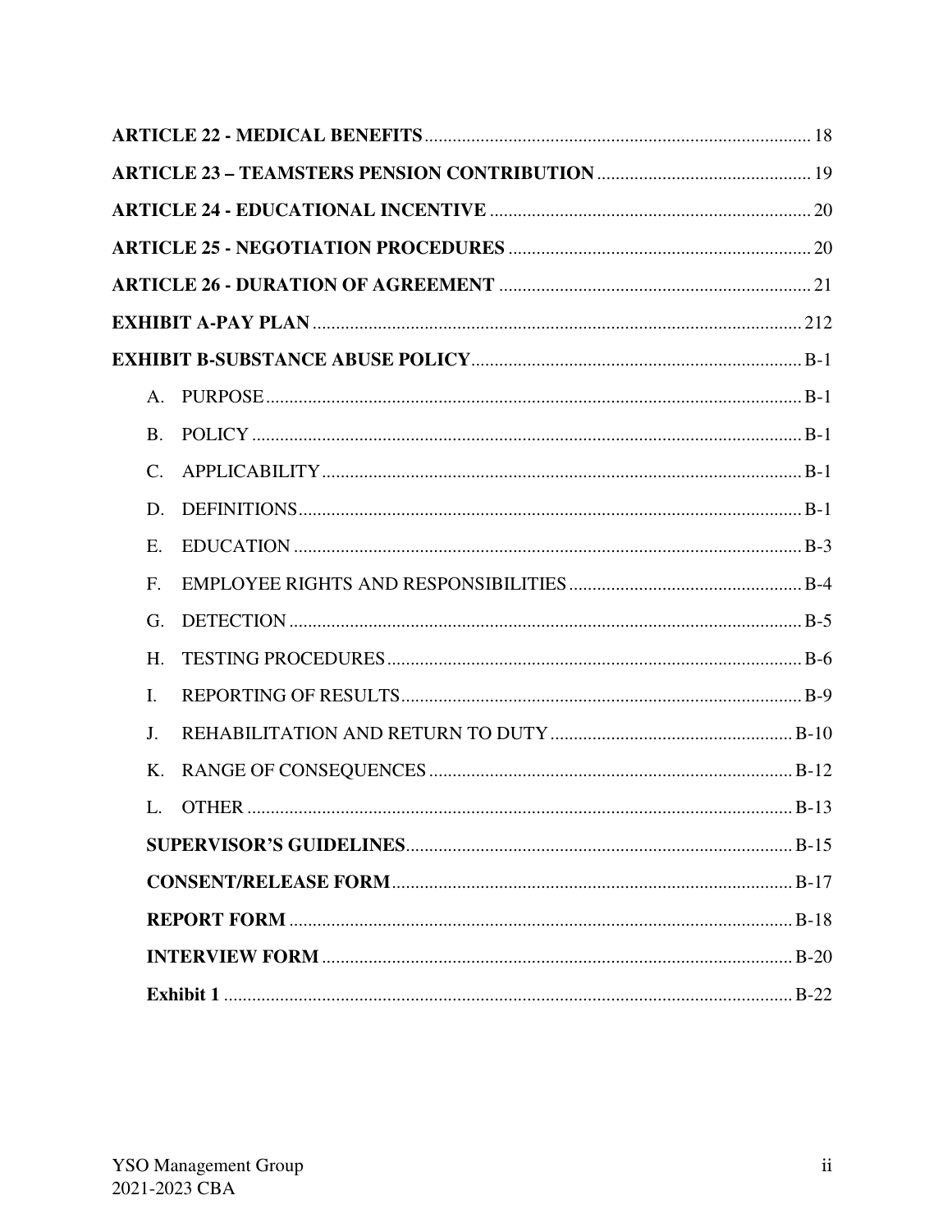**ARTICLE 22 - MEDICAL BENEFITS** .......... 18

**ARTICLE 23 – TEAMSTERS PENSION CONTRIBUTION** .......... 19

**ARTICLE 24 - EDUCATIONAL INCENTIVE** .......... 20

**ARTICLE 25 - NEGOTIATION PROCEDURES** .......... 20

**ARTICLE 26 - DURATION OF AGREEMENT** .......... 21

**EXHIBIT A-PAY PLAN** .......... 212

**EXHIBIT B-SUBSTANCE ABUSE POLICY** .......... B-1

A. PURPOSE .......... B-1

B. POLICY .......... B-1

C. APPLICABILITY .......... B-1

D. DEFINITIONS .......... B-1

E. EDUCATION .......... B-3

F. EMPLOYEE RIGHTS AND RESPONSIBILITIES .......... B-4

G. DETECTION .......... B-5

H. TESTING PROCEDURES .......... B-6

I. REPORTING OF RESULTS .......... B-9

J. REHABILITATION AND RETURN TO DUTY .......... B-10

K. RANGE OF CONSEQUENCES .......... B-12

L. OTHER .......... B-13

**SUPERVISOR'S GUIDELINES** .......... B-15

**CONSENT/RELEASE FORM** .......... B-17

**REPORT FORM** .......... B-18

**INTERVIEW FORM** .......... B-20

**Exhibit 1** .......... B-22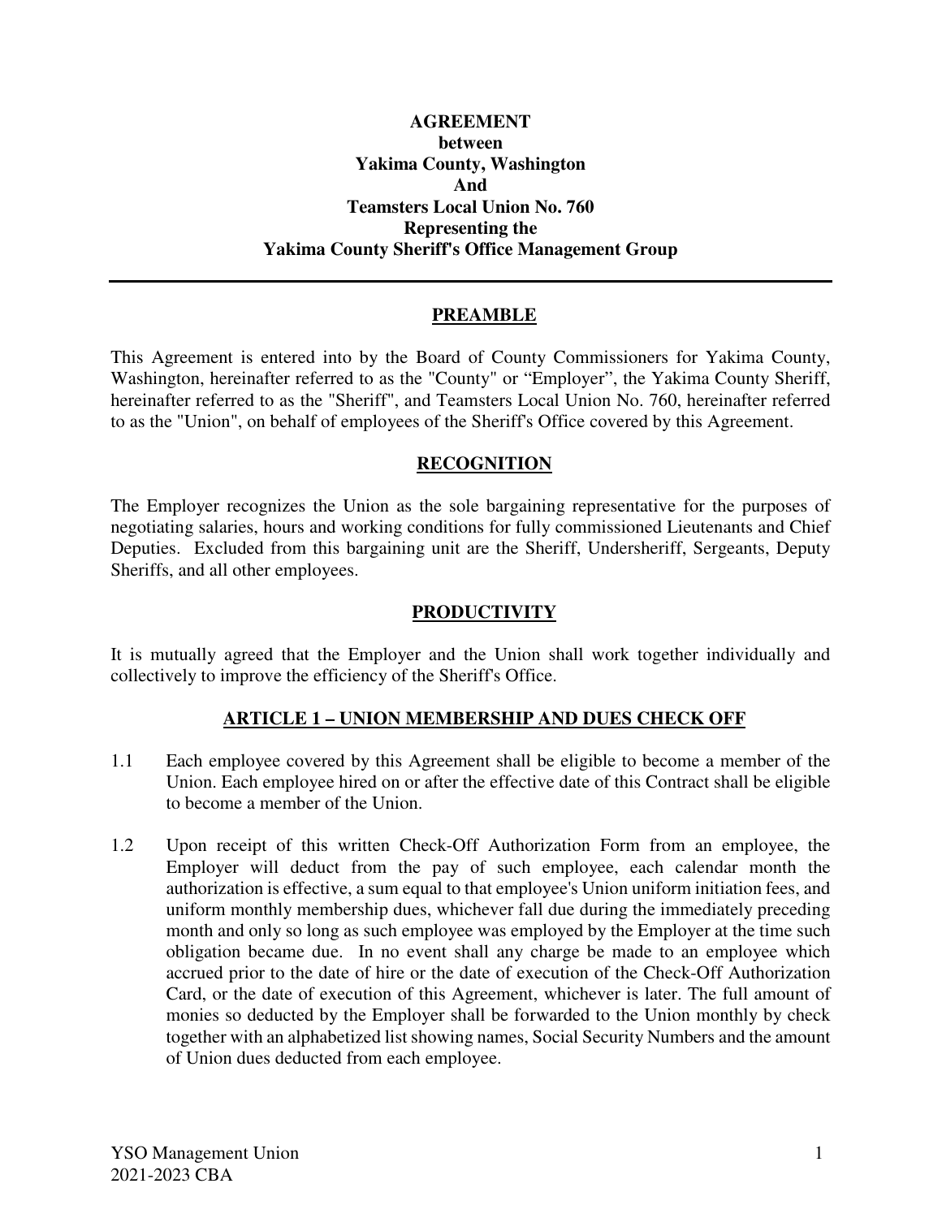**AGREEMENT**
**between**
**Yakima County, Washington**
**And**
**Teamsters Local Union No. 760**
**Representing the**
**Yakima County Sheriff's Office Management Group**

---

## PREAMBLE

This Agreement is entered into by the Board of County Commissioners for Yakima County, Washington, hereinafter referred to as the "County" or "Employer", the Yakima County Sheriff, hereinafter referred to as the "Sheriff", and Teamsters Local Union No. 760, hereinafter referred to as the "Union", on behalf of employees of the Sheriff's Office covered by this Agreement.

## RECOGNITION

The Employer recognizes the Union as the sole bargaining representative for the purposes of negotiating salaries, hours and working conditions for fully commissioned Lieutenants and Chief Deputies. Excluded from this bargaining unit are the Sheriff, Undersheriff, Sergeants, Deputy Sheriffs, and all other employees.

## PRODUCTIVITY

It is mutually agreed that the Employer and the Union shall work together individually and collectively to improve the efficiency of the Sheriff's Office.

## ARTICLE 1 – UNION MEMBERSHIP AND DUES CHECK OFF

1.1 Each employee covered by this Agreement shall be eligible to become a member of the Union. Each employee hired on or after the effective date of this Contract shall be eligible to become a member of the Union.

1.2 Upon receipt of this written Check-Off Authorization Form from an employee, the Employer will deduct from the pay of such employee, each calendar month the authorization is effective, a sum equal to that employee's Union uniform initiation fees, and uniform monthly membership dues, whichever fall due during the immediately preceding month and only so long as such employee was employed by the Employer at the time such obligation became due. In no event shall any charge be made to an employee which accrued prior to the date of hire or the date of execution of the Check-Off Authorization Card, or the date of execution of this Agreement, whichever is later. The full amount of monies so deducted by the Employer shall be forwarded to the Union monthly by check together with an alphabetized list showing names, Social Security Numbers and the amount of Union dues deducted from each employee.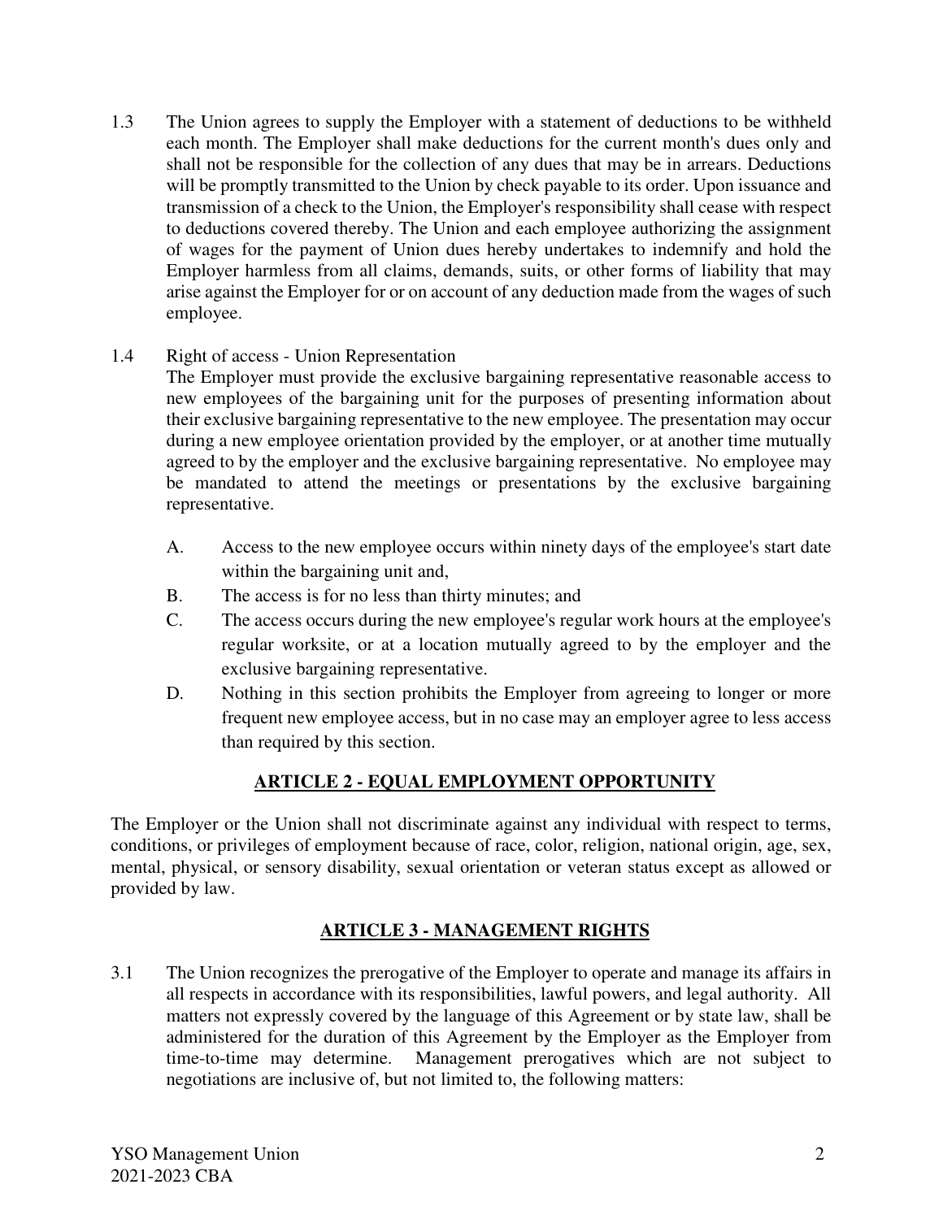1.3 The Union agrees to supply the Employer with a statement of deductions to be withheld each month. The Employer shall make deductions for the current month's dues only and shall not be responsible for the collection of any dues that may be in arrears. Deductions will be promptly transmitted to the Union by check payable to its order. Upon issuance and transmission of a check to the Union, the Employer's responsibility shall cease with respect to deductions covered thereby. The Union and each employee authorizing the assignment of wages for the payment of Union dues hereby undertakes to indemnify and hold the Employer harmless from all claims, demands, suits, or other forms of liability that may arise against the Employer for or on account of any deduction made from the wages of such employee.

1.4 Right of access - Union Representation

The Employer must provide the exclusive bargaining representative reasonable access to new employees of the bargaining unit for the purposes of presenting information about their exclusive bargaining representative to the new employee. The presentation may occur during a new employee orientation provided by the employer, or at another time mutually agreed to by the employer and the exclusive bargaining representative. No employee may be mandated to attend the meetings or presentations by the exclusive bargaining representative.

A. Access to the new employee occurs within ninety days of the employee's start date within the bargaining unit and,

B. The access is for no less than thirty minutes; and

C. The access occurs during the new employee's regular work hours at the employee's regular worksite, or at a location mutually agreed to by the employer and the exclusive bargaining representative.

D. Nothing in this section prohibits the Employer from agreeing to longer or more frequent new employee access, but in no case may an employer agree to less access than required by this section.

## ARTICLE 2 - EQUAL EMPLOYMENT OPPORTUNITY

The Employer or the Union shall not discriminate against any individual with respect to terms, conditions, or privileges of employment because of race, color, religion, national origin, age, sex, mental, physical, or sensory disability, sexual orientation or veteran status except as allowed or provided by law.

## ARTICLE 3 - MANAGEMENT RIGHTS

3.1 The Union recognizes the prerogative of the Employer to operate and manage its affairs in all respects in accordance with its responsibilities, lawful powers, and legal authority. All matters not expressly covered by the language of this Agreement or by state law, shall be administered for the duration of this Agreement by the Employer as the Employer from time-to-time may determine. Management prerogatives which are not subject to negotiations are inclusive of, but not limited to, the following matters: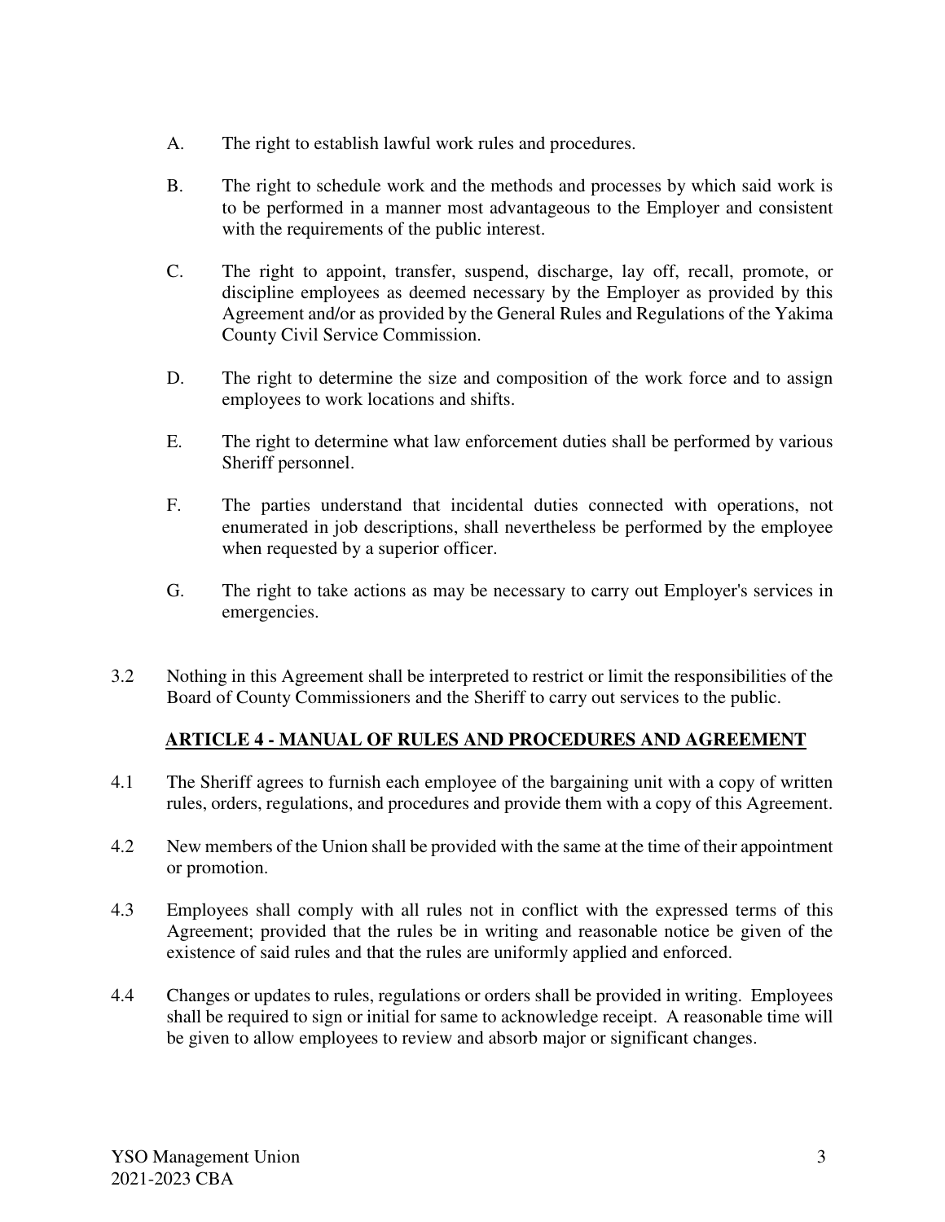A. The right to establish lawful work rules and procedures.

B. The right to schedule work and the methods and processes by which said work is to be performed in a manner most advantageous to the Employer and consistent with the requirements of the public interest.

C. The right to appoint, transfer, suspend, discharge, lay off, recall, promote, or discipline employees as deemed necessary by the Employer as provided by this Agreement and/or as provided by the General Rules and Regulations of the Yakima County Civil Service Commission.

D. The right to determine the size and composition of the work force and to assign employees to work locations and shifts.

E. The right to determine what law enforcement duties shall be performed by various Sheriff personnel.

F. The parties understand that incidental duties connected with operations, not enumerated in job descriptions, shall nevertheless be performed by the employee when requested by a superior officer.

G. The right to take actions as may be necessary to carry out Employer's services in emergencies.

3.2 Nothing in this Agreement shall be interpreted to restrict or limit the responsibilities of the Board of County Commissioners and the Sheriff to carry out services to the public.

## ARTICLE 4 - MANUAL OF RULES AND PROCEDURES AND AGREEMENT

4.1 The Sheriff agrees to furnish each employee of the bargaining unit with a copy of written rules, orders, regulations, and procedures and provide them with a copy of this Agreement.

4.2 New members of the Union shall be provided with the same at the time of their appointment or promotion.

4.3 Employees shall comply with all rules not in conflict with the expressed terms of this Agreement; provided that the rules be in writing and reasonable notice be given of the existence of said rules and that the rules are uniformly applied and enforced.

4.4 Changes or updates to rules, regulations or orders shall be provided in writing. Employees shall be required to sign or initial for same to acknowledge receipt. A reasonable time will be given to allow employees to review and absorb major or significant changes.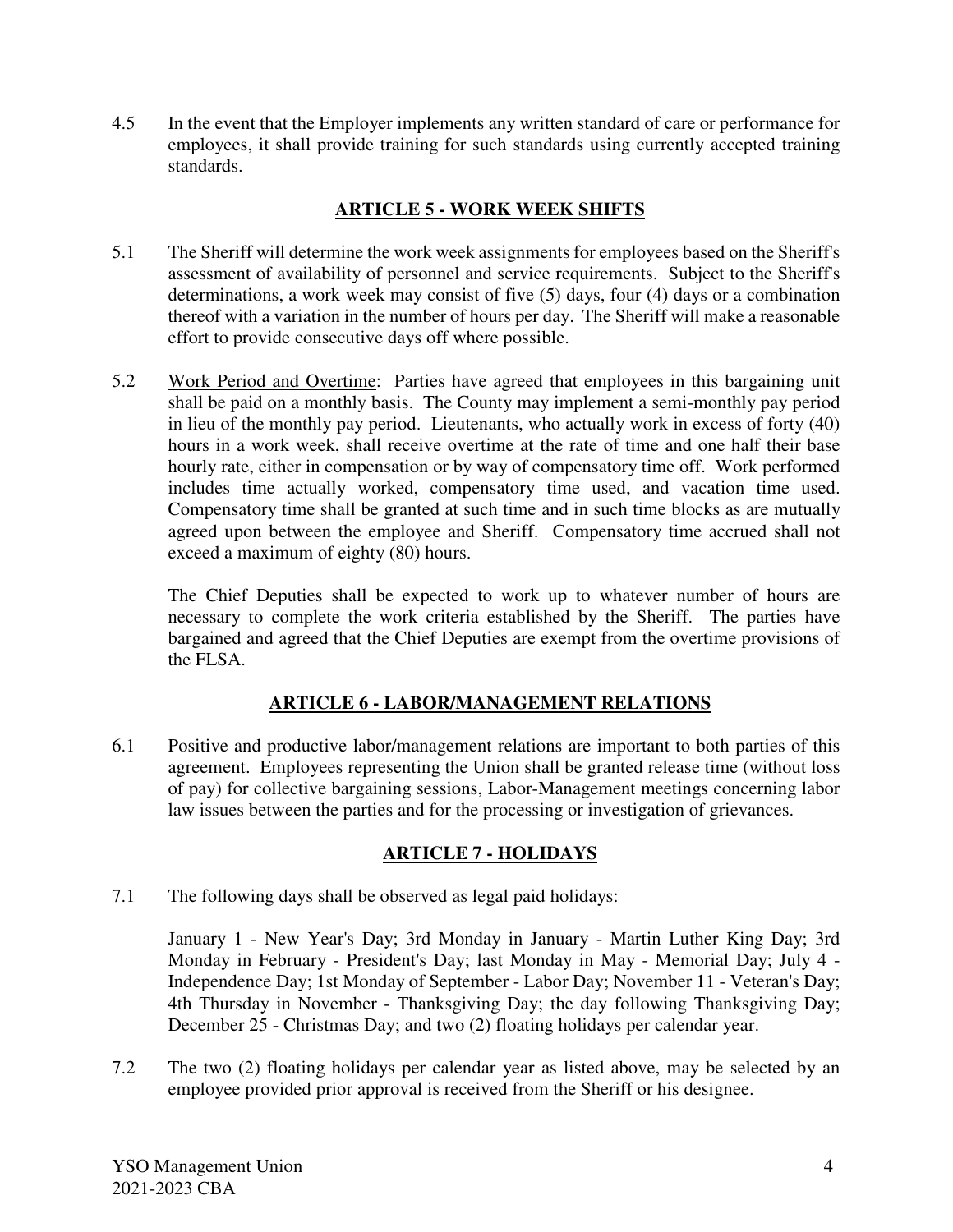4.5 In the event that the Employer implements any written standard of care or performance for employees, it shall provide training for such standards using currently accepted training standards.

## ARTICLE 5 - WORK WEEK SHIFTS

5.1 The Sheriff will determine the work week assignments for employees based on the Sheriff's assessment of availability of personnel and service requirements. Subject to the Sheriff's determinations, a work week may consist of five (5) days, four (4) days or a combination thereof with a variation in the number of hours per day. The Sheriff will make a reasonable effort to provide consecutive days off where possible.

5.2 Work Period and Overtime: Parties have agreed that employees in this bargaining unit shall be paid on a monthly basis. The County may implement a semi-monthly pay period in lieu of the monthly pay period. Lieutenants, who actually work in excess of forty (40) hours in a work week, shall receive overtime at the rate of time and one half their base hourly rate, either in compensation or by way of compensatory time off. Work performed includes time actually worked, compensatory time used, and vacation time used. Compensatory time shall be granted at such time and in such time blocks as are mutually agreed upon between the employee and Sheriff. Compensatory time accrued shall not exceed a maximum of eighty (80) hours.

The Chief Deputies shall be expected to work up to whatever number of hours are necessary to complete the work criteria established by the Sheriff. The parties have bargained and agreed that the Chief Deputies are exempt from the overtime provisions of the FLSA.

## ARTICLE 6 - LABOR/MANAGEMENT RELATIONS

6.1 Positive and productive labor/management relations are important to both parties of this agreement. Employees representing the Union shall be granted release time (without loss of pay) for collective bargaining sessions, Labor-Management meetings concerning labor law issues between the parties and for the processing or investigation of grievances.

## ARTICLE 7 - HOLIDAYS

7.1 The following days shall be observed as legal paid holidays:

January 1 - New Year's Day; 3rd Monday in January - Martin Luther King Day; 3rd Monday in February - President's Day; last Monday in May - Memorial Day; July 4 - Independence Day; 1st Monday of September - Labor Day; November 11 - Veteran's Day; 4th Thursday in November - Thanksgiving Day; the day following Thanksgiving Day; December 25 - Christmas Day; and two (2) floating holidays per calendar year.

7.2 The two (2) floating holidays per calendar year as listed above, may be selected by an employee provided prior approval is received from the Sheriff or his designee.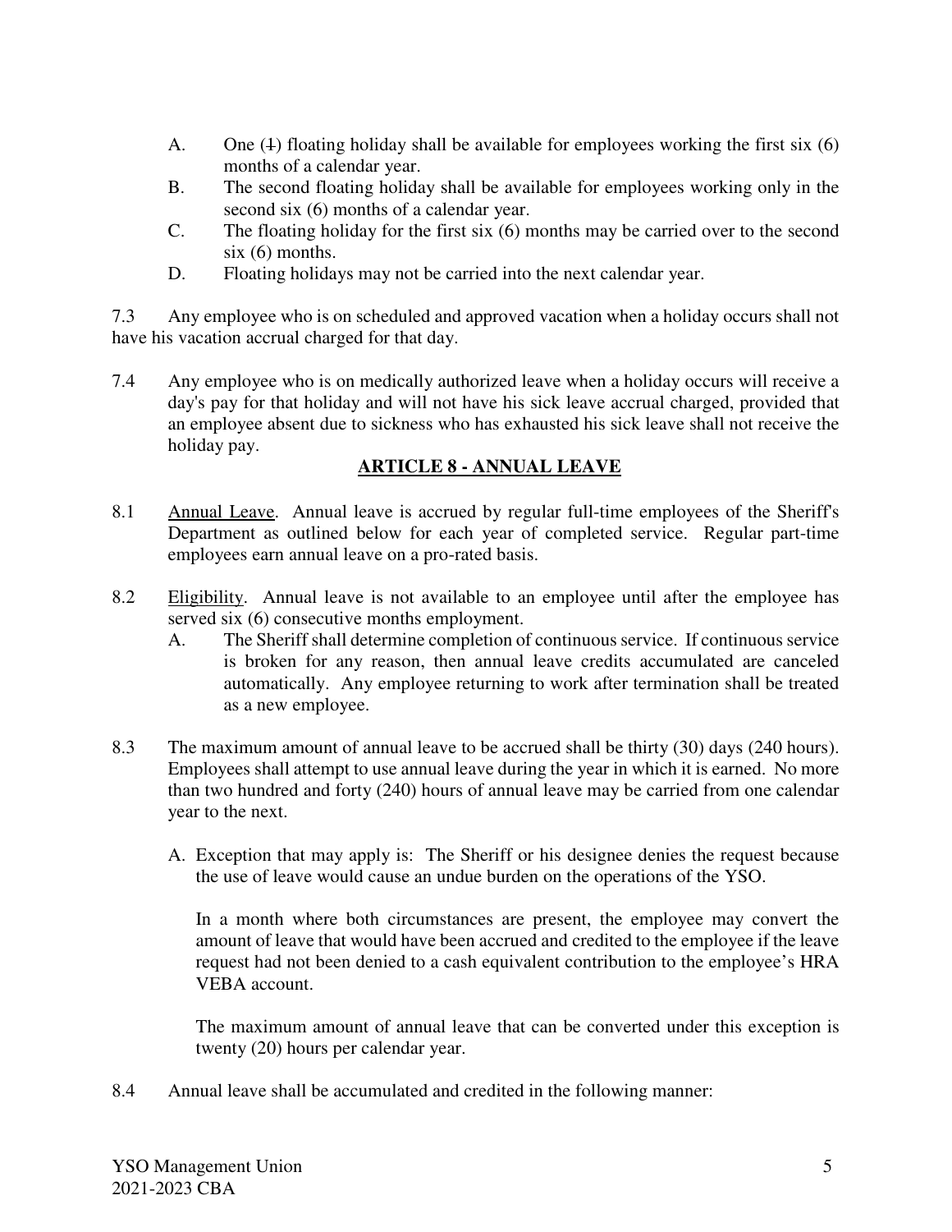A. One (1) floating holiday shall be available for employees working the first six (6) months of a calendar year.
B. The second floating holiday shall be available for employees working only in the second six (6) months of a calendar year.
C. The floating holiday for the first six (6) months may be carried over to the second six (6) months.
D. Floating holidays may not be carried into the next calendar year.

7.3 Any employee who is on scheduled and approved vacation when a holiday occurs shall not have his vacation accrual charged for that day.

7.4 Any employee who is on medically authorized leave when a holiday occurs will receive a day's pay for that holiday and will not have his sick leave accrual charged, provided that an employee absent due to sickness who has exhausted his sick leave shall not receive the holiday pay.

## ARTICLE 8 - ANNUAL LEAVE

8.1 Annual Leave. Annual leave is accrued by regular full-time employees of the Sheriff's Department as outlined below for each year of completed service. Regular part-time employees earn annual leave on a pro-rated basis.

8.2 Eligibility. Annual leave is not available to an employee until after the employee has served six (6) consecutive months employment.

A. The Sheriff shall determine completion of continuous service. If continuous service is broken for any reason, then annual leave credits accumulated are canceled automatically. Any employee returning to work after termination shall be treated as a new employee.

8.3 The maximum amount of annual leave to be accrued shall be thirty (30) days (240 hours). Employees shall attempt to use annual leave during the year in which it is earned. No more than two hundred and forty (240) hours of annual leave may be carried from one calendar year to the next.

A. Exception that may apply is: The Sheriff or his designee denies the request because the use of leave would cause an undue burden on the operations of the YSO.

In a month where both circumstances are present, the employee may convert the amount of leave that would have been accrued and credited to the employee if the leave request had not been denied to a cash equivalent contribution to the employee's HRA VEBA account.

The maximum amount of annual leave that can be converted under this exception is twenty (20) hours per calendar year.

8.4 Annual leave shall be accumulated and credited in the following manner: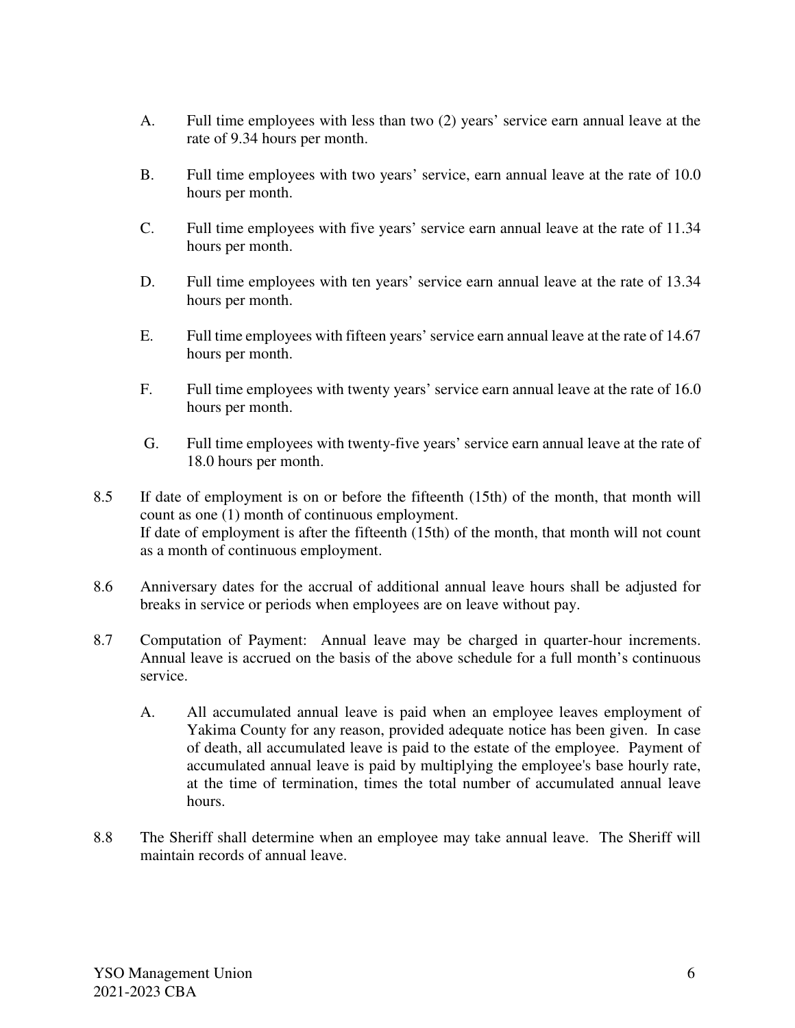A. Full time employees with less than two (2) years' service earn annual leave at the rate of 9.34 hours per month.

B. Full time employees with two years' service, earn annual leave at the rate of 10.0 hours per month.

C. Full time employees with five years' service earn annual leave at the rate of 11.34 hours per month.

D. Full time employees with ten years' service earn annual leave at the rate of 13.34 hours per month.

E. Full time employees with fifteen years' service earn annual leave at the rate of 14.67 hours per month.

F. Full time employees with twenty years' service earn annual leave at the rate of 16.0 hours per month.

G. Full time employees with twenty-five years' service earn annual leave at the rate of 18.0 hours per month.

8.5 If date of employment is on or before the fifteenth (15th) of the month, that month will count as one (1) month of continuous employment.
If date of employment is after the fifteenth (15th) of the month, that month will not count as a month of continuous employment.

8.6 Anniversary dates for the accrual of additional annual leave hours shall be adjusted for breaks in service or periods when employees are on leave without pay.

8.7 Computation of Payment: Annual leave may be charged in quarter-hour increments. Annual leave is accrued on the basis of the above schedule for a full month's continuous service.

A. All accumulated annual leave is paid when an employee leaves employment of Yakima County for any reason, provided adequate notice has been given. In case of death, all accumulated leave is paid to the estate of the employee. Payment of accumulated annual leave is paid by multiplying the employee's base hourly rate, at the time of termination, times the total number of accumulated annual leave hours.

8.8 The Sheriff shall determine when an employee may take annual leave. The Sheriff will maintain records of annual leave.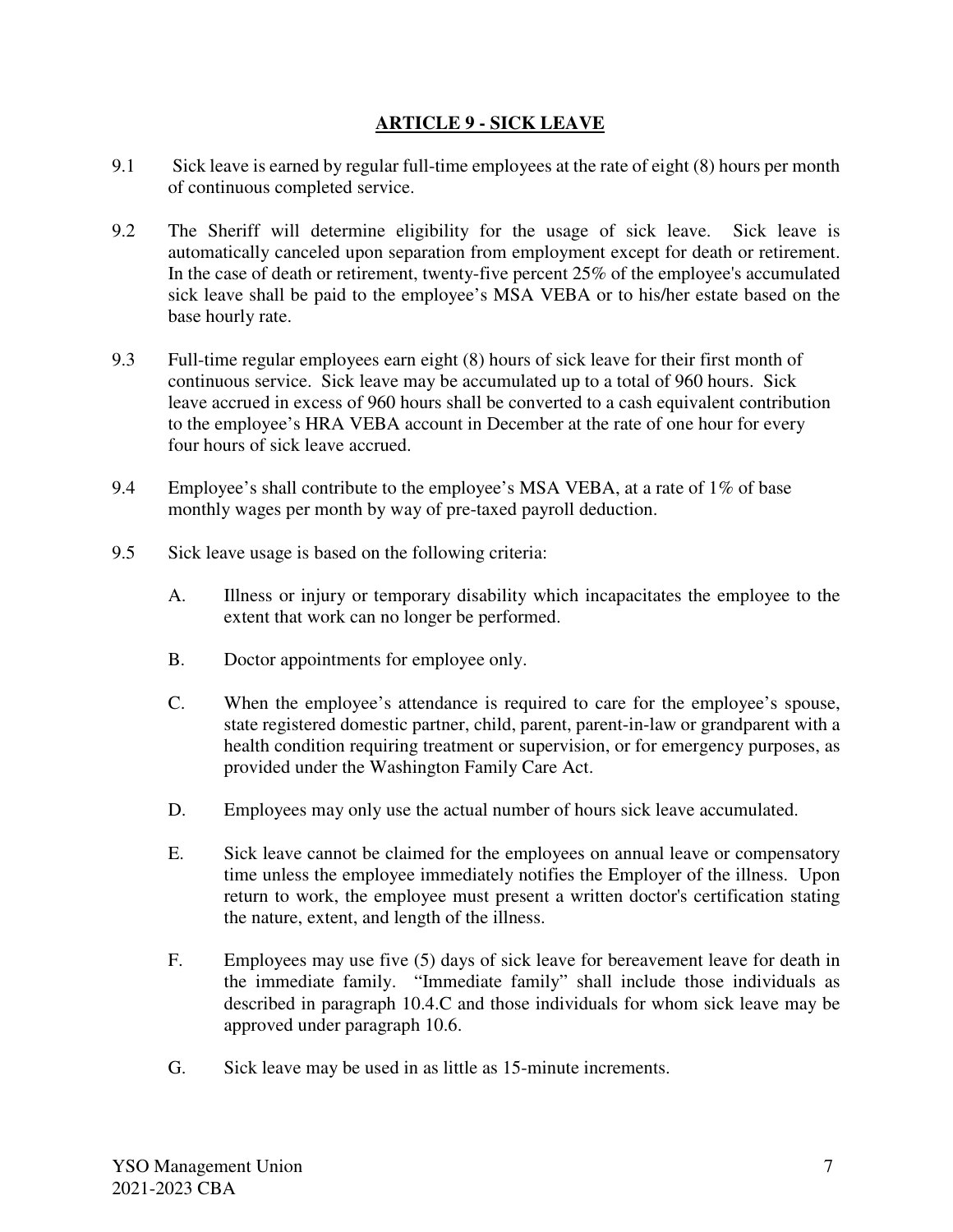## ARTICLE 9 - SICK LEAVE

9.1 Sick leave is earned by regular full-time employees at the rate of eight (8) hours per month of continuous completed service.

9.2 The Sheriff will determine eligibility for the usage of sick leave. Sick leave is automatically canceled upon separation from employment except for death or retirement. In the case of death or retirement, twenty-five percent 25% of the employee's accumulated sick leave shall be paid to the employee's MSA VEBA or to his/her estate based on the base hourly rate.

9.3 Full-time regular employees earn eight (8) hours of sick leave for their first month of continuous service. Sick leave may be accumulated up to a total of 960 hours. Sick leave accrued in excess of 960 hours shall be converted to a cash equivalent contribution to the employee's HRA VEBA account in December at the rate of one hour for every four hours of sick leave accrued.

9.4 Employee's shall contribute to the employee's MSA VEBA, at a rate of 1% of base monthly wages per month by way of pre-taxed payroll deduction.

9.5 Sick leave usage is based on the following criteria:

A. Illness or injury or temporary disability which incapacitates the employee to the extent that work can no longer be performed.

B. Doctor appointments for employee only.

C. When the employee's attendance is required to care for the employee's spouse, state registered domestic partner, child, parent, parent-in-law or grandparent with a health condition requiring treatment or supervision, or for emergency purposes, as provided under the Washington Family Care Act.

D. Employees may only use the actual number of hours sick leave accumulated.

E. Sick leave cannot be claimed for the employees on annual leave or compensatory time unless the employee immediately notifies the Employer of the illness. Upon return to work, the employee must present a written doctor's certification stating the nature, extent, and length of the illness.

F. Employees may use five (5) days of sick leave for bereavement leave for death in the immediate family. "Immediate family" shall include those individuals as described in paragraph 10.4.C and those individuals for whom sick leave may be approved under paragraph 10.6.

G. Sick leave may be used in as little as 15-minute increments.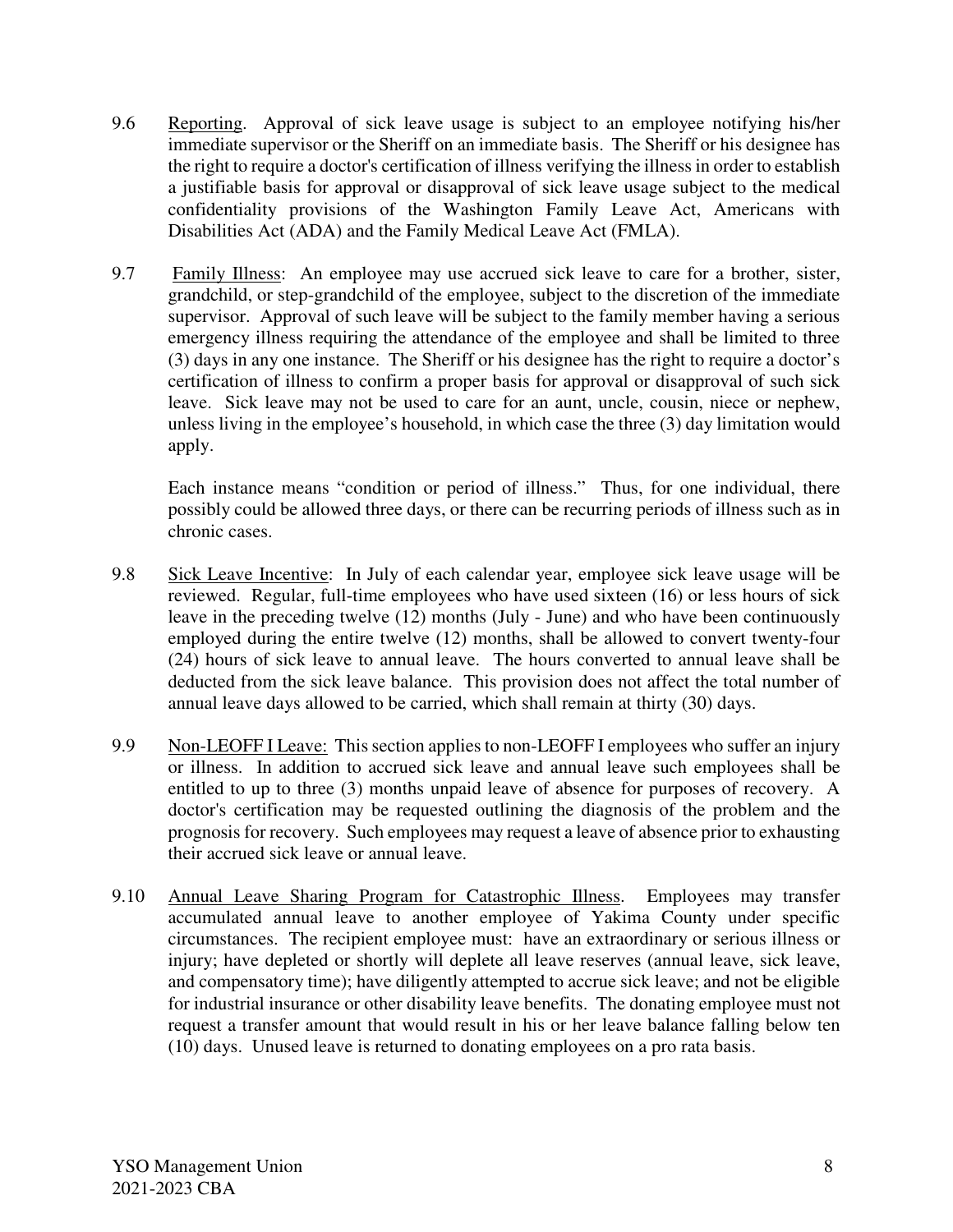9.6 Reporting. Approval of sick leave usage is subject to an employee notifying his/her immediate supervisor or the Sheriff on an immediate basis. The Sheriff or his designee has the right to require a doctor's certification of illness verifying the illness in order to establish a justifiable basis for approval or disapproval of sick leave usage subject to the medical confidentiality provisions of the Washington Family Leave Act, Americans with Disabilities Act (ADA) and the Family Medical Leave Act (FMLA).

9.7 Family Illness: An employee may use accrued sick leave to care for a brother, sister, grandchild, or step-grandchild of the employee, subject to the discretion of the immediate supervisor. Approval of such leave will be subject to the family member having a serious emergency illness requiring the attendance of the employee and shall be limited to three (3) days in any one instance. The Sheriff or his designee has the right to require a doctor's certification of illness to confirm a proper basis for approval or disapproval of such sick leave. Sick leave may not be used to care for an aunt, uncle, cousin, niece or nephew, unless living in the employee's household, in which case the three (3) day limitation would apply.

Each instance means "condition or period of illness." Thus, for one individual, there possibly could be allowed three days, or there can be recurring periods of illness such as in chronic cases.

9.8 Sick Leave Incentive: In July of each calendar year, employee sick leave usage will be reviewed. Regular, full-time employees who have used sixteen (16) or less hours of sick leave in the preceding twelve (12) months (July - June) and who have been continuously employed during the entire twelve (12) months, shall be allowed to convert twenty-four (24) hours of sick leave to annual leave. The hours converted to annual leave shall be deducted from the sick leave balance. This provision does not affect the total number of annual leave days allowed to be carried, which shall remain at thirty (30) days.

9.9 Non-LEOFF I Leave: This section applies to non-LEOFF I employees who suffer an injury or illness. In addition to accrued sick leave and annual leave such employees shall be entitled to up to three (3) months unpaid leave of absence for purposes of recovery. A doctor's certification may be requested outlining the diagnosis of the problem and the prognosis for recovery. Such employees may request a leave of absence prior to exhausting their accrued sick leave or annual leave.

9.10 Annual Leave Sharing Program for Catastrophic Illness. Employees may transfer accumulated annual leave to another employee of Yakima County under specific circumstances. The recipient employee must: have an extraordinary or serious illness or injury; have depleted or shortly will deplete all leave reserves (annual leave, sick leave, and compensatory time); have diligently attempted to accrue sick leave; and not be eligible for industrial insurance or other disability leave benefits. The donating employee must not request a transfer amount that would result in his or her leave balance falling below ten (10) days. Unused leave is returned to donating employees on a pro rata basis.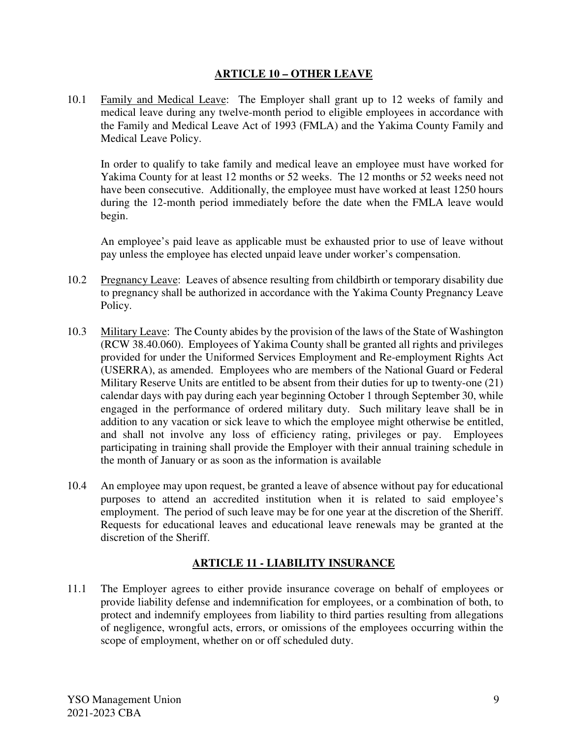## ARTICLE 10 – OTHER LEAVE

10.1 Family and Medical Leave: The Employer shall grant up to 12 weeks of family and medical leave during any twelve-month period to eligible employees in accordance with the Family and Medical Leave Act of 1993 (FMLA) and the Yakima County Family and Medical Leave Policy.

In order to qualify to take family and medical leave an employee must have worked for Yakima County for at least 12 months or 52 weeks. The 12 months or 52 weeks need not have been consecutive. Additionally, the employee must have worked at least 1250 hours during the 12-month period immediately before the date when the FMLA leave would begin.

An employee's paid leave as applicable must be exhausted prior to use of leave without pay unless the employee has elected unpaid leave under worker's compensation.

10.2 Pregnancy Leave: Leaves of absence resulting from childbirth or temporary disability due to pregnancy shall be authorized in accordance with the Yakima County Pregnancy Leave Policy.

10.3 Military Leave: The County abides by the provision of the laws of the State of Washington (RCW 38.40.060). Employees of Yakima County shall be granted all rights and privileges provided for under the Uniformed Services Employment and Re-employment Rights Act (USERRA), as amended. Employees who are members of the National Guard or Federal Military Reserve Units are entitled to be absent from their duties for up to twenty-one (21) calendar days with pay during each year beginning October 1 through September 30, while engaged in the performance of ordered military duty. Such military leave shall be in addition to any vacation or sick leave to which the employee might otherwise be entitled, and shall not involve any loss of efficiency rating, privileges or pay. Employees participating in training shall provide the Employer with their annual training schedule in the month of January or as soon as the information is available

10.4 An employee may upon request, be granted a leave of absence without pay for educational purposes to attend an accredited institution when it is related to said employee's employment. The period of such leave may be for one year at the discretion of the Sheriff. Requests for educational leaves and educational leave renewals may be granted at the discretion of the Sheriff.

## ARTICLE 11 - LIABILITY INSURANCE

11.1 The Employer agrees to either provide insurance coverage on behalf of employees or provide liability defense and indemnification for employees, or a combination of both, to protect and indemnify employees from liability to third parties resulting from allegations of negligence, wrongful acts, errors, or omissions of the employees occurring within the scope of employment, whether on or off scheduled duty.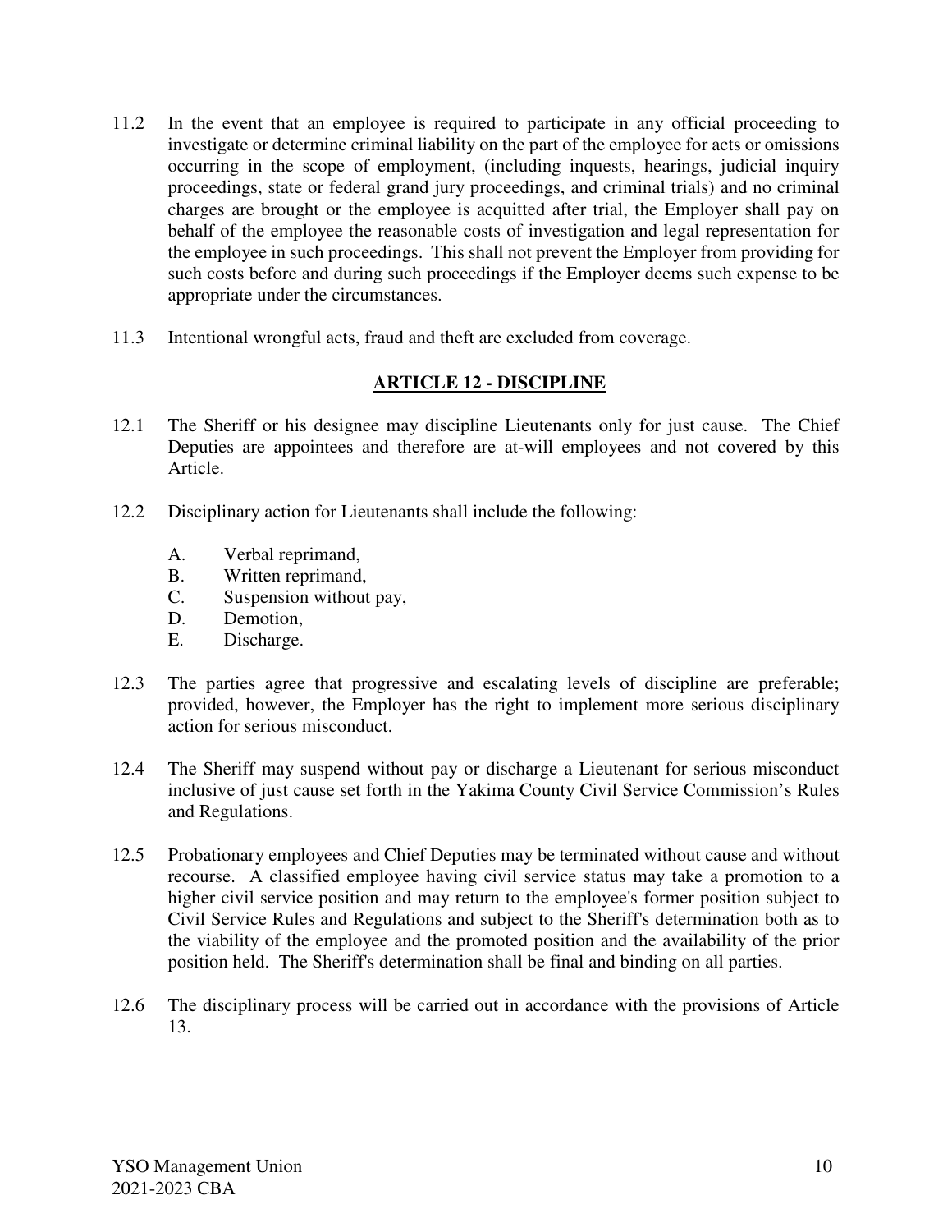11.2 In the event that an employee is required to participate in any official proceeding to investigate or determine criminal liability on the part of the employee for acts or omissions occurring in the scope of employment, (including inquests, hearings, judicial inquiry proceedings, state or federal grand jury proceedings, and criminal trials) and no criminal charges are brought or the employee is acquitted after trial, the Employer shall pay on behalf of the employee the reasonable costs of investigation and legal representation for the employee in such proceedings. This shall not prevent the Employer from providing for such costs before and during such proceedings if the Employer deems such expense to be appropriate under the circumstances.

11.3 Intentional wrongful acts, fraud and theft are excluded from coverage.

## ARTICLE 12 - DISCIPLINE

12.1 The Sheriff or his designee may discipline Lieutenants only for just cause. The Chief Deputies are appointees and therefore are at-will employees and not covered by this Article.

12.2 Disciplinary action for Lieutenants shall include the following:

   A. Verbal reprimand,
   B. Written reprimand,
   C. Suspension without pay,
   D. Demotion,
   E. Discharge.

12.3 The parties agree that progressive and escalating levels of discipline are preferable; provided, however, the Employer has the right to implement more serious disciplinary action for serious misconduct.

12.4 The Sheriff may suspend without pay or discharge a Lieutenant for serious misconduct inclusive of just cause set forth in the Yakima County Civil Service Commission's Rules and Regulations.

12.5 Probationary employees and Chief Deputies may be terminated without cause and without recourse. A classified employee having civil service status may take a promotion to a higher civil service position and may return to the employee's former position subject to Civil Service Rules and Regulations and subject to the Sheriff's determination both as to the viability of the employee and the promoted position and the availability of the prior position held. The Sheriff's determination shall be final and binding on all parties.

12.6 The disciplinary process will be carried out in accordance with the provisions of Article 13.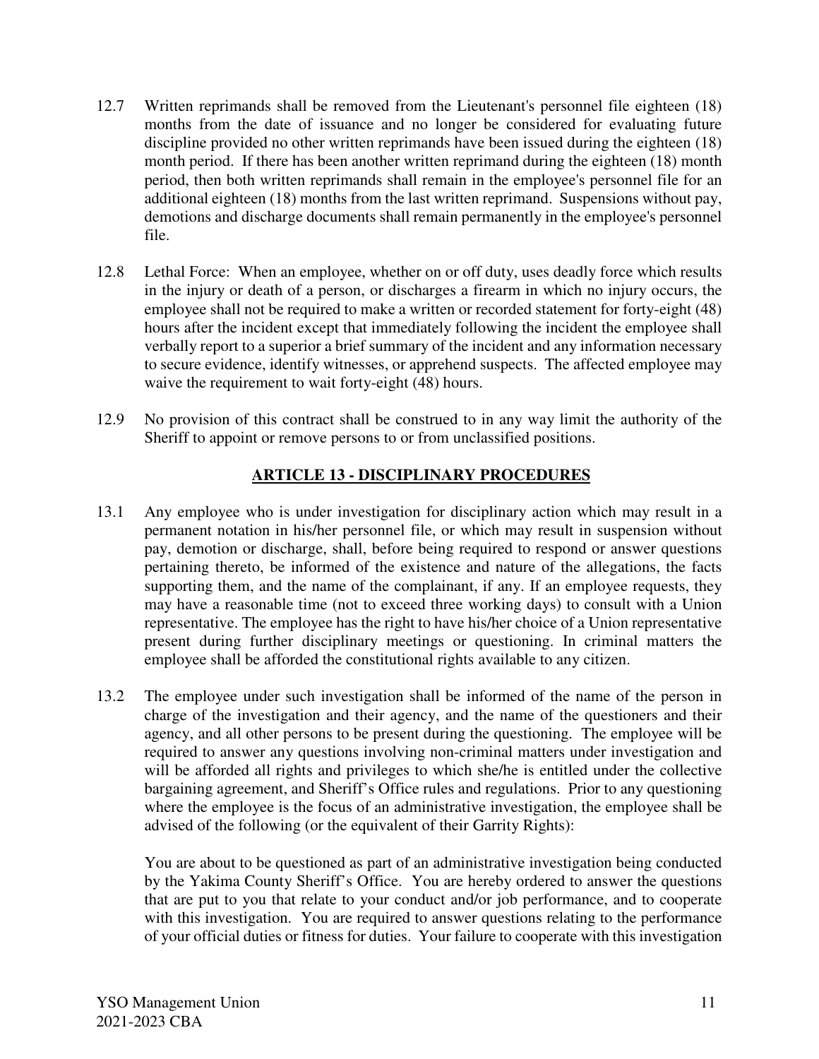12.7 Written reprimands shall be removed from the Lieutenant's personnel file eighteen (18) months from the date of issuance and no longer be considered for evaluating future discipline provided no other written reprimands have been issued during the eighteen (18) month period. If there has been another written reprimand during the eighteen (18) month period, then both written reprimands shall remain in the employee's personnel file for an additional eighteen (18) months from the last written reprimand. Suspensions without pay, demotions and discharge documents shall remain permanently in the employee's personnel file.

12.8 Lethal Force: When an employee, whether on or off duty, uses deadly force which results in the injury or death of a person, or discharges a firearm in which no injury occurs, the employee shall not be required to make a written or recorded statement for forty-eight (48) hours after the incident except that immediately following the incident the employee shall verbally report to a superior a brief summary of the incident and any information necessary to secure evidence, identify witnesses, or apprehend suspects. The affected employee may waive the requirement to wait forty-eight (48) hours.

12.9 No provision of this contract shall be construed to in any way limit the authority of the Sheriff to appoint or remove persons to or from unclassified positions.

## ARTICLE 13 - DISCIPLINARY PROCEDURES

13.1 Any employee who is under investigation for disciplinary action which may result in a permanent notation in his/her personnel file, or which may result in suspension without pay, demotion or discharge, shall, before being required to respond or answer questions pertaining thereto, be informed of the existence and nature of the allegations, the facts supporting them, and the name of the complainant, if any. If an employee requests, they may have a reasonable time (not to exceed three working days) to consult with a Union representative. The employee has the right to have his/her choice of a Union representative present during further disciplinary meetings or questioning. In criminal matters the employee shall be afforded the constitutional rights available to any citizen.

13.2 The employee under such investigation shall be informed of the name of the person in charge of the investigation and their agency, and the name of the questioners and their agency, and all other persons to be present during the questioning. The employee will be required to answer any questions involving non-criminal matters under investigation and will be afforded all rights and privileges to which she/he is entitled under the collective bargaining agreement, and Sheriff's Office rules and regulations. Prior to any questioning where the employee is the focus of an administrative investigation, the employee shall be advised of the following (or the equivalent of their Garrity Rights):

You are about to be questioned as part of an administrative investigation being conducted by the Yakima County Sheriff's Office. You are hereby ordered to answer the questions that are put to you that relate to your conduct and/or job performance, and to cooperate with this investigation. You are required to answer questions relating to the performance of your official duties or fitness for duties. Your failure to cooperate with this investigation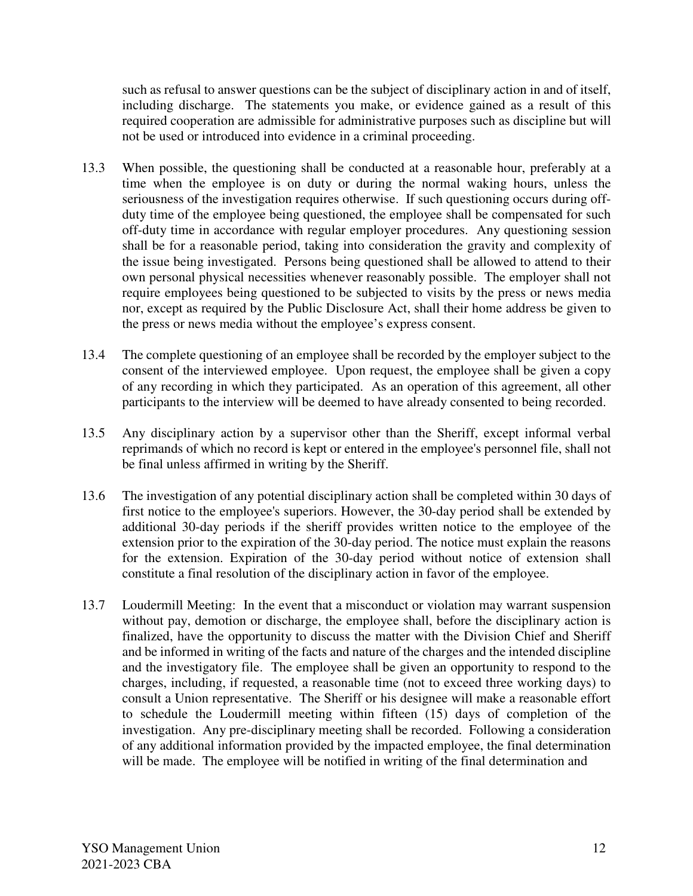such as refusal to answer questions can be the subject of disciplinary action in and of itself, including discharge. The statements you make, or evidence gained as a result of this required cooperation are admissible for administrative purposes such as discipline but will not be used or introduced into evidence in a criminal proceeding.

13.3 When possible, the questioning shall be conducted at a reasonable hour, preferably at a time when the employee is on duty or during the normal waking hours, unless the seriousness of the investigation requires otherwise. If such questioning occurs during off-duty time of the employee being questioned, the employee shall be compensated for such off-duty time in accordance with regular employer procedures. Any questioning session shall be for a reasonable period, taking into consideration the gravity and complexity of the issue being investigated. Persons being questioned shall be allowed to attend to their own personal physical necessities whenever reasonably possible. The employer shall not require employees being questioned to be subjected to visits by the press or news media nor, except as required by the Public Disclosure Act, shall their home address be given to the press or news media without the employee's express consent.

13.4 The complete questioning of an employee shall be recorded by the employer subject to the consent of the interviewed employee. Upon request, the employee shall be given a copy of any recording in which they participated. As an operation of this agreement, all other participants to the interview will be deemed to have already consented to being recorded.

13.5 Any disciplinary action by a supervisor other than the Sheriff, except informal verbal reprimands of which no record is kept or entered in the employee's personnel file, shall not be final unless affirmed in writing by the Sheriff.

13.6 The investigation of any potential disciplinary action shall be completed within 30 days of first notice to the employee's superiors. However, the 30-day period shall be extended by additional 30-day periods if the sheriff provides written notice to the employee of the extension prior to the expiration of the 30-day period. The notice must explain the reasons for the extension. Expiration of the 30-day period without notice of extension shall constitute a final resolution of the disciplinary action in favor of the employee.

13.7 Loudermill Meeting: In the event that a misconduct or violation may warrant suspension without pay, demotion or discharge, the employee shall, before the disciplinary action is finalized, have the opportunity to discuss the matter with the Division Chief and Sheriff and be informed in writing of the facts and nature of the charges and the intended discipline and the investigatory file. The employee shall be given an opportunity to respond to the charges, including, if requested, a reasonable time (not to exceed three working days) to consult a Union representative. The Sheriff or his designee will make a reasonable effort to schedule the Loudermill meeting within fifteen (15) days of completion of the investigation. Any pre-disciplinary meeting shall be recorded. Following a consideration of any additional information provided by the impacted employee, the final determination will be made. The employee will be notified in writing of the final determination and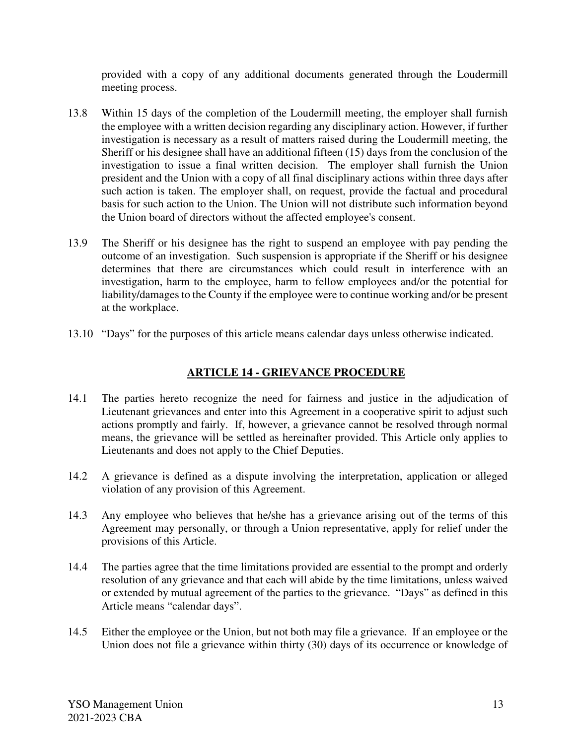provided with a copy of any additional documents generated through the Loudermill meeting process.

13.8 Within 15 days of the completion of the Loudermill meeting, the employer shall furnish the employee with a written decision regarding any disciplinary action. However, if further investigation is necessary as a result of matters raised during the Loudermill meeting, the Sheriff or his designee shall have an additional fifteen (15) days from the conclusion of the investigation to issue a final written decision. The employer shall furnish the Union president and the Union with a copy of all final disciplinary actions within three days after such action is taken. The employer shall, on request, provide the factual and procedural basis for such action to the Union. The Union will not distribute such information beyond the Union board of directors without the affected employee's consent.

13.9 The Sheriff or his designee has the right to suspend an employee with pay pending the outcome of an investigation. Such suspension is appropriate if the Sheriff or his designee determines that there are circumstances which could result in interference with an investigation, harm to the employee, harm to fellow employees and/or the potential for liability/damages to the County if the employee were to continue working and/or be present at the workplace.

13.10 "Days" for the purposes of this article means calendar days unless otherwise indicated.

## ARTICLE 14 - GRIEVANCE PROCEDURE

14.1 The parties hereto recognize the need for fairness and justice in the adjudication of Lieutenant grievances and enter into this Agreement in a cooperative spirit to adjust such actions promptly and fairly. If, however, a grievance cannot be resolved through normal means, the grievance will be settled as hereinafter provided. This Article only applies to Lieutenants and does not apply to the Chief Deputies.

14.2 A grievance is defined as a dispute involving the interpretation, application or alleged violation of any provision of this Agreement.

14.3 Any employee who believes that he/she has a grievance arising out of the terms of this Agreement may personally, or through a Union representative, apply for relief under the provisions of this Article.

14.4 The parties agree that the time limitations provided are essential to the prompt and orderly resolution of any grievance and that each will abide by the time limitations, unless waived or extended by mutual agreement of the parties to the grievance. "Days" as defined in this Article means "calendar days".

14.5 Either the employee or the Union, but not both may file a grievance. If an employee or the Union does not file a grievance within thirty (30) days of its occurrence or knowledge of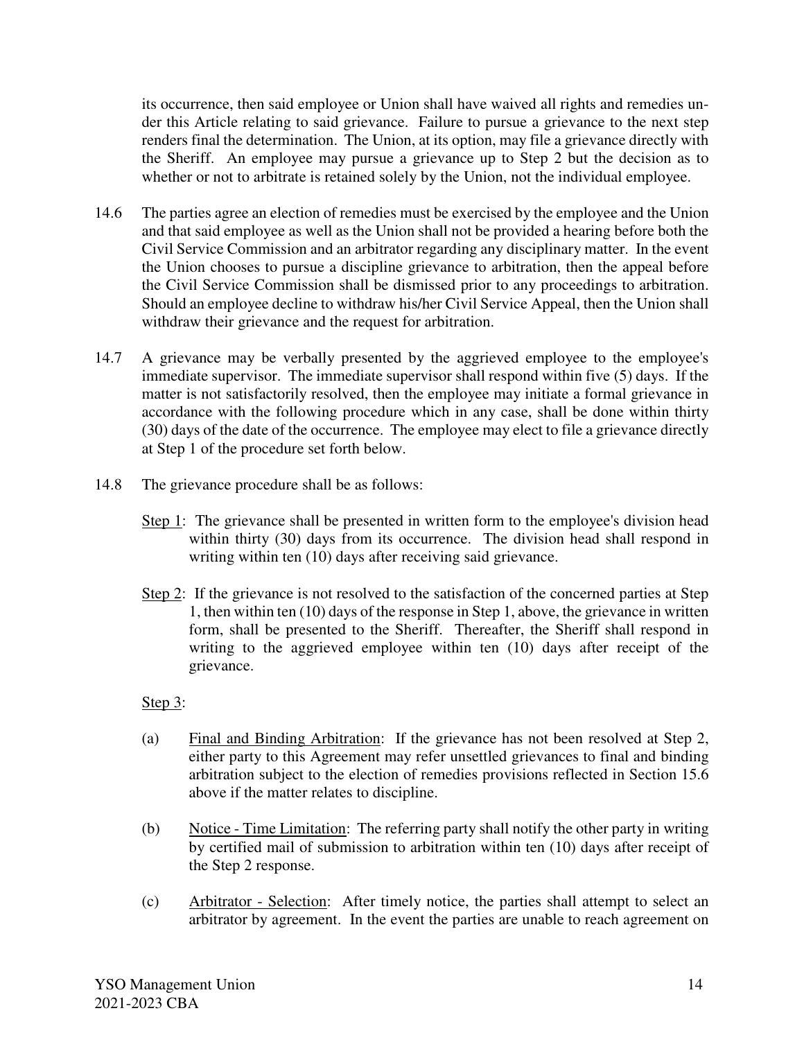its occurrence, then said employee or Union shall have waived all rights and remedies under this Article relating to said grievance. Failure to pursue a grievance to the next step renders final the determination. The Union, at its option, may file a grievance directly with the Sheriff. An employee may pursue a grievance up to Step 2 but the decision as to whether or not to arbitrate is retained solely by the Union, not the individual employee.

14.6 The parties agree an election of remedies must be exercised by the employee and the Union and that said employee as well as the Union shall not be provided a hearing before both the Civil Service Commission and an arbitrator regarding any disciplinary matter. In the event the Union chooses to pursue a discipline grievance to arbitration, then the appeal before the Civil Service Commission shall be dismissed prior to any proceedings to arbitration. Should an employee decline to withdraw his/her Civil Service Appeal, then the Union shall withdraw their grievance and the request for arbitration.

14.7 A grievance may be verbally presented by the aggrieved employee to the employee's immediate supervisor. The immediate supervisor shall respond within five (5) days. If the matter is not satisfactorily resolved, then the employee may initiate a formal grievance in accordance with the following procedure which in any case, shall be done within thirty (30) days of the date of the occurrence. The employee may elect to file a grievance directly at Step 1 of the procedure set forth below.

14.8 The grievance procedure shall be as follows:

Step 1: The grievance shall be presented in written form to the employee's division head within thirty (30) days from its occurrence. The division head shall respond in writing within ten (10) days after receiving said grievance.

Step 2: If the grievance is not resolved to the satisfaction of the concerned parties at Step 1, then within ten (10) days of the response in Step 1, above, the grievance in written form, shall be presented to the Sheriff. Thereafter, the Sheriff shall respond in writing to the aggrieved employee within ten (10) days after receipt of the grievance.

Step 3:

(a) Final and Binding Arbitration: If the grievance has not been resolved at Step 2, either party to this Agreement may refer unsettled grievances to final and binding arbitration subject to the election of remedies provisions reflected in Section 15.6 above if the matter relates to discipline.

(b) Notice - Time Limitation: The referring party shall notify the other party in writing by certified mail of submission to arbitration within ten (10) days after receipt of the Step 2 response.

(c) Arbitrator - Selection: After timely notice, the parties shall attempt to select an arbitrator by agreement. In the event the parties are unable to reach agreement on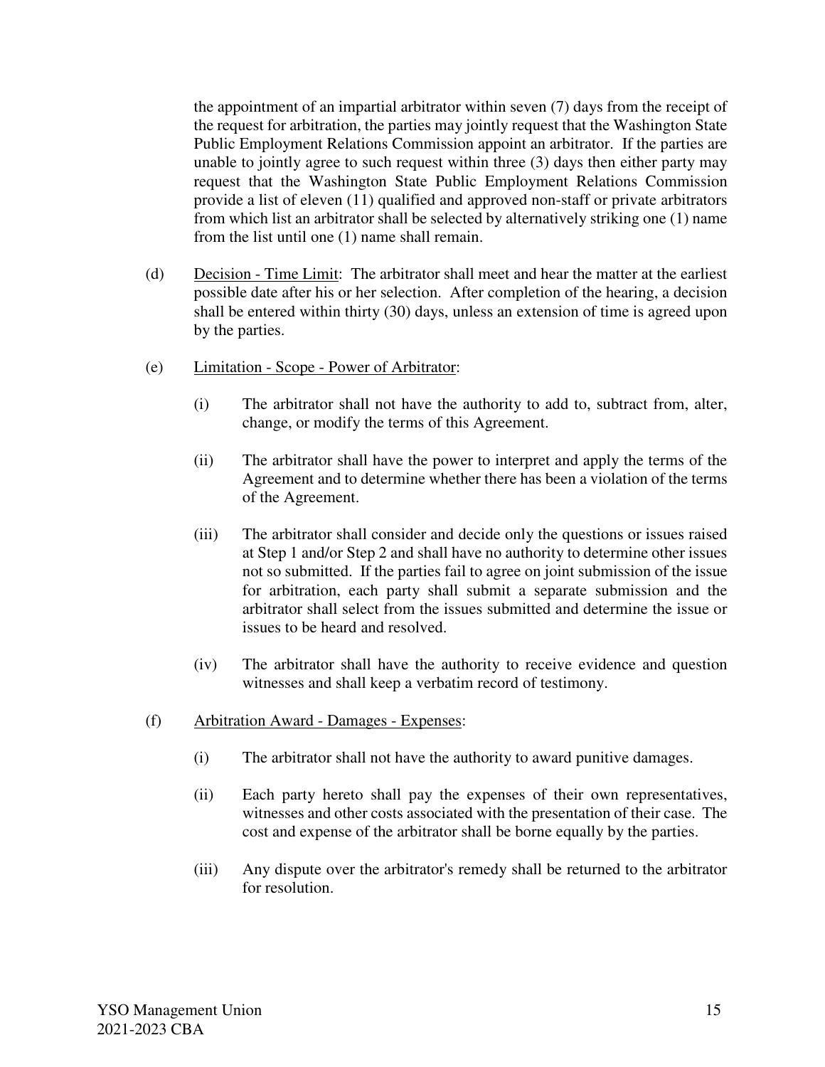the appointment of an impartial arbitrator within seven (7) days from the receipt of the request for arbitration, the parties may jointly request that the Washington State Public Employment Relations Commission appoint an arbitrator. If the parties are unable to jointly agree to such request within three (3) days then either party may request that the Washington State Public Employment Relations Commission provide a list of eleven (11) qualified and approved non-staff or private arbitrators from which list an arbitrator shall be selected by alternatively striking one (1) name from the list until one (1) name shall remain.

(d) Decision - Time Limit: The arbitrator shall meet and hear the matter at the earliest possible date after his or her selection. After completion of the hearing, a decision shall be entered within thirty (30) days, unless an extension of time is agreed upon by the parties.

(e) Limitation - Scope - Power of Arbitrator:

(i) The arbitrator shall not have the authority to add to, subtract from, alter, change, or modify the terms of this Agreement.

(ii) The arbitrator shall have the power to interpret and apply the terms of the Agreement and to determine whether there has been a violation of the terms of the Agreement.

(iii) The arbitrator shall consider and decide only the questions or issues raised at Step 1 and/or Step 2 and shall have no authority to determine other issues not so submitted. If the parties fail to agree on joint submission of the issue for arbitration, each party shall submit a separate submission and the arbitrator shall select from the issues submitted and determine the issue or issues to be heard and resolved.

(iv) The arbitrator shall have the authority to receive evidence and question witnesses and shall keep a verbatim record of testimony.

(f) Arbitration Award - Damages - Expenses:

(i) The arbitrator shall not have the authority to award punitive damages.

(ii) Each party hereto shall pay the expenses of their own representatives, witnesses and other costs associated with the presentation of their case. The cost and expense of the arbitrator shall be borne equally by the parties.

(iii) Any dispute over the arbitrator's remedy shall be returned to the arbitrator for resolution.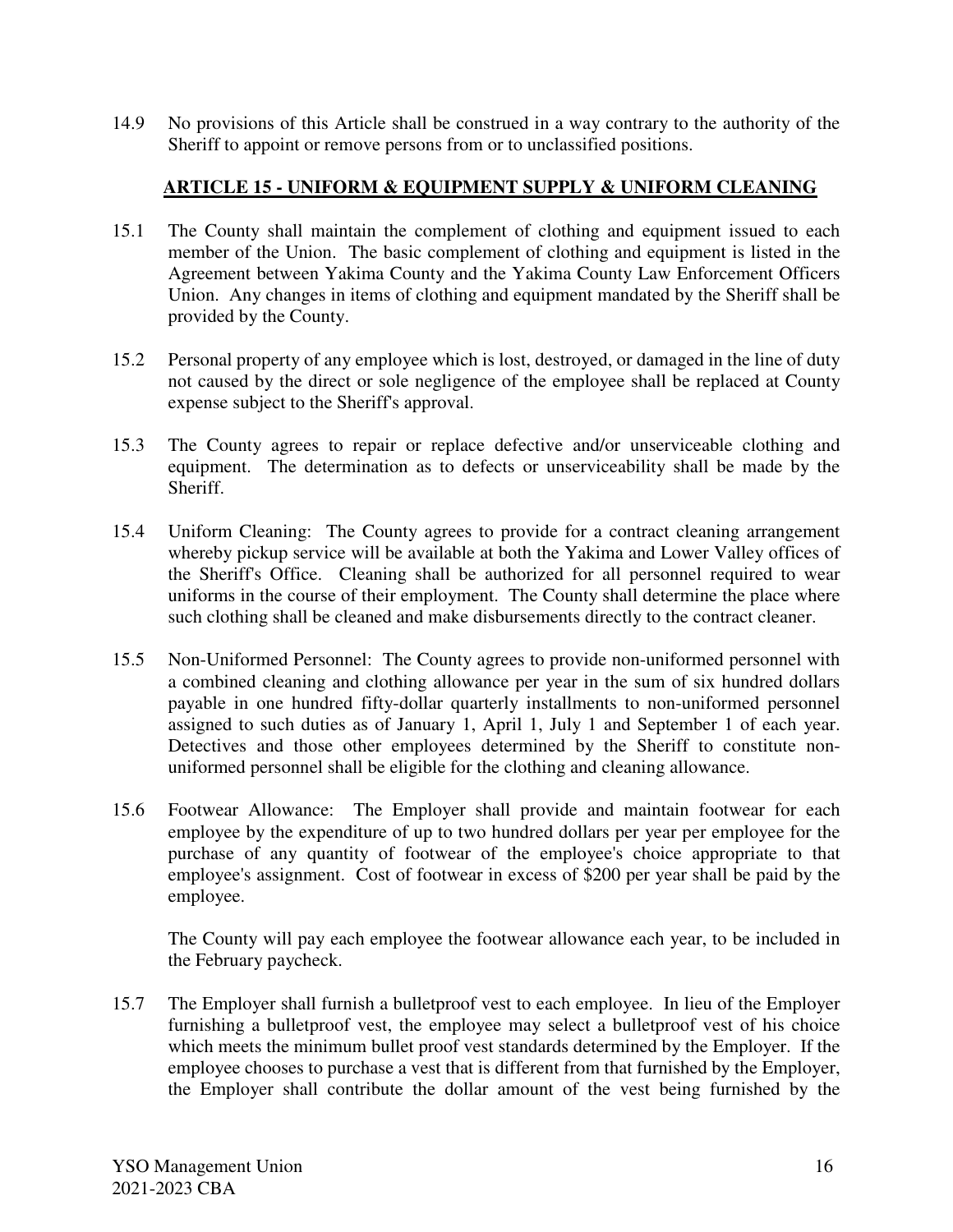14.9 No provisions of this Article shall be construed in a way contrary to the authority of the Sheriff to appoint or remove persons from or to unclassified positions.

## ARTICLE 15 - UNIFORM & EQUIPMENT SUPPLY & UNIFORM CLEANING

15.1 The County shall maintain the complement of clothing and equipment issued to each member of the Union. The basic complement of clothing and equipment is listed in the Agreement between Yakima County and the Yakima County Law Enforcement Officers Union. Any changes in items of clothing and equipment mandated by the Sheriff shall be provided by the County.

15.2 Personal property of any employee which is lost, destroyed, or damaged in the line of duty not caused by the direct or sole negligence of the employee shall be replaced at County expense subject to the Sheriff's approval.

15.3 The County agrees to repair or replace defective and/or unserviceable clothing and equipment. The determination as to defects or unserviceability shall be made by the Sheriff.

15.4 Uniform Cleaning: The County agrees to provide for a contract cleaning arrangement whereby pickup service will be available at both the Yakima and Lower Valley offices of the Sheriff's Office. Cleaning shall be authorized for all personnel required to wear uniforms in the course of their employment. The County shall determine the place where such clothing shall be cleaned and make disbursements directly to the contract cleaner.

15.5 Non-Uniformed Personnel: The County agrees to provide non-uniformed personnel with a combined cleaning and clothing allowance per year in the sum of six hundred dollars payable in one hundred fifty-dollar quarterly installments to non-uniformed personnel assigned to such duties as of January 1, April 1, July 1 and September 1 of each year. Detectives and those other employees determined by the Sheriff to constitute non-uniformed personnel shall be eligible for the clothing and cleaning allowance.

15.6 Footwear Allowance: The Employer shall provide and maintain footwear for each employee by the expenditure of up to two hundred dollars per year per employee for the purchase of any quantity of footwear of the employee's choice appropriate to that employee's assignment. Cost of footwear in excess of $200 per year shall be paid by the employee.

The County will pay each employee the footwear allowance each year, to be included in the February paycheck.

15.7 The Employer shall furnish a bulletproof vest to each employee. In lieu of the Employer furnishing a bulletproof vest, the employee may select a bulletproof vest of his choice which meets the minimum bullet proof vest standards determined by the Employer. If the employee chooses to purchase a vest that is different from that furnished by the Employer, the Employer shall contribute the dollar amount of the vest being furnished by the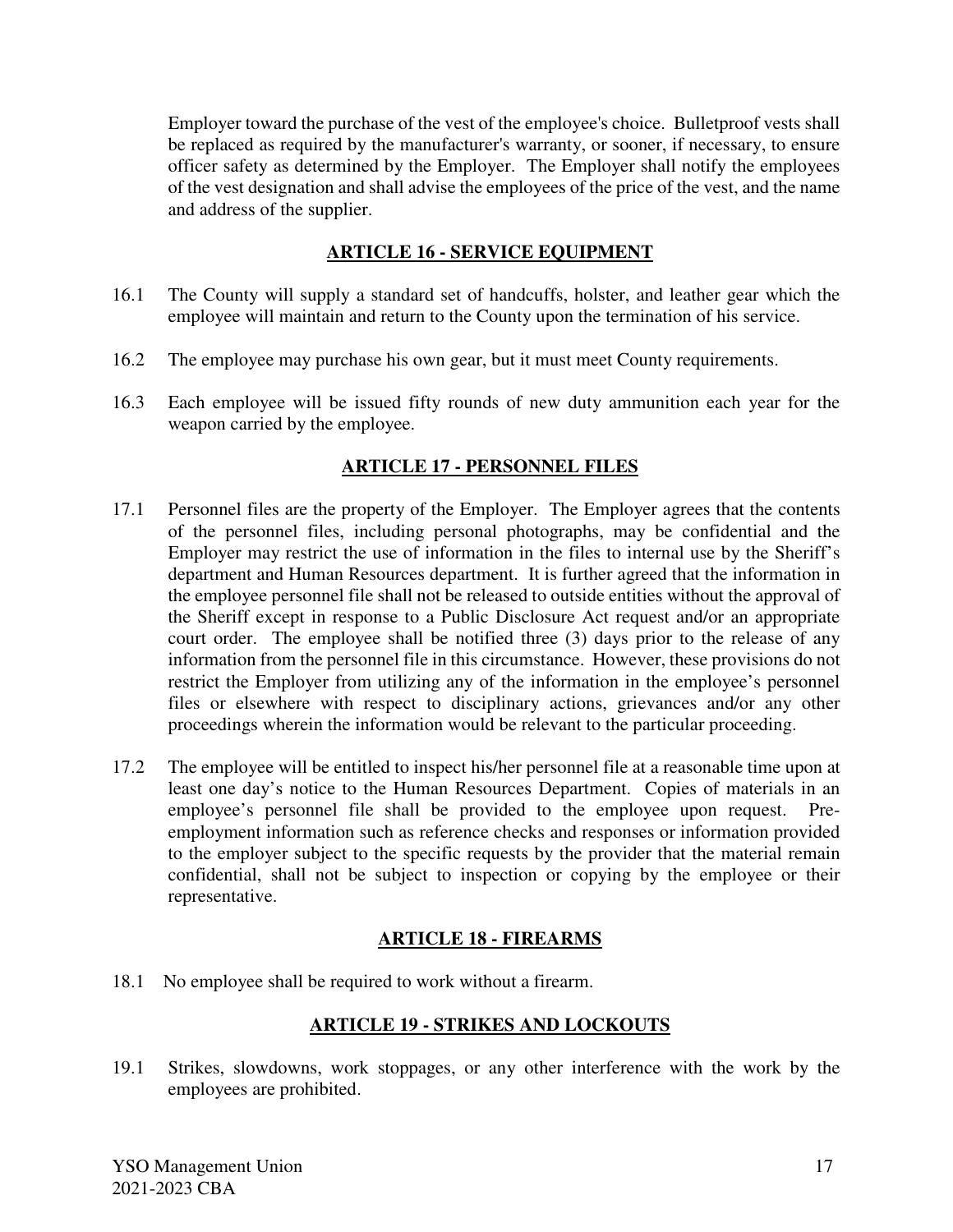Employer toward the purchase of the vest of the employee's choice. Bulletproof vests shall be replaced as required by the manufacturer's warranty, or sooner, if necessary, to ensure officer safety as determined by the Employer. The Employer shall notify the employees of the vest designation and shall advise the employees of the price of the vest, and the name and address of the supplier.

## ARTICLE 16 - SERVICE EQUIPMENT

16.1 The County will supply a standard set of handcuffs, holster, and leather gear which the employee will maintain and return to the County upon the termination of his service.

16.2 The employee may purchase his own gear, but it must meet County requirements.

16.3 Each employee will be issued fifty rounds of new duty ammunition each year for the weapon carried by the employee.

## ARTICLE 17 - PERSONNEL FILES

17.1 Personnel files are the property of the Employer. The Employer agrees that the contents of the personnel files, including personal photographs, may be confidential and the Employer may restrict the use of information in the files to internal use by the Sheriff's department and Human Resources department. It is further agreed that the information in the employee personnel file shall not be released to outside entities without the approval of the Sheriff except in response to a Public Disclosure Act request and/or an appropriate court order. The employee shall be notified three (3) days prior to the release of any information from the personnel file in this circumstance. However, these provisions do not restrict the Employer from utilizing any of the information in the employee's personnel files or elsewhere with respect to disciplinary actions, grievances and/or any other proceedings wherein the information would be relevant to the particular proceeding.

17.2 The employee will be entitled to inspect his/her personnel file at a reasonable time upon at least one day's notice to the Human Resources Department. Copies of materials in an employee's personnel file shall be provided to the employee upon request. Pre-employment information such as reference checks and responses or information provided to the employer subject to the specific requests by the provider that the material remain confidential, shall not be subject to inspection or copying by the employee or their representative.

## ARTICLE 18 - FIREARMS

18.1 No employee shall be required to work without a firearm.

## ARTICLE 19 - STRIKES AND LOCKOUTS

19.1 Strikes, slowdowns, work stoppages, or any other interference with the work by the employees are prohibited.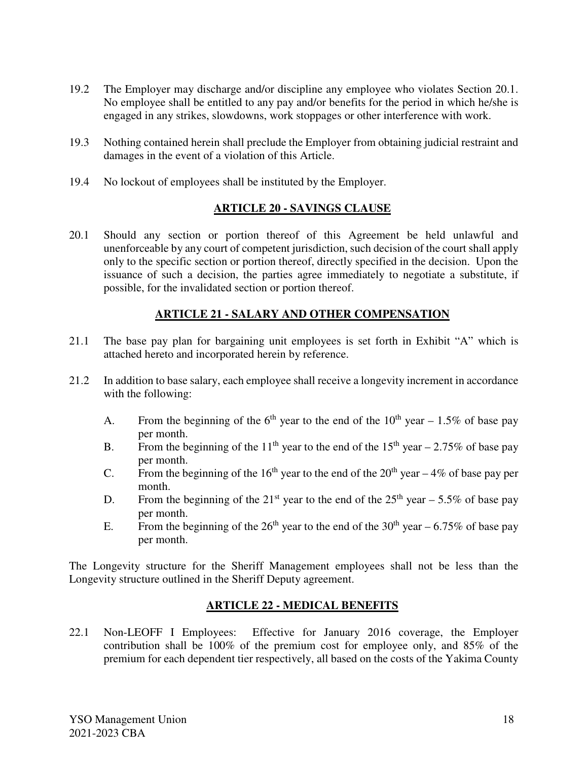19.2 The Employer may discharge and/or discipline any employee who violates Section 20.1. No employee shall be entitled to any pay and/or benefits for the period in which he/she is engaged in any strikes, slowdowns, work stoppages or other interference with work.

19.3 Nothing contained herein shall preclude the Employer from obtaining judicial restraint and damages in the event of a violation of this Article.

19.4 No lockout of employees shall be instituted by the Employer.

## ARTICLE 20 - SAVINGS CLAUSE

20.1 Should any section or portion thereof of this Agreement be held unlawful and unenforceable by any court of competent jurisdiction, such decision of the court shall apply only to the specific section or portion thereof, directly specified in the decision. Upon the issuance of such a decision, the parties agree immediately to negotiate a substitute, if possible, for the invalidated section or portion thereof.

## ARTICLE 21 - SALARY AND OTHER COMPENSATION

21.1 The base pay plan for bargaining unit employees is set forth in Exhibit "A" which is attached hereto and incorporated herein by reference.

21.2 In addition to base salary, each employee shall receive a longevity increment in accordance with the following:

A. From the beginning of the 6th year to the end of the 10th year – 1.5% of base pay per month.

B. From the beginning of the 11th year to the end of the 15th year – 2.75% of base pay per month.

C. From the beginning of the 16th year to the end of the 20th year – 4% of base pay per month.

D. From the beginning of the 21st year to the end of the 25th year – 5.5% of base pay per month.

E. From the beginning of the 26th year to the end of the 30th year – 6.75% of base pay per month.

The Longevity structure for the Sheriff Management employees shall not be less than the Longevity structure outlined in the Sheriff Deputy agreement.

## ARTICLE 22 - MEDICAL BENEFITS

22.1 Non-LEOFF I Employees: Effective for January 2016 coverage, the Employer contribution shall be 100% of the premium cost for employee only, and 85% of the premium for each dependent tier respectively, all based on the costs of the Yakima County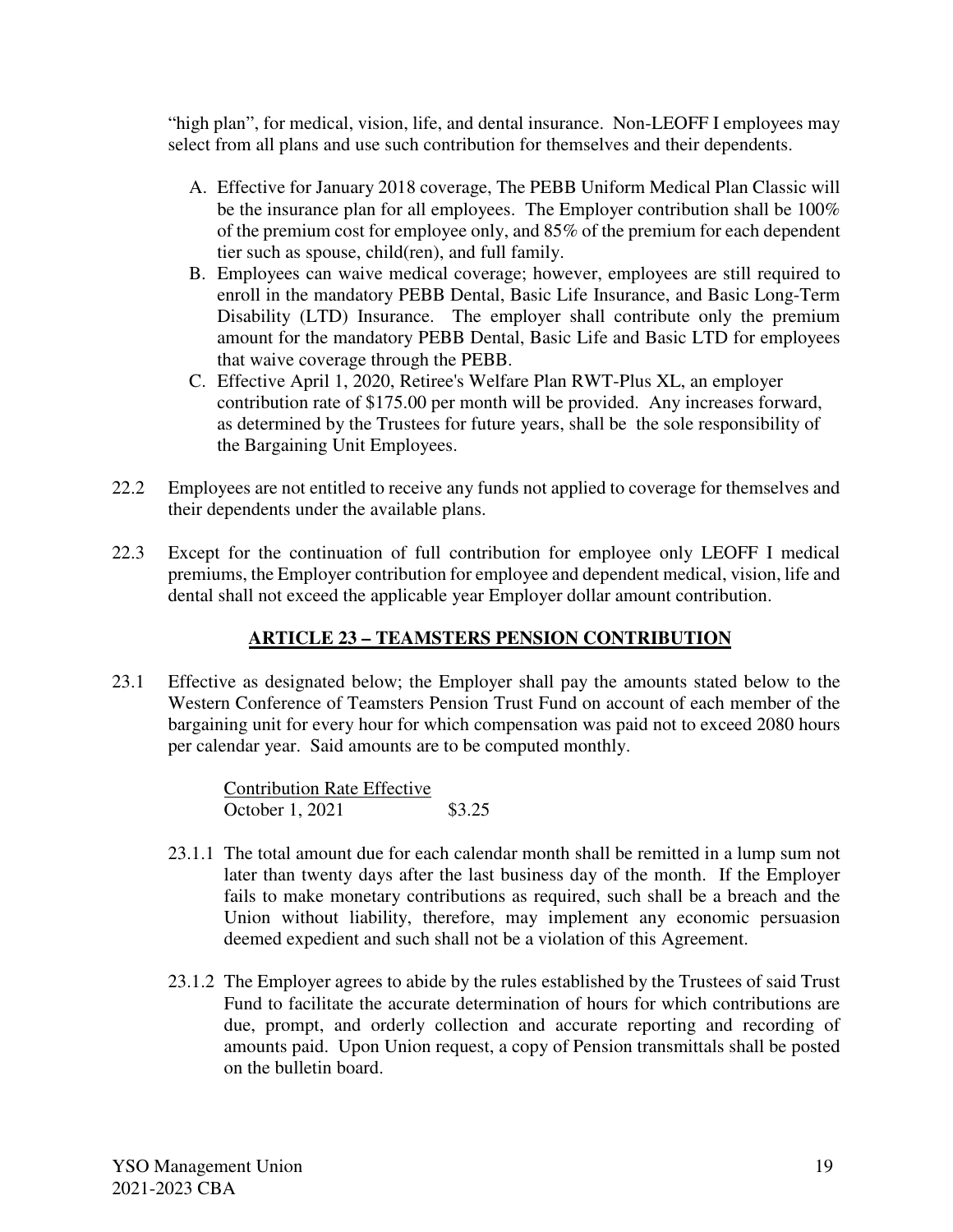"high plan", for medical, vision, life, and dental insurance. Non-LEOFF I employees may select from all plans and use such contribution for themselves and their dependents.

A. Effective for January 2018 coverage, The PEBB Uniform Medical Plan Classic will be the insurance plan for all employees. The Employer contribution shall be 100% of the premium cost for employee only, and 85% of the premium for each dependent tier such as spouse, child(ren), and full family.

B. Employees can waive medical coverage; however, employees are still required to enroll in the mandatory PEBB Dental, Basic Life Insurance, and Basic Long-Term Disability (LTD) Insurance. The employer shall contribute only the premium amount for the mandatory PEBB Dental, Basic Life and Basic LTD for employees that waive coverage through the PEBB.

C. Effective April 1, 2020, Retiree's Welfare Plan RWT-Plus XL, an employer contribution rate of $175.00 per month will be provided. Any increases forward, as determined by the Trustees for future years, shall be the sole responsibility of the Bargaining Unit Employees.

22.2 Employees are not entitled to receive any funds not applied to coverage for themselves and their dependents under the available plans.

22.3 Except for the continuation of full contribution for employee only LEOFF I medical premiums, the Employer contribution for employee and dependent medical, vision, life and dental shall not exceed the applicable year Employer dollar amount contribution.

## ARTICLE 23 – TEAMSTERS PENSION CONTRIBUTION

23.1 Effective as designated below; the Employer shall pay the amounts stated below to the Western Conference of Teamsters Pension Trust Fund on account of each member of the bargaining unit for every hour for which compensation was paid not to exceed 2080 hours per calendar year. Said amounts are to be computed monthly.

| Contribution Rate Effective | |
|---|---|
| October 1, 2021 | $3.25 |

23.1.1 The total amount due for each calendar month shall be remitted in a lump sum not later than twenty days after the last business day of the month. If the Employer fails to make monetary contributions as required, such shall be a breach and the Union without liability, therefore, may implement any economic persuasion deemed expedient and such shall not be a violation of this Agreement.

23.1.2 The Employer agrees to abide by the rules established by the Trustees of said Trust Fund to facilitate the accurate determination of hours for which contributions are due, prompt, and orderly collection and accurate reporting and recording of amounts paid. Upon Union request, a copy of Pension transmittals shall be posted on the bulletin board.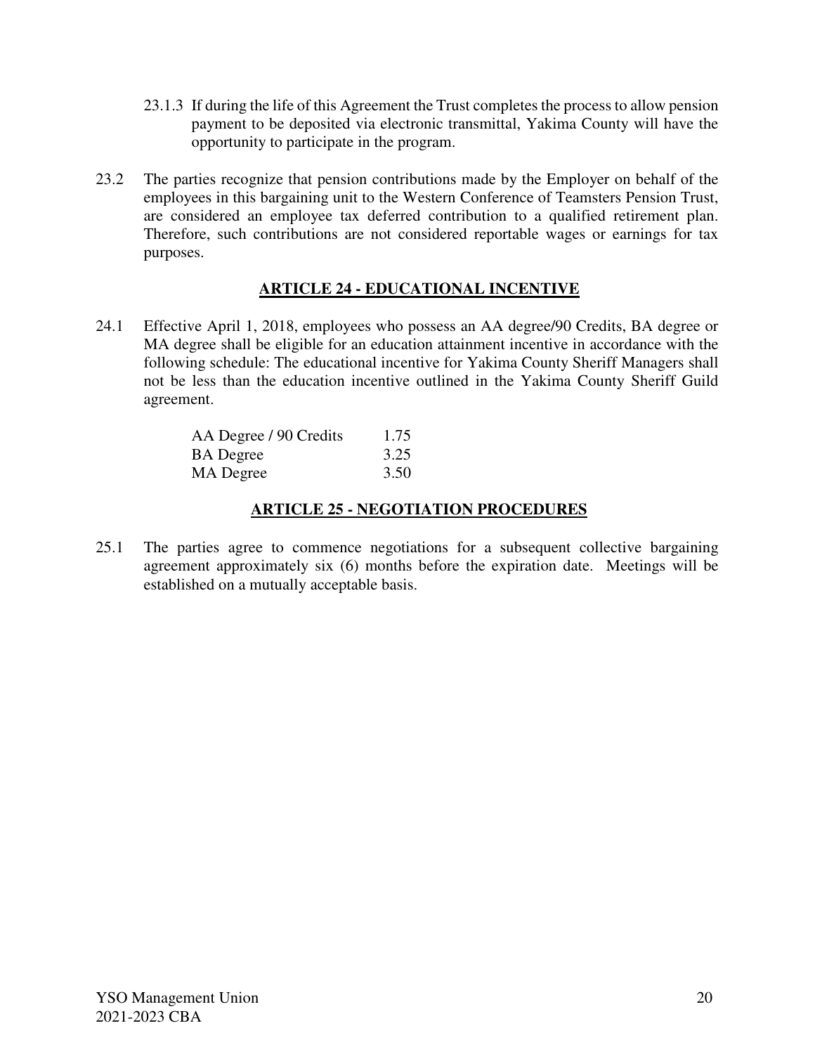23.1.3 If during the life of this Agreement the Trust completes the process to allow pension payment to be deposited via electronic transmittal, Yakima County will have the opportunity to participate in the program.

23.2 The parties recognize that pension contributions made by the Employer on behalf of the employees in this bargaining unit to the Western Conference of Teamsters Pension Trust, are considered an employee tax deferred contribution to a qualified retirement plan. Therefore, such contributions are not considered reportable wages or earnings for tax purposes.

## ARTICLE 24 - EDUCATIONAL INCENTIVE

24.1 Effective April 1, 2018, employees who possess an AA degree/90 Credits, BA degree or MA degree shall be eligible for an education attainment incentive in accordance with the following schedule: The educational incentive for Yakima County Sheriff Managers shall not be less than the education incentive outlined in the Yakima County Sheriff Guild agreement.

| | |
|---|---|
| AA Degree / 90 Credits | 1.75 |
| BA Degree | 3.25 |
| MA Degree | 3.50 |

## ARTICLE 25 - NEGOTIATION PROCEDURES

25.1 The parties agree to commence negotiations for a subsequent collective bargaining agreement approximately six (6) months before the expiration date. Meetings will be established on a mutually acceptable basis.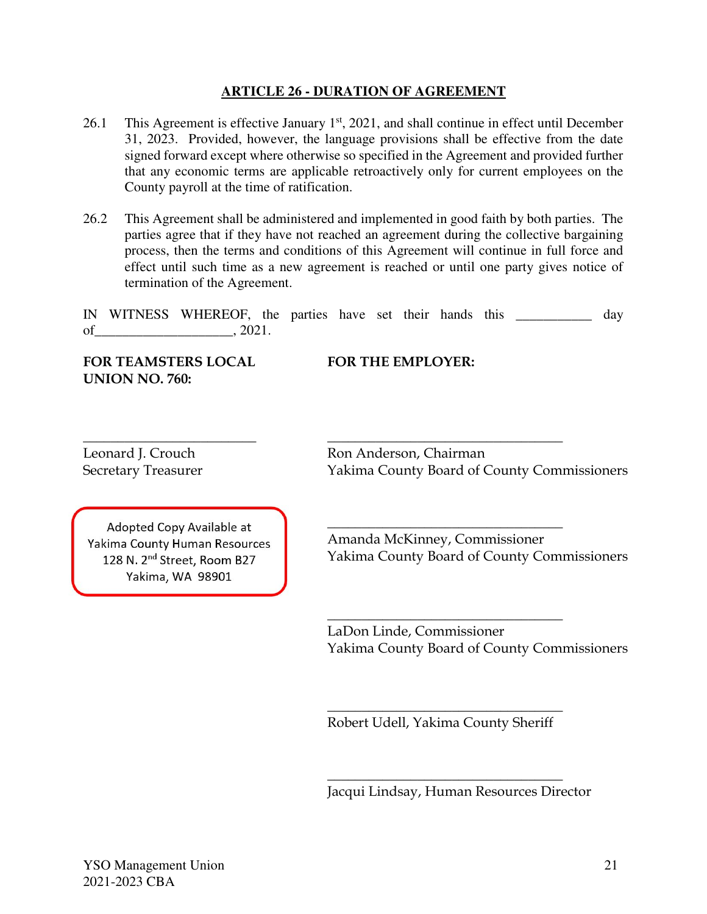## ARTICLE 26 - DURATION OF AGREEMENT

26.1 This Agreement is effective January 1st, 2021, and shall continue in effect until December 31, 2023. Provided, however, the language provisions shall be effective from the date signed forward except where otherwise so specified in the Agreement and provided further that any economic terms are applicable retroactively only for current employees on the County payroll at the time of ratification.

26.2 This Agreement shall be administered and implemented in good faith by both parties. The parties agree that if they have not reached an agreement during the collective bargaining process, then the terms and conditions of this Agreement will continue in full force and effect until such time as a new agreement is reached or until one party gives notice of termination of the Agreement.

IN WITNESS WHEREOF, the parties have set their hands this ___________ day of____________________, 2021.

**FOR TEAMSTERS LOCAL UNION NO. 760:**

_________________________
Leonard J. Crouch
Secretary Treasurer

Adopted Copy Available at
Yakima County Human Resources
128 N. 2nd Street, Room B27
Yakima, WA 98901

**FOR THE EMPLOYER:**

___________________________________
Ron Anderson, Chairman
Yakima County Board of County Commissioners

___________________________________
Amanda McKinney, Commissioner
Yakima County Board of County Commissioners

___________________________________
LaDon Linde, Commissioner
Yakima County Board of County Commissioners

___________________________________
Robert Udell, Yakima County Sheriff

___________________________________
Jacqui Lindsay, Human Resources Director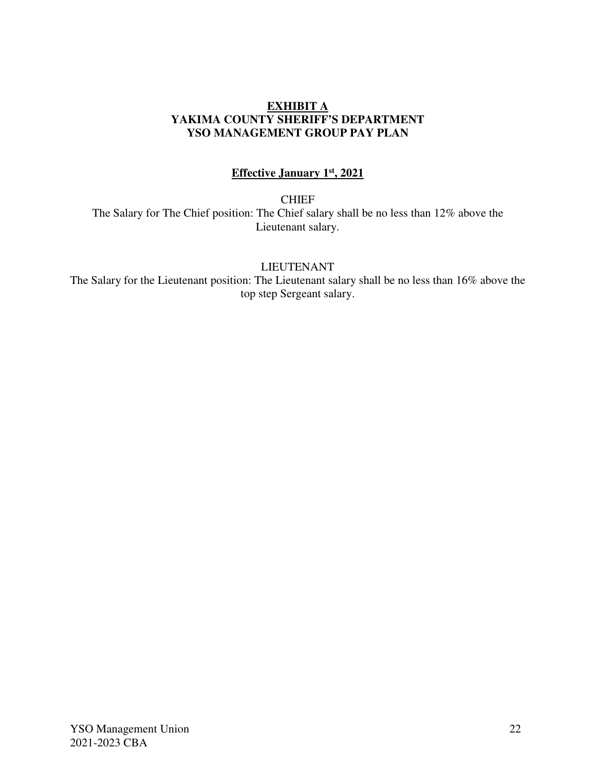# EXHIBIT A
## YAKIMA COUNTY SHERIFF'S DEPARTMENT
## YSO MANAGEMENT GROUP PAY PLAN

**Effective January 1st, 2021**

CHIEF

The Salary for The Chief position: The Chief salary shall be no less than 12% above the Lieutenant salary.

LIEUTENANT

The Salary for the Lieutenant position: The Lieutenant salary shall be no less than 16% above the top step Sergeant salary.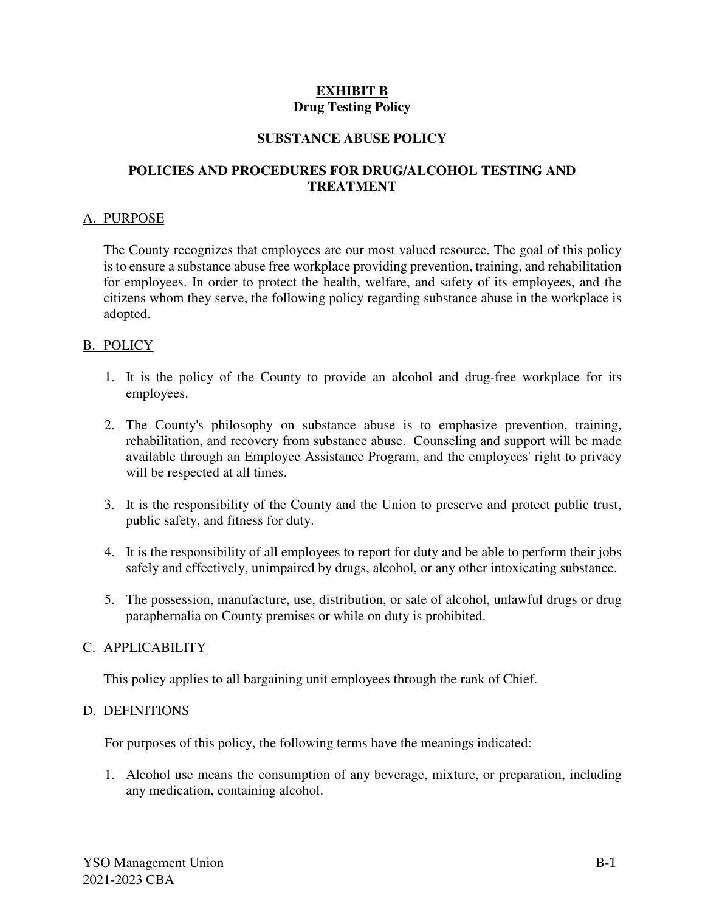# EXHIBIT B
## Drug Testing Policy

## SUBSTANCE ABUSE POLICY

## POLICIES AND PROCEDURES FOR DRUG/ALCOHOL TESTING AND TREATMENT

### A. PURPOSE

The County recognizes that employees are our most valued resource. The goal of this policy is to ensure a substance abuse free workplace providing prevention, training, and rehabilitation for employees. In order to protect the health, welfare, and safety of its employees, and the citizens whom they serve, the following policy regarding substance abuse in the workplace is adopted.

### B. POLICY

1. It is the policy of the County to provide an alcohol and drug-free workplace for its employees.
2. The County's philosophy on substance abuse is to emphasize prevention, training, rehabilitation, and recovery from substance abuse. Counseling and support will be made available through an Employee Assistance Program, and the employees' right to privacy will be respected at all times.
3. It is the responsibility of the County and the Union to preserve and protect public trust, public safety, and fitness for duty.
4. It is the responsibility of all employees to report for duty and be able to perform their jobs safely and effectively, unimpaired by drugs, alcohol, or any other intoxicating substance.
5. The possession, manufacture, use, distribution, or sale of alcohol, unlawful drugs or drug paraphernalia on County premises or while on duty is prohibited.

### C. APPLICABILITY

This policy applies to all bargaining unit employees through the rank of Chief.

### D. DEFINITIONS

For purposes of this policy, the following terms have the meanings indicated:

1. Alcohol use means the consumption of any beverage, mixture, or preparation, including any medication, containing alcohol.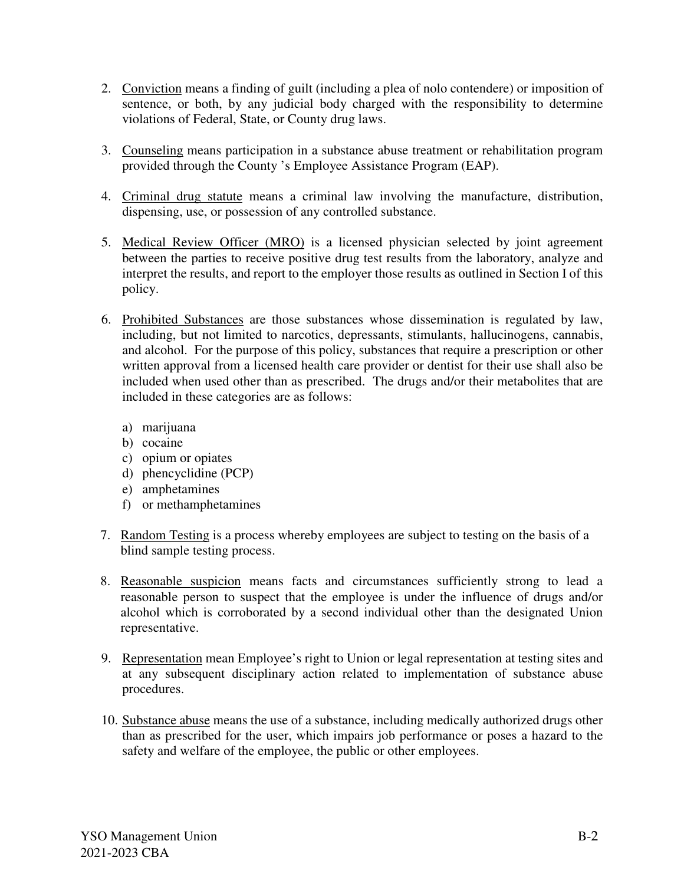2. Conviction means a finding of guilt (including a plea of nolo contendere) or imposition of sentence, or both, by any judicial body charged with the responsibility to determine violations of Federal, State, or County drug laws.

3. Counseling means participation in a substance abuse treatment or rehabilitation program provided through the County 's Employee Assistance Program (EAP).

4. Criminal drug statute means a criminal law involving the manufacture, distribution, dispensing, use, or possession of any controlled substance.

5. Medical Review Officer (MRO) is a licensed physician selected by joint agreement between the parties to receive positive drug test results from the laboratory, analyze and interpret the results, and report to the employer those results as outlined in Section I of this policy.

6. Prohibited Substances are those substances whose dissemination is regulated by law, including, but not limited to narcotics, depressants, stimulants, hallucinogens, cannabis, and alcohol. For the purpose of this policy, substances that require a prescription or other written approval from a licensed health care provider or dentist for their use shall also be included when used other than as prescribed. The drugs and/or their metabolites that are included in these categories are as follows:

   a) marijuana
   b) cocaine
   c) opium or opiates
   d) phencyclidine (PCP)
   e) amphetamines
   f) or methamphetamines

7. Random Testing is a process whereby employees are subject to testing on the basis of a blind sample testing process.

8. Reasonable suspicion means facts and circumstances sufficiently strong to lead a reasonable person to suspect that the employee is under the influence of drugs and/or alcohol which is corroborated by a second individual other than the designated Union representative.

9. Representation mean Employee's right to Union or legal representation at testing sites and at any subsequent disciplinary action related to implementation of substance abuse procedures.

10. Substance abuse means the use of a substance, including medically authorized drugs other than as prescribed for the user, which impairs job performance or poses a hazard to the safety and welfare of the employee, the public or other employees.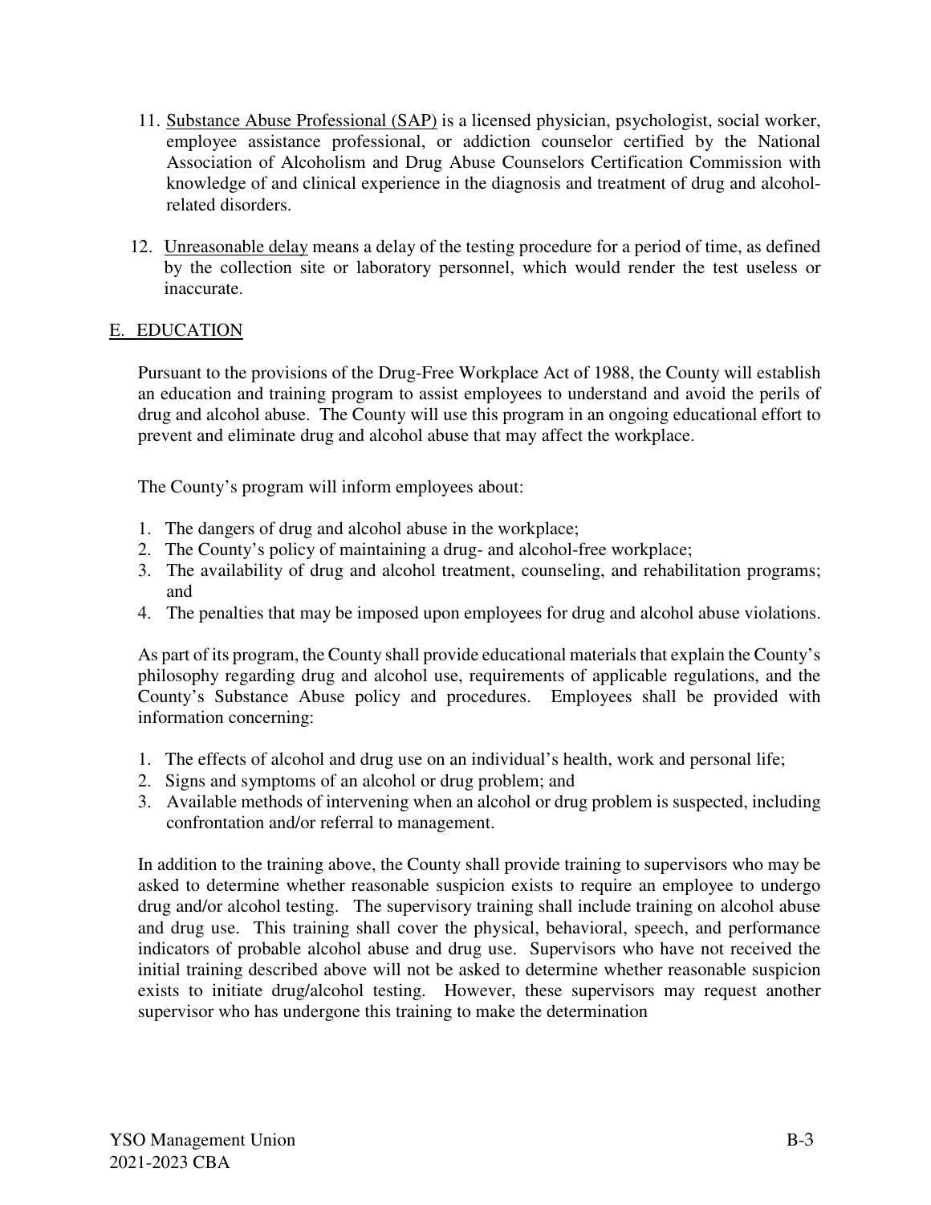11. <u>Substance Abuse Professional (SAP)</u> is a licensed physician, psychologist, social worker, employee assistance professional, or addiction counselor certified by the National Association of Alcoholism and Drug Abuse Counselors Certification Commission with knowledge of and clinical experience in the diagnosis and treatment of drug and alcohol-related disorders.

12. <u>Unreasonable delay</u> means a delay of the testing procedure for a period of time, as defined by the collection site or laboratory personnel, which would render the test useless or inaccurate.

## E. EDUCATION

Pursuant to the provisions of the Drug-Free Workplace Act of 1988, the County will establish an education and training program to assist employees to understand and avoid the perils of drug and alcohol abuse. The County will use this program in an ongoing educational effort to prevent and eliminate drug and alcohol abuse that may affect the workplace.

The County's program will inform employees about:

1. The dangers of drug and alcohol abuse in the workplace;
2. The County's policy of maintaining a drug- and alcohol-free workplace;
3. The availability of drug and alcohol treatment, counseling, and rehabilitation programs; and
4. The penalties that may be imposed upon employees for drug and alcohol abuse violations.

As part of its program, the County shall provide educational materials that explain the County's philosophy regarding drug and alcohol use, requirements of applicable regulations, and the County's Substance Abuse policy and procedures. Employees shall be provided with information concerning:

1. The effects of alcohol and drug use on an individual's health, work and personal life;
2. Signs and symptoms of an alcohol or drug problem; and
3. Available methods of intervening when an alcohol or drug problem is suspected, including confrontation and/or referral to management.

In addition to the training above, the County shall provide training to supervisors who may be asked to determine whether reasonable suspicion exists to require an employee to undergo drug and/or alcohol testing. The supervisory training shall include training on alcohol abuse and drug use. This training shall cover the physical, behavioral, speech, and performance indicators of probable alcohol abuse and drug use. Supervisors who have not received the initial training described above will not be asked to determine whether reasonable suspicion exists to initiate drug/alcohol testing. However, these supervisors may request another supervisor who has undergone this training to make the determination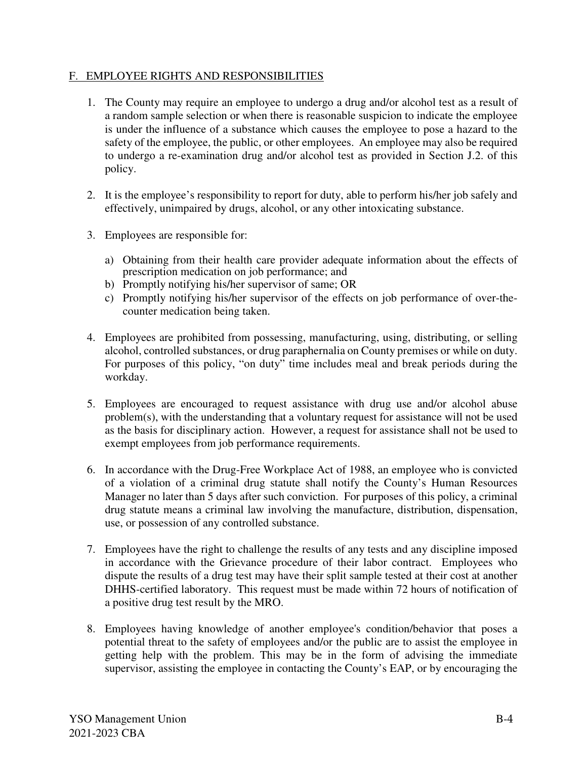## F. EMPLOYEE RIGHTS AND RESPONSIBILITIES

1. The County may require an employee to undergo a drug and/or alcohol test as a result of a random sample selection or when there is reasonable suspicion to indicate the employee is under the influence of a substance which causes the employee to pose a hazard to the safety of the employee, the public, or other employees. An employee may also be required to undergo a re-examination drug and/or alcohol test as provided in Section J.2. of this policy.

2. It is the employee's responsibility to report for duty, able to perform his/her job safely and effectively, unimpaired by drugs, alcohol, or any other intoxicating substance.

3. Employees are responsible for:

   a) Obtaining from their health care provider adequate information about the effects of prescription medication on job performance; and
   b) Promptly notifying his/her supervisor of same; OR
   c) Promptly notifying his/her supervisor of the effects on job performance of over-the-counter medication being taken.

4. Employees are prohibited from possessing, manufacturing, using, distributing, or selling alcohol, controlled substances, or drug paraphernalia on County premises or while on duty. For purposes of this policy, "on duty" time includes meal and break periods during the workday.

5. Employees are encouraged to request assistance with drug use and/or alcohol abuse problem(s), with the understanding that a voluntary request for assistance will not be used as the basis for disciplinary action. However, a request for assistance shall not be used to exempt employees from job performance requirements.

6. In accordance with the Drug-Free Workplace Act of 1988, an employee who is convicted of a violation of a criminal drug statute shall notify the County's Human Resources Manager no later than 5 days after such conviction. For purposes of this policy, a criminal drug statute means a criminal law involving the manufacture, distribution, dispensation, use, or possession of any controlled substance.

7. Employees have the right to challenge the results of any tests and any discipline imposed in accordance with the Grievance procedure of their labor contract. Employees who dispute the results of a drug test may have their split sample tested at their cost at another DHHS-certified laboratory. This request must be made within 72 hours of notification of a positive drug test result by the MRO.

8. Employees having knowledge of another employee's condition/behavior that poses a potential threat to the safety of employees and/or the public are to assist the employee in getting help with the problem. This may be in the form of advising the immediate supervisor, assisting the employee in contacting the County's EAP, or by encouraging the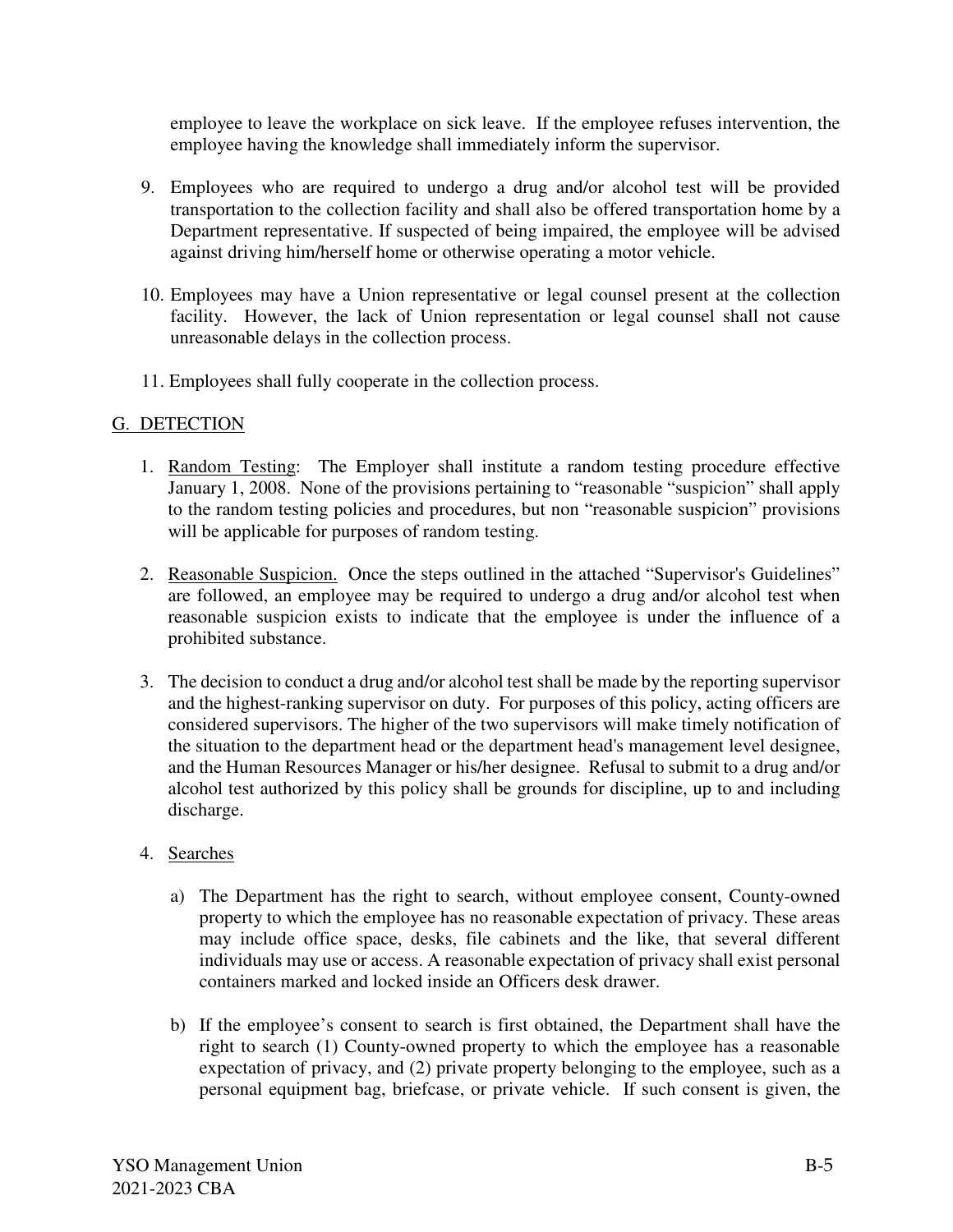employee to leave the workplace on sick leave. If the employee refuses intervention, the employee having the knowledge shall immediately inform the supervisor.

9. Employees who are required to undergo a drug and/or alcohol test will be provided transportation to the collection facility and shall also be offered transportation home by a Department representative. If suspected of being impaired, the employee will be advised against driving him/herself home or otherwise operating a motor vehicle.

10. Employees may have a Union representative or legal counsel present at the collection facility. However, the lack of Union representation or legal counsel shall not cause unreasonable delays in the collection process.

11. Employees shall fully cooperate in the collection process.

## G. DETECTION

1. Random Testing: The Employer shall institute a random testing procedure effective January 1, 2008. None of the provisions pertaining to "reasonable "suspicion" shall apply to the random testing policies and procedures, but non "reasonable suspicion" provisions will be applicable for purposes of random testing.

2. Reasonable Suspicion. Once the steps outlined in the attached "Supervisor's Guidelines" are followed, an employee may be required to undergo a drug and/or alcohol test when reasonable suspicion exists to indicate that the employee is under the influence of a prohibited substance.

3. The decision to conduct a drug and/or alcohol test shall be made by the reporting supervisor and the highest-ranking supervisor on duty. For purposes of this policy, acting officers are considered supervisors. The higher of the two supervisors will make timely notification of the situation to the department head or the department head's management level designee, and the Human Resources Manager or his/her designee. Refusal to submit to a drug and/or alcohol test authorized by this policy shall be grounds for discipline, up to and including discharge.

4. Searches

   a) The Department has the right to search, without employee consent, County-owned property to which the employee has no reasonable expectation of privacy. These areas may include office space, desks, file cabinets and the like, that several different individuals may use or access. A reasonable expectation of privacy shall exist personal containers marked and locked inside an Officers desk drawer.

   b) If the employee's consent to search is first obtained, the Department shall have the right to search (1) County-owned property to which the employee has a reasonable expectation of privacy, and (2) private property belonging to the employee, such as a personal equipment bag, briefcase, or private vehicle. If such consent is given, the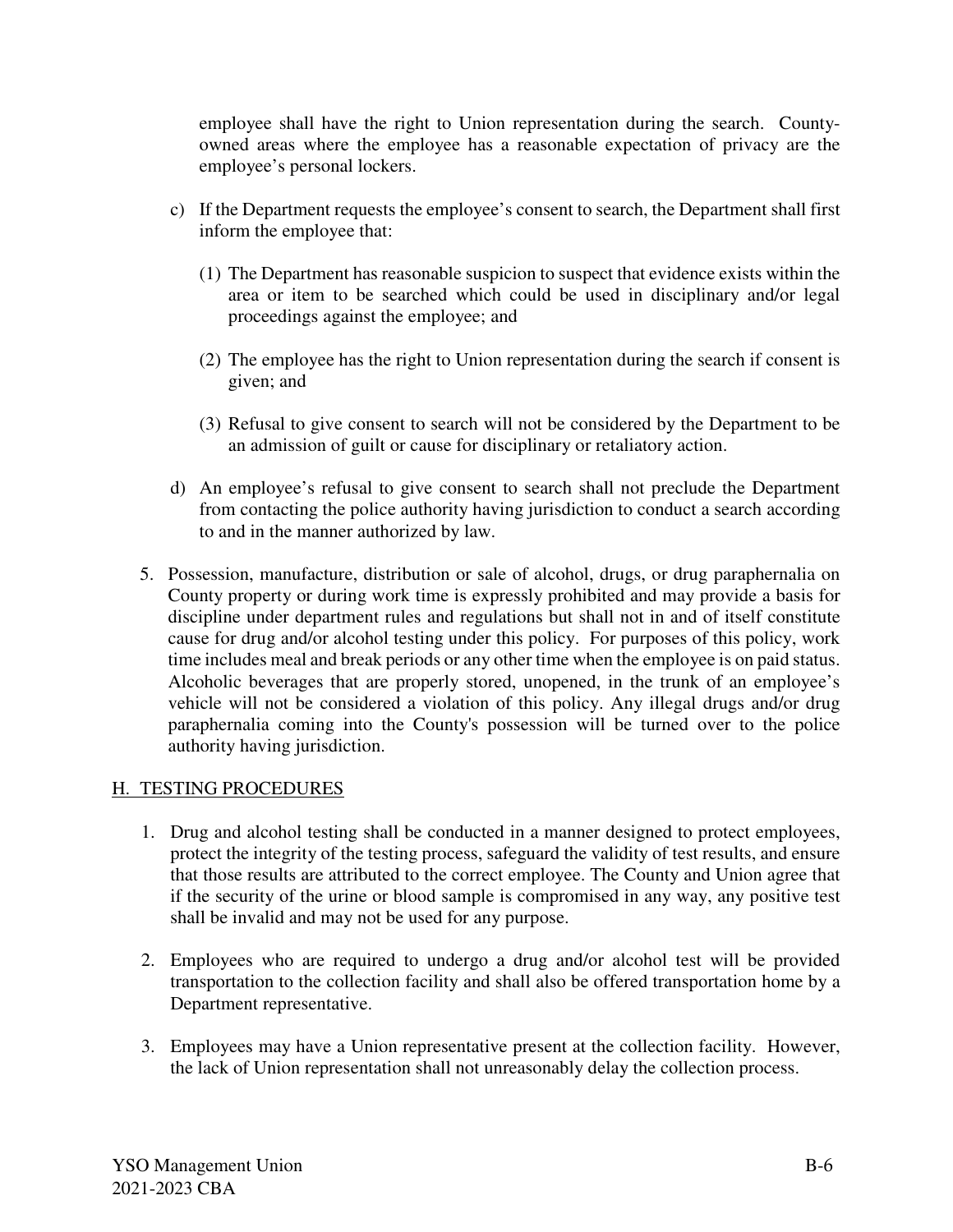employee shall have the right to Union representation during the search. County-owned areas where the employee has a reasonable expectation of privacy are the employee's personal lockers.

c) If the Department requests the employee's consent to search, the Department shall first inform the employee that:

   (1) The Department has reasonable suspicion to suspect that evidence exists within the area or item to be searched which could be used in disciplinary and/or legal proceedings against the employee; and

   (2) The employee has the right to Union representation during the search if consent is given; and

   (3) Refusal to give consent to search will not be considered by the Department to be an admission of guilt or cause for disciplinary or retaliatory action.

d) An employee's refusal to give consent to search shall not preclude the Department from contacting the police authority having jurisdiction to conduct a search according to and in the manner authorized by law.

5. Possession, manufacture, distribution or sale of alcohol, drugs, or drug paraphernalia on County property or during work time is expressly prohibited and may provide a basis for discipline under department rules and regulations but shall not in and of itself constitute cause for drug and/or alcohol testing under this policy. For purposes of this policy, work time includes meal and break periods or any other time when the employee is on paid status. Alcoholic beverages that are properly stored, unopened, in the trunk of an employee's vehicle will not be considered a violation of this policy. Any illegal drugs and/or drug paraphernalia coming into the County's possession will be turned over to the police authority having jurisdiction.

## H. TESTING PROCEDURES

1. Drug and alcohol testing shall be conducted in a manner designed to protect employees, protect the integrity of the testing process, safeguard the validity of test results, and ensure that those results are attributed to the correct employee. The County and Union agree that if the security of the urine or blood sample is compromised in any way, any positive test shall be invalid and may not be used for any purpose.

2. Employees who are required to undergo a drug and/or alcohol test will be provided transportation to the collection facility and shall also be offered transportation home by a Department representative.

3. Employees may have a Union representative present at the collection facility. However, the lack of Union representation shall not unreasonably delay the collection process.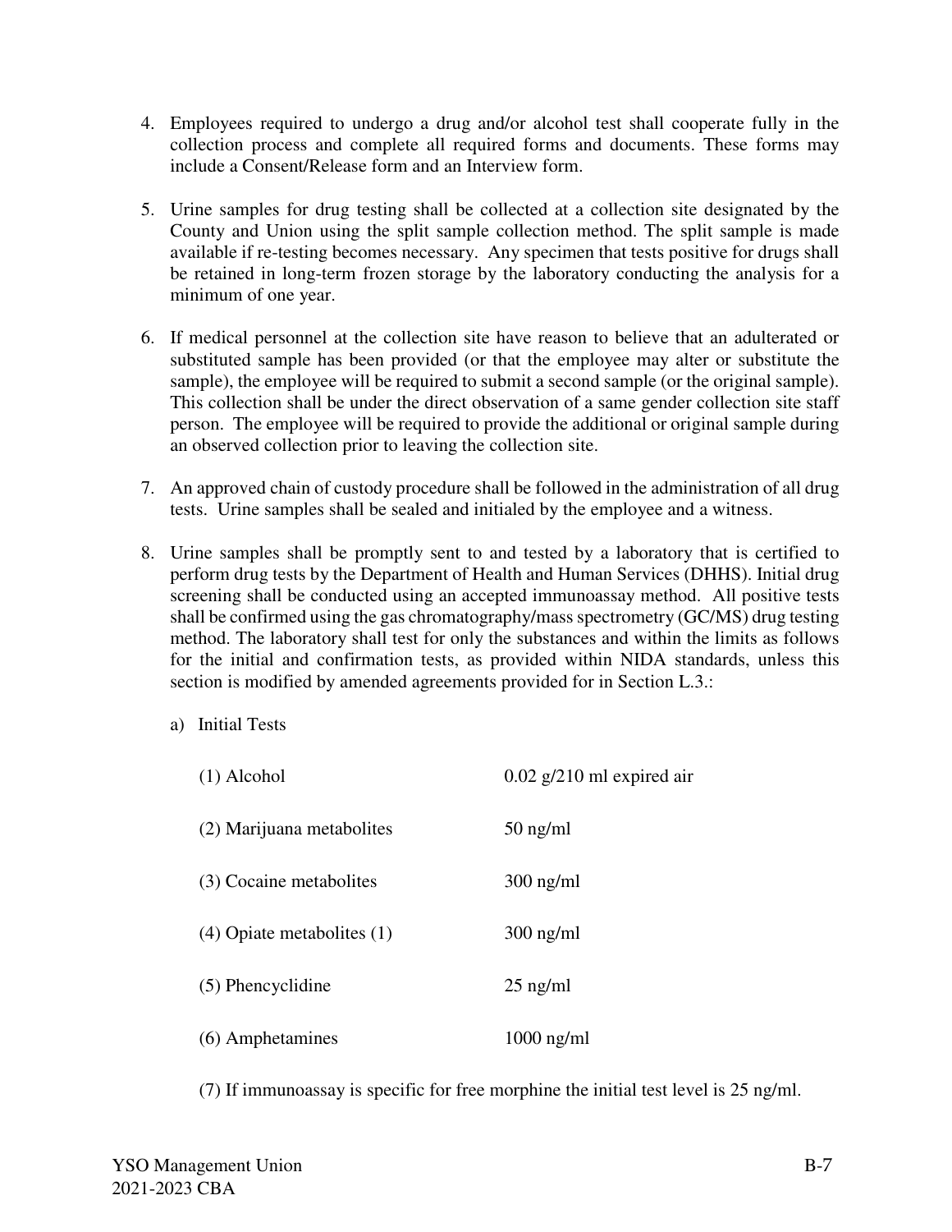4. Employees required to undergo a drug and/or alcohol test shall cooperate fully in the collection process and complete all required forms and documents. These forms may include a Consent/Release form and an Interview form.

5. Urine samples for drug testing shall be collected at a collection site designated by the County and Union using the split sample collection method. The split sample is made available if re-testing becomes necessary. Any specimen that tests positive for drugs shall be retained in long-term frozen storage by the laboratory conducting the analysis for a minimum of one year.

6. If medical personnel at the collection site have reason to believe that an adulterated or substituted sample has been provided (or that the employee may alter or substitute the sample), the employee will be required to submit a second sample (or the original sample). This collection shall be under the direct observation of a same gender collection site staff person. The employee will be required to provide the additional or original sample during an observed collection prior to leaving the collection site.

7. An approved chain of custody procedure shall be followed in the administration of all drug tests. Urine samples shall be sealed and initialed by the employee and a witness.

8. Urine samples shall be promptly sent to and tested by a laboratory that is certified to perform drug tests by the Department of Health and Human Services (DHHS). Initial drug screening shall be conducted using an accepted immunoassay method. All positive tests shall be confirmed using the gas chromatography/mass spectrometry (GC/MS) drug testing method. The laboratory shall test for only the substances and within the limits as follows for the initial and confirmation tests, as provided within NIDA standards, unless this section is modified by amended agreements provided for in Section L.3.:

   a) Initial Tests

   | | |
   |---|---|
   | (1) Alcohol | 0.02 g/210 ml expired air |
   | (2) Marijuana metabolites | 50 ng/ml |
   | (3) Cocaine metabolites | 300 ng/ml |
   | (4) Opiate metabolites (1) | 300 ng/ml |
   | (5) Phencyclidine | 25 ng/ml |
   | (6) Amphetamines | 1000 ng/ml |

   (7) If immunoassay is specific for free morphine the initial test level is 25 ng/ml.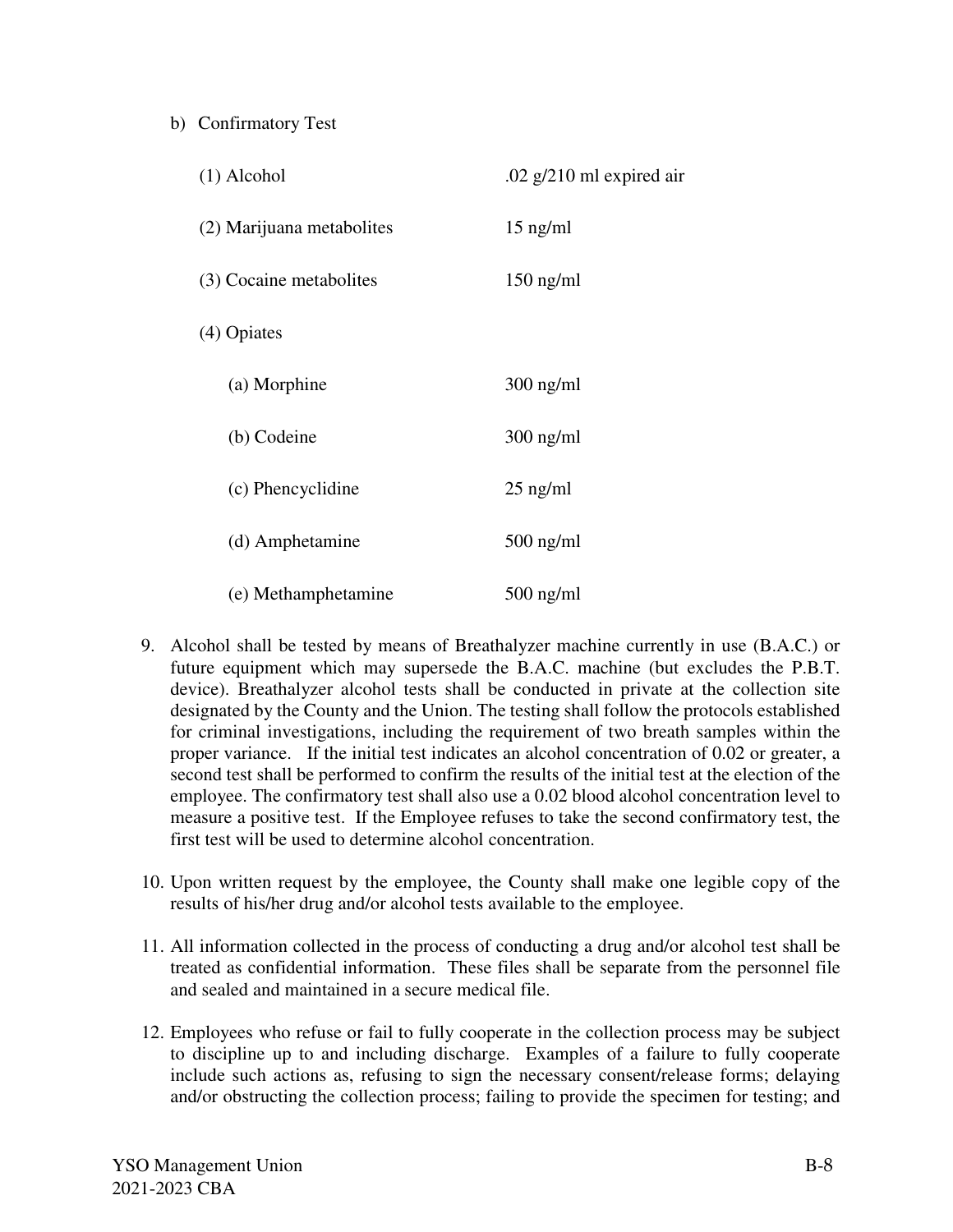b) Confirmatory Test

| | |
|---|---|
| (1) Alcohol | .02 g/210 ml expired air |
| (2) Marijuana metabolites | 15 ng/ml |
| (3) Cocaine metabolites | 150 ng/ml |
| (4) Opiates | |
| (a) Morphine | 300 ng/ml |
| (b) Codeine | 300 ng/ml |
| (c) Phencyclidine | 25 ng/ml |
| (d) Amphetamine | 500 ng/ml |
| (e) Methamphetamine | 500 ng/ml |

9. Alcohol shall be tested by means of Breathalyzer machine currently in use (B.A.C.) or future equipment which may supersede the B.A.C. machine (but excludes the P.B.T. device). Breathalyzer alcohol tests shall be conducted in private at the collection site designated by the County and the Union. The testing shall follow the protocols established for criminal investigations, including the requirement of two breath samples within the proper variance. If the initial test indicates an alcohol concentration of 0.02 or greater, a second test shall be performed to confirm the results of the initial test at the election of the employee. The confirmatory test shall also use a 0.02 blood alcohol concentration level to measure a positive test. If the Employee refuses to take the second confirmatory test, the first test will be used to determine alcohol concentration.

10. Upon written request by the employee, the County shall make one legible copy of the results of his/her drug and/or alcohol tests available to the employee.

11. All information collected in the process of conducting a drug and/or alcohol test shall be treated as confidential information. These files shall be separate from the personnel file and sealed and maintained in a secure medical file.

12. Employees who refuse or fail to fully cooperate in the collection process may be subject to discipline up to and including discharge. Examples of a failure to fully cooperate include such actions as, refusing to sign the necessary consent/release forms; delaying and/or obstructing the collection process; failing to provide the specimen for testing; and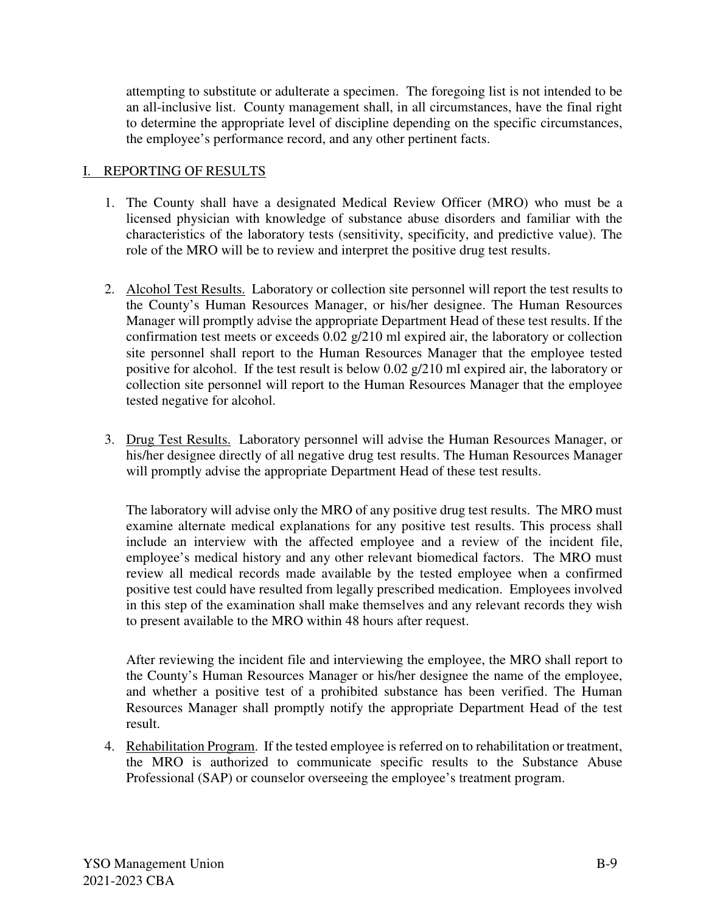attempting to substitute or adulterate a specimen. The foregoing list is not intended to be an all-inclusive list. County management shall, in all circumstances, have the final right to determine the appropriate level of discipline depending on the specific circumstances, the employee's performance record, and any other pertinent facts.

## I. REPORTING OF RESULTS

1. The County shall have a designated Medical Review Officer (MRO) who must be a licensed physician with knowledge of substance abuse disorders and familiar with the characteristics of the laboratory tests (sensitivity, specificity, and predictive value). The role of the MRO will be to review and interpret the positive drug test results.

2. Alcohol Test Results. Laboratory or collection site personnel will report the test results to the County's Human Resources Manager, or his/her designee. The Human Resources Manager will promptly advise the appropriate Department Head of these test results. If the confirmation test meets or exceeds 0.02 g/210 ml expired air, the laboratory or collection site personnel shall report to the Human Resources Manager that the employee tested positive for alcohol. If the test result is below 0.02 g/210 ml expired air, the laboratory or collection site personnel will report to the Human Resources Manager that the employee tested negative for alcohol.

3. Drug Test Results. Laboratory personnel will advise the Human Resources Manager, or his/her designee directly of all negative drug test results. The Human Resources Manager will promptly advise the appropriate Department Head of these test results.

   The laboratory will advise only the MRO of any positive drug test results. The MRO must examine alternate medical explanations for any positive test results. This process shall include an interview with the affected employee and a review of the incident file, employee's medical history and any other relevant biomedical factors. The MRO must review all medical records made available by the tested employee when a confirmed positive test could have resulted from legally prescribed medication. Employees involved in this step of the examination shall make themselves and any relevant records they wish to present available to the MRO within 48 hours after request.

   After reviewing the incident file and interviewing the employee, the MRO shall report to the County's Human Resources Manager or his/her designee the name of the employee, and whether a positive test of a prohibited substance has been verified. The Human Resources Manager shall promptly notify the appropriate Department Head of the test result.

4. Rehabilitation Program. If the tested employee is referred on to rehabilitation or treatment, the MRO is authorized to communicate specific results to the Substance Abuse Professional (SAP) or counselor overseeing the employee's treatment program.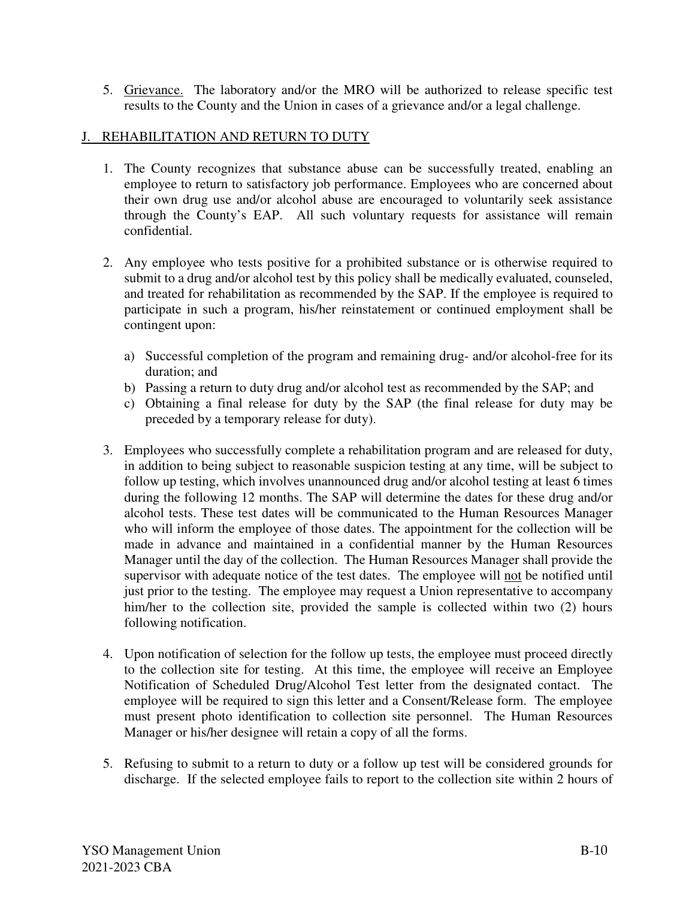5. <u>Grievance.</u> The laboratory and/or the MRO will be authorized to release specific test results to the County and the Union in cases of a grievance and/or a legal challenge.

## J. <u>REHABILITATION AND RETURN TO DUTY</u>

1. The County recognizes that substance abuse can be successfully treated, enabling an employee to return to satisfactory job performance. Employees who are concerned about their own drug use and/or alcohol abuse are encouraged to voluntarily seek assistance through the County's EAP. All such voluntary requests for assistance will remain confidential.

2. Any employee who tests positive for a prohibited substance or is otherwise required to submit to a drug and/or alcohol test by this policy shall be medically evaluated, counseled, and treated for rehabilitation as recommended by the SAP. If the employee is required to participate in such a program, his/her reinstatement or continued employment shall be contingent upon:

   a) Successful completion of the program and remaining drug- and/or alcohol-free for its duration; and
   b) Passing a return to duty drug and/or alcohol test as recommended by the SAP; and
   c) Obtaining a final release for duty by the SAP (the final release for duty may be preceded by a temporary release for duty).

3. Employees who successfully complete a rehabilitation program and are released for duty, in addition to being subject to reasonable suspicion testing at any time, will be subject to follow up testing, which involves unannounced drug and/or alcohol testing at least 6 times during the following 12 months. The SAP will determine the dates for these drug and/or alcohol tests. These test dates will be communicated to the Human Resources Manager who will inform the employee of those dates. The appointment for the collection will be made in advance and maintained in a confidential manner by the Human Resources Manager until the day of the collection. The Human Resources Manager shall provide the supervisor with adequate notice of the test dates. The employee will <u>not</u> be notified until just prior to the testing. The employee may request a Union representative to accompany him/her to the collection site, provided the sample is collected within two (2) hours following notification.

4. Upon notification of selection for the follow up tests, the employee must proceed directly to the collection site for testing. At this time, the employee will receive an Employee Notification of Scheduled Drug/Alcohol Test letter from the designated contact. The employee will be required to sign this letter and a Consent/Release form. The employee must present photo identification to collection site personnel. The Human Resources Manager or his/her designee will retain a copy of all the forms.

5. Refusing to submit to a return to duty or a follow up test will be considered grounds for discharge. If the selected employee fails to report to the collection site within 2 hours of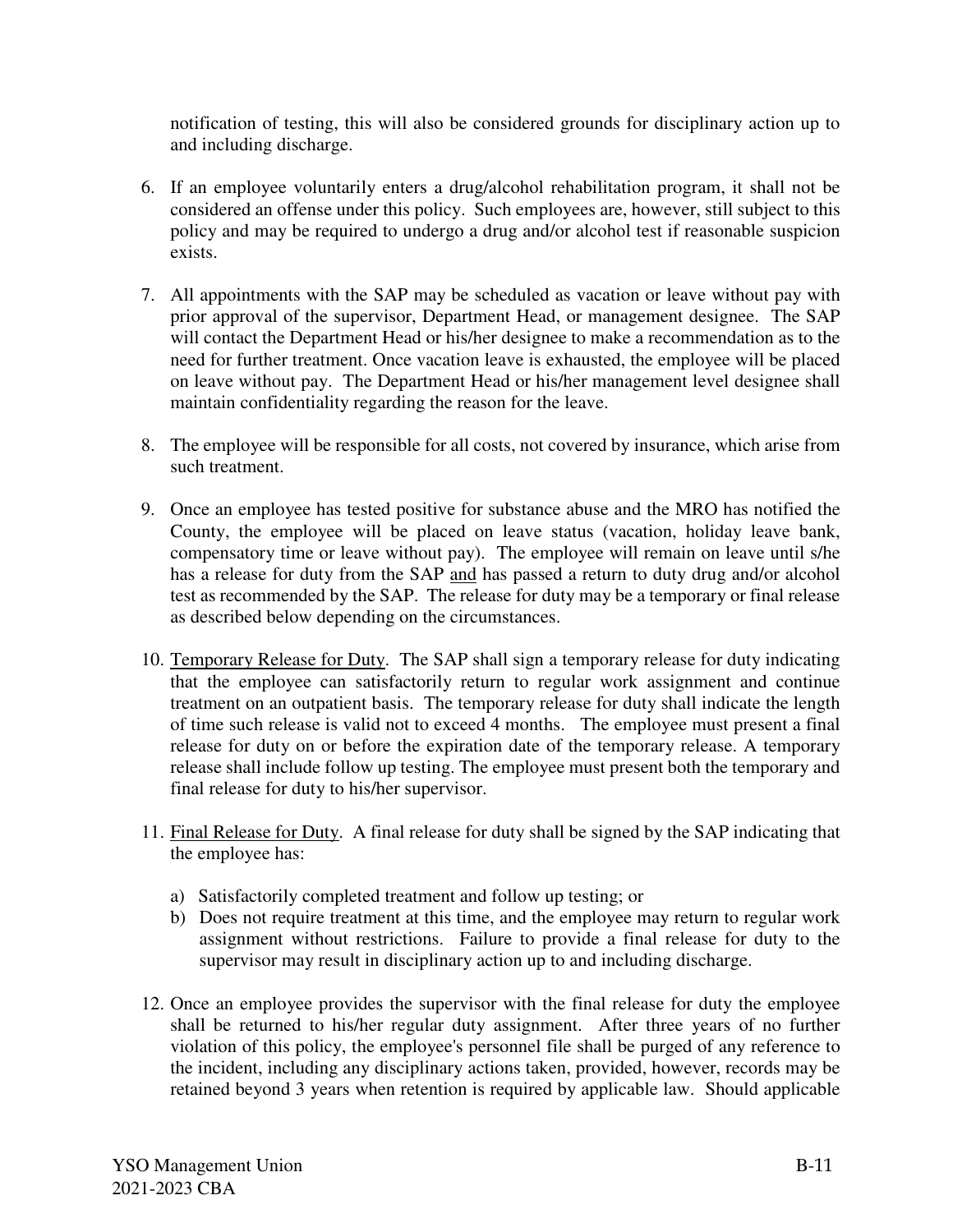notification of testing, this will also be considered grounds for disciplinary action up to and including discharge.

6. If an employee voluntarily enters a drug/alcohol rehabilitation program, it shall not be considered an offense under this policy. Such employees are, however, still subject to this policy and may be required to undergo a drug and/or alcohol test if reasonable suspicion exists.

7. All appointments with the SAP may be scheduled as vacation or leave without pay with prior approval of the supervisor, Department Head, or management designee. The SAP will contact the Department Head or his/her designee to make a recommendation as to the need for further treatment. Once vacation leave is exhausted, the employee will be placed on leave without pay. The Department Head or his/her management level designee shall maintain confidentiality regarding the reason for the leave.

8. The employee will be responsible for all costs, not covered by insurance, which arise from such treatment.

9. Once an employee has tested positive for substance abuse and the MRO has notified the County, the employee will be placed on leave status (vacation, holiday leave bank, compensatory time or leave without pay). The employee will remain on leave until s/he has a release for duty from the SAP and has passed a return to duty drug and/or alcohol test as recommended by the SAP. The release for duty may be a temporary or final release as described below depending on the circumstances.

10. Temporary Release for Duty. The SAP shall sign a temporary release for duty indicating that the employee can satisfactorily return to regular work assignment and continue treatment on an outpatient basis. The temporary release for duty shall indicate the length of time such release is valid not to exceed 4 months. The employee must present a final release for duty on or before the expiration date of the temporary release. A temporary release shall include follow up testing. The employee must present both the temporary and final release for duty to his/her supervisor.

11. Final Release for Duty. A final release for duty shall be signed by the SAP indicating that the employee has:

    a) Satisfactorily completed treatment and follow up testing; or
    b) Does not require treatment at this time, and the employee may return to regular work assignment without restrictions. Failure to provide a final release for duty to the supervisor may result in disciplinary action up to and including discharge.

12. Once an employee provides the supervisor with the final release for duty the employee shall be returned to his/her regular duty assignment. After three years of no further violation of this policy, the employee's personnel file shall be purged of any reference to the incident, including any disciplinary actions taken, provided, however, records may be retained beyond 3 years when retention is required by applicable law. Should applicable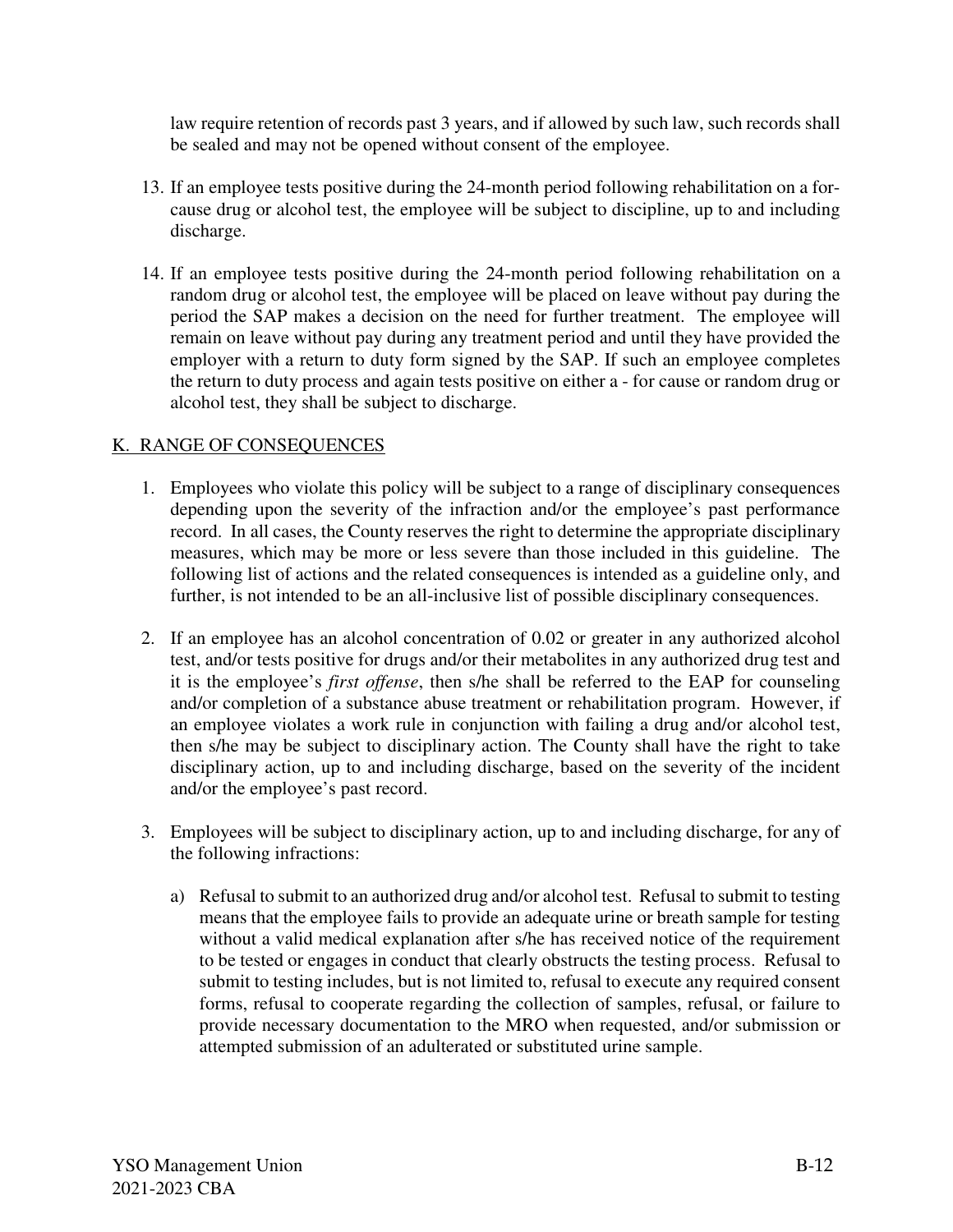law require retention of records past 3 years, and if allowed by such law, such records shall be sealed and may not be opened without consent of the employee.

13. If an employee tests positive during the 24-month period following rehabilitation on a for-cause drug or alcohol test, the employee will be subject to discipline, up to and including discharge.

14. If an employee tests positive during the 24-month period following rehabilitation on a random drug or alcohol test, the employee will be placed on leave without pay during the period the SAP makes a decision on the need for further treatment. The employee will remain on leave without pay during any treatment period and until they have provided the employer with a return to duty form signed by the SAP. If such an employee completes the return to duty process and again tests positive on either a - for cause or random drug or alcohol test, they shall be subject to discharge.

## K. RANGE OF CONSEQUENCES

1. Employees who violate this policy will be subject to a range of disciplinary consequences depending upon the severity of the infraction and/or the employee's past performance record. In all cases, the County reserves the right to determine the appropriate disciplinary measures, which may be more or less severe than those included in this guideline. The following list of actions and the related consequences is intended as a guideline only, and further, is not intended to be an all-inclusive list of possible disciplinary consequences.

2. If an employee has an alcohol concentration of 0.02 or greater in any authorized alcohol test, and/or tests positive for drugs and/or their metabolites in any authorized drug test and it is the employee's *first offense*, then s/he shall be referred to the EAP for counseling and/or completion of a substance abuse treatment or rehabilitation program. However, if an employee violates a work rule in conjunction with failing a drug and/or alcohol test, then s/he may be subject to disciplinary action. The County shall have the right to take disciplinary action, up to and including discharge, based on the severity of the incident and/or the employee's past record.

3. Employees will be subject to disciplinary action, up to and including discharge, for any of the following infractions:

   a) Refusal to submit to an authorized drug and/or alcohol test. Refusal to submit to testing means that the employee fails to provide an adequate urine or breath sample for testing without a valid medical explanation after s/he has received notice of the requirement to be tested or engages in conduct that clearly obstructs the testing process. Refusal to submit to testing includes, but is not limited to, refusal to execute any required consent forms, refusal to cooperate regarding the collection of samples, refusal, or failure to provide necessary documentation to the MRO when requested, and/or submission or attempted submission of an adulterated or substituted urine sample.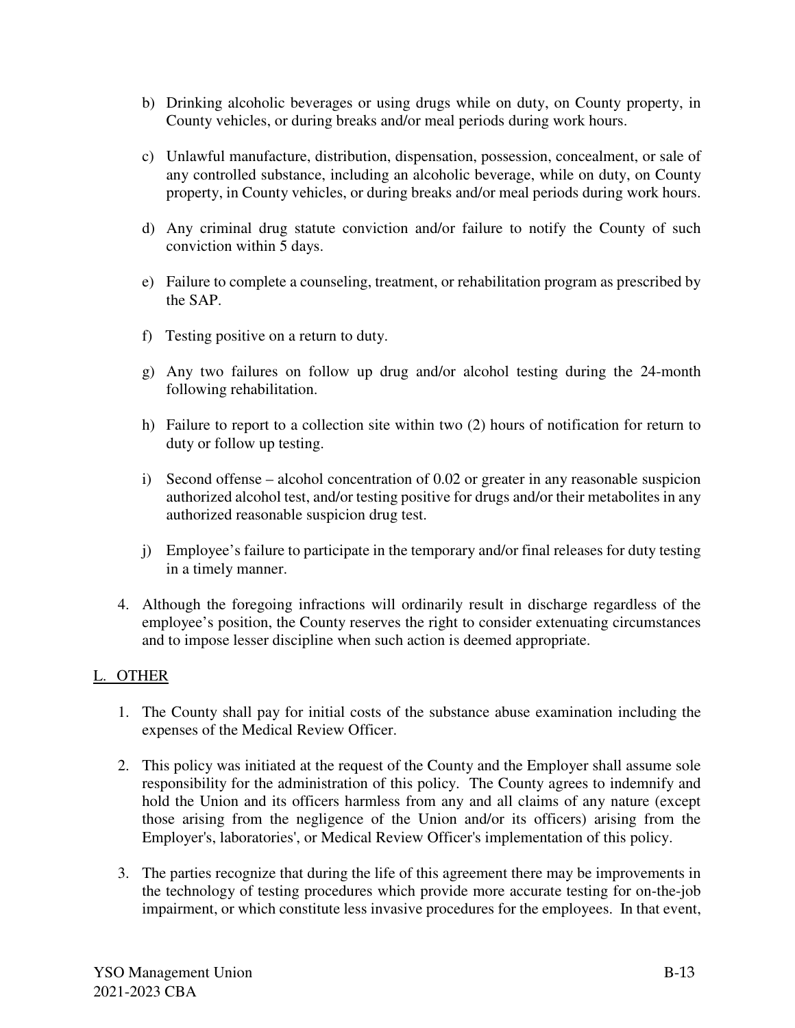b) Drinking alcoholic beverages or using drugs while on duty, on County property, in County vehicles, or during breaks and/or meal periods during work hours.

c) Unlawful manufacture, distribution, dispensation, possession, concealment, or sale of any controlled substance, including an alcoholic beverage, while on duty, on County property, in County vehicles, or during breaks and/or meal periods during work hours.

d) Any criminal drug statute conviction and/or failure to notify the County of such conviction within 5 days.

e) Failure to complete a counseling, treatment, or rehabilitation program as prescribed by the SAP.

f) Testing positive on a return to duty.

g) Any two failures on follow up drug and/or alcohol testing during the 24-month following rehabilitation.

h) Failure to report to a collection site within two (2) hours of notification for return to duty or follow up testing.

i) Second offense – alcohol concentration of 0.02 or greater in any reasonable suspicion authorized alcohol test, and/or testing positive for drugs and/or their metabolites in any authorized reasonable suspicion drug test.

j) Employee's failure to participate in the temporary and/or final releases for duty testing in a timely manner.

4. Although the foregoing infractions will ordinarily result in discharge regardless of the employee's position, the County reserves the right to consider extenuating circumstances and to impose lesser discipline when such action is deemed appropriate.

## L. OTHER

1. The County shall pay for initial costs of the substance abuse examination including the expenses of the Medical Review Officer.

2. This policy was initiated at the request of the County and the Employer shall assume sole responsibility for the administration of this policy. The County agrees to indemnify and hold the Union and its officers harmless from any and all claims of any nature (except those arising from the negligence of the Union and/or its officers) arising from the Employer's, laboratories', or Medical Review Officer's implementation of this policy.

3. The parties recognize that during the life of this agreement there may be improvements in the technology of testing procedures which provide more accurate testing for on-the-job impairment, or which constitute less invasive procedures for the employees. In that event,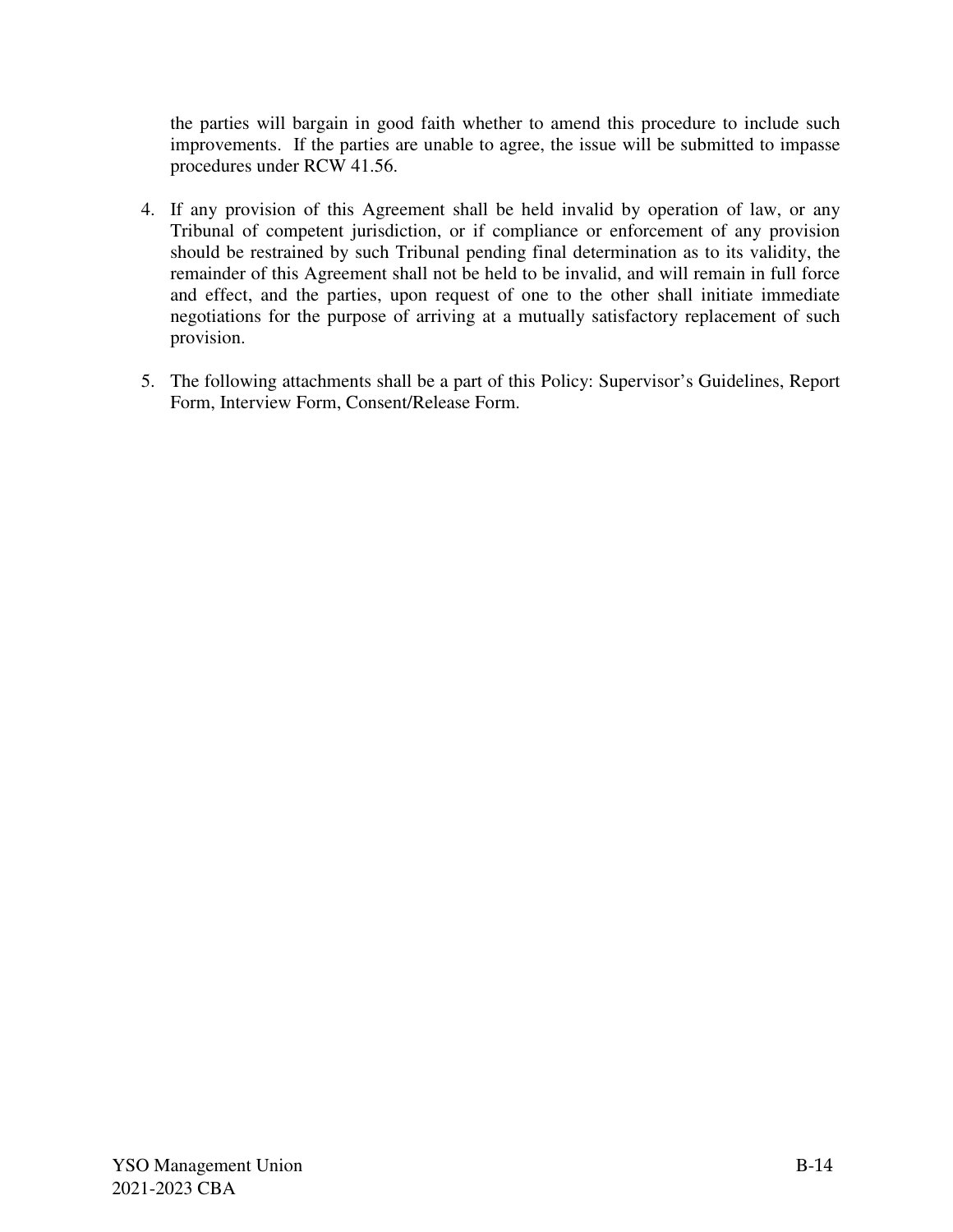the parties will bargain in good faith whether to amend this procedure to include such improvements. If the parties are unable to agree, the issue will be submitted to impasse procedures under RCW 41.56.

4. If any provision of this Agreement shall be held invalid by operation of law, or any Tribunal of competent jurisdiction, or if compliance or enforcement of any provision should be restrained by such Tribunal pending final determination as to its validity, the remainder of this Agreement shall not be held to be invalid, and will remain in full force and effect, and the parties, upon request of one to the other shall initiate immediate negotiations for the purpose of arriving at a mutually satisfactory replacement of such provision.

5. The following attachments shall be a part of this Policy: Supervisor's Guidelines, Report Form, Interview Form, Consent/Release Form.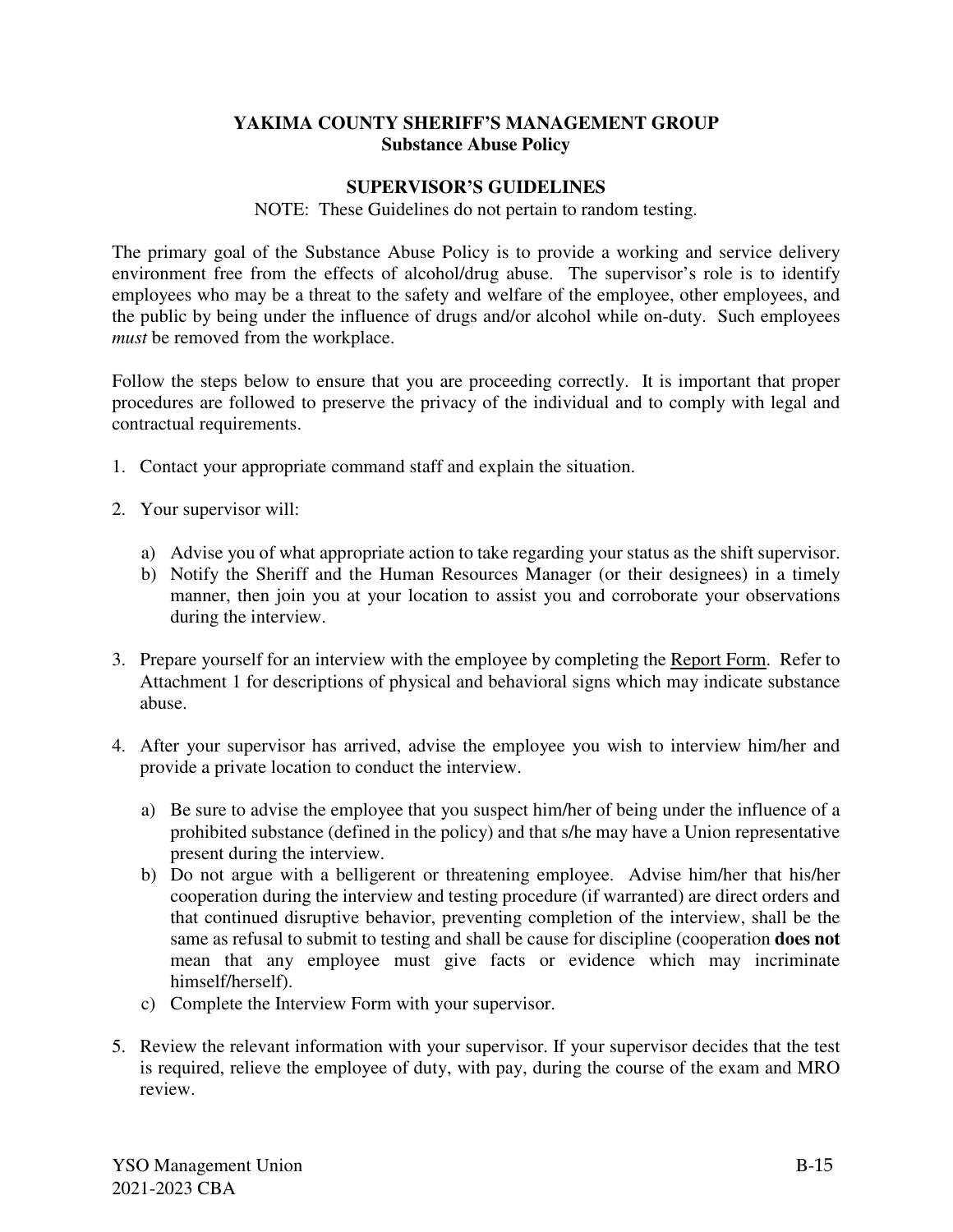# YAKIMA COUNTY SHERIFF'S MANAGEMENT GROUP
## Substance Abuse Policy

## SUPERVISOR'S GUIDELINES

NOTE: These Guidelines do not pertain to random testing.

The primary goal of the Substance Abuse Policy is to provide a working and service delivery environment free from the effects of alcohol/drug abuse. The supervisor's role is to identify employees who may be a threat to the safety and welfare of the employee, other employees, and the public by being under the influence of drugs and/or alcohol while on-duty. Such employees *must* be removed from the workplace.

Follow the steps below to ensure that you are proceeding correctly. It is important that proper procedures are followed to preserve the privacy of the individual and to comply with legal and contractual requirements.

1. Contact your appropriate command staff and explain the situation.

2. Your supervisor will:

   a) Advise you of what appropriate action to take regarding your status as the shift supervisor.
   b) Notify the Sheriff and the Human Resources Manager (or their designees) in a timely manner, then join you at your location to assist you and corroborate your observations during the interview.

3. Prepare yourself for an interview with the employee by completing the <u>Report Form</u>. Refer to Attachment 1 for descriptions of physical and behavioral signs which may indicate substance abuse.

4. After your supervisor has arrived, advise the employee you wish to interview him/her and provide a private location to conduct the interview.

   a) Be sure to advise the employee that you suspect him/her of being under the influence of a prohibited substance (defined in the policy) and that s/he may have a Union representative present during the interview.
   b) Do not argue with a belligerent or threatening employee. Advise him/her that his/her cooperation during the interview and testing procedure (if warranted) are direct orders and that continued disruptive behavior, preventing completion of the interview, shall be the same as refusal to submit to testing and shall be cause for discipline (cooperation **does not** mean that any employee must give facts or evidence which may incriminate himself/herself).
   c) Complete the Interview Form with your supervisor.

5. Review the relevant information with your supervisor. If your supervisor decides that the test is required, relieve the employee of duty, with pay, during the course of the exam and MRO review.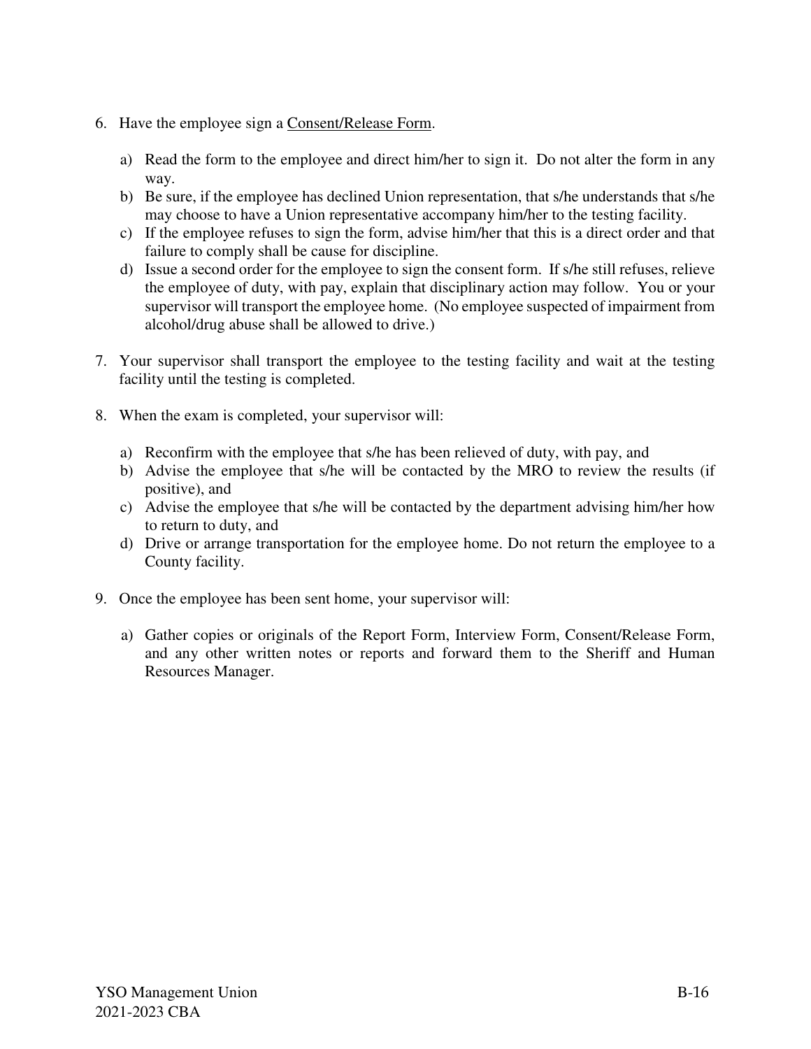6. Have the employee sign a Consent/Release Form.

    a) Read the form to the employee and direct him/her to sign it. Do not alter the form in any way.
    b) Be sure, if the employee has declined Union representation, that s/he understands that s/he may choose to have a Union representative accompany him/her to the testing facility.
    c) If the employee refuses to sign the form, advise him/her that this is a direct order and that failure to comply shall be cause for discipline.
    d) Issue a second order for the employee to sign the consent form. If s/he still refuses, relieve the employee of duty, with pay, explain that disciplinary action may follow. You or your supervisor will transport the employee home. (No employee suspected of impairment from alcohol/drug abuse shall be allowed to drive.)

7. Your supervisor shall transport the employee to the testing facility and wait at the testing facility until the testing is completed.

8. When the exam is completed, your supervisor will:

    a) Reconfirm with the employee that s/he has been relieved of duty, with pay, and
    b) Advise the employee that s/he will be contacted by the MRO to review the results (if positive), and
    c) Advise the employee that s/he will be contacted by the department advising him/her how to return to duty, and
    d) Drive or arrange transportation for the employee home. Do not return the employee to a County facility.

9. Once the employee has been sent home, your supervisor will:

    a) Gather copies or originals of the Report Form, Interview Form, Consent/Release Form, and any other written notes or reports and forward them to the Sheriff and Human Resources Manager.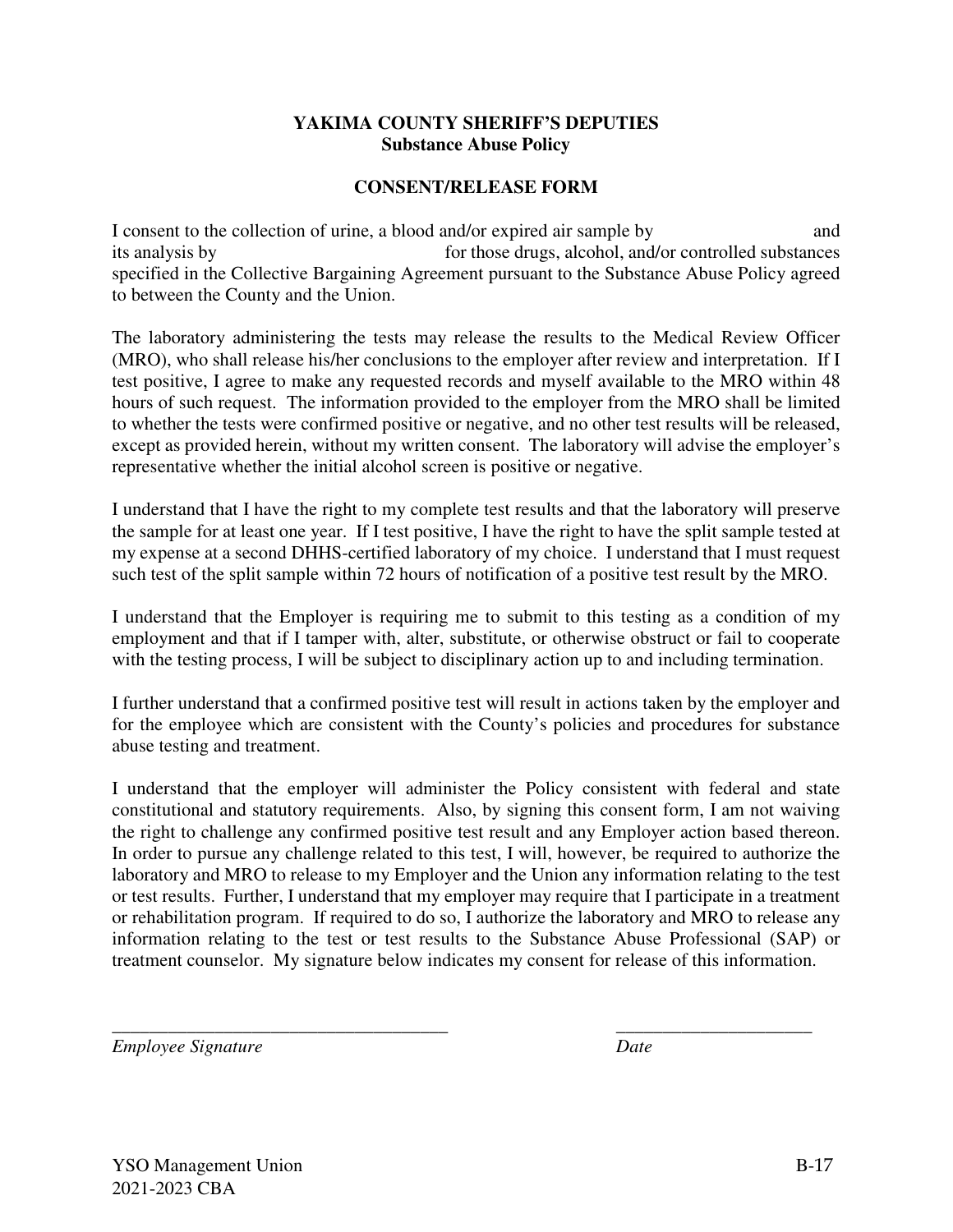**YAKIMA COUNTY SHERIFF'S DEPUTIES**
**Substance Abuse Policy**

**CONSENT/RELEASE FORM**

I consent to the collection of urine, a blood and/or expired air sample by                              and its analysis by                              for those drugs, alcohol, and/or controlled substances specified in the Collective Bargaining Agreement pursuant to the Substance Abuse Policy agreed to between the County and the Union.

The laboratory administering the tests may release the results to the Medical Review Officer (MRO), who shall release his/her conclusions to the employer after review and interpretation. If I test positive, I agree to make any requested records and myself available to the MRO within 48 hours of such request. The information provided to the employer from the MRO shall be limited to whether the tests were confirmed positive or negative, and no other test results will be released, except as provided herein, without my written consent. The laboratory will advise the employer's representative whether the initial alcohol screen is positive or negative.

I understand that I have the right to my complete test results and that the laboratory will preserve the sample for at least one year. If I test positive, I have the right to have the split sample tested at my expense at a second DHHS-certified laboratory of my choice. I understand that I must request such test of the split sample within 72 hours of notification of a positive test result by the MRO.

I understand that the Employer is requiring me to submit to this testing as a condition of my employment and that if I tamper with, alter, substitute, or otherwise obstruct or fail to cooperate with the testing process, I will be subject to disciplinary action up to and including termination.

I further understand that a confirmed positive test will result in actions taken by the employer and for the employee which are consistent with the County's policies and procedures for substance abuse testing and treatment.

I understand that the employer will administer the Policy consistent with federal and state constitutional and statutory requirements. Also, by signing this consent form, I am not waiving the right to challenge any confirmed positive test result and any Employer action based thereon. In order to pursue any challenge related to this test, I will, however, be required to authorize the laboratory and MRO to release to my Employer and the Union any information relating to the test or test results. Further, I understand that my employer may require that I participate in a treatment or rehabilitation program. If required to do so, I authorize the laboratory and MRO to release any information relating to the test or test results to the Substance Abuse Professional (SAP) or treatment counselor. My signature below indicates my consent for release of this information.

_____________________________________          _____________________

*Employee Signature*                                                            *Date*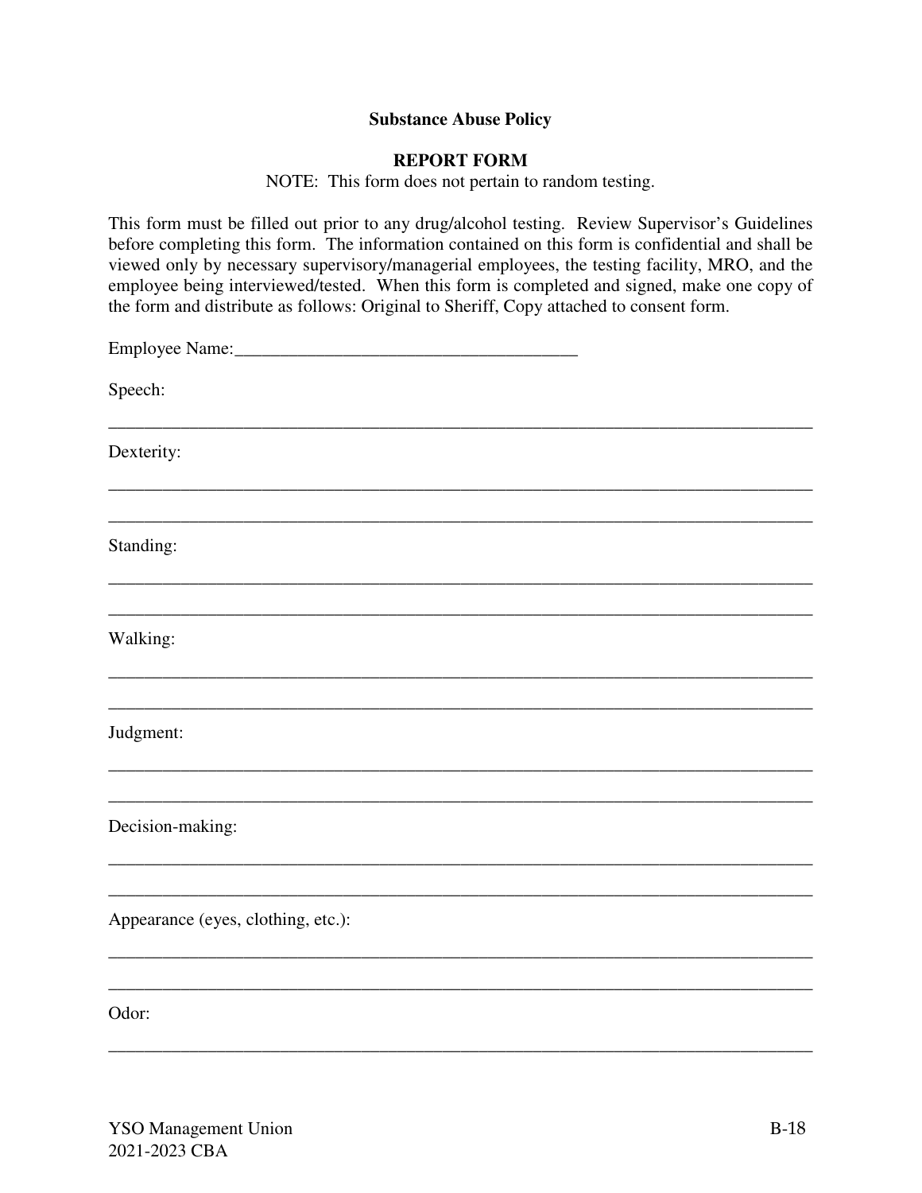**Substance Abuse Policy**

**REPORT FORM**

NOTE: This form does not pertain to random testing.

This form must be filled out prior to any drug/alcohol testing. Review Supervisor's Guidelines before completing this form. The information contained on this form is confidential and shall be viewed only by necessary supervisory/managerial employees, the testing facility, MRO, and the employee being interviewed/tested. When this form is completed and signed, make one copy of the form and distribute as follows: Original to Sheriff, Copy attached to consent form.

Employee Name:_______________________________________

Speech:

_______________________________________________________________________________

Dexterity:

_______________________________________________________________________________

_______________________________________________________________________________

Standing:

_______________________________________________________________________________

_______________________________________________________________________________

Walking:

_______________________________________________________________________________

_______________________________________________________________________________

Judgment:

_______________________________________________________________________________

_______________________________________________________________________________

Decision-making:

_______________________________________________________________________________

_______________________________________________________________________________

Appearance (eyes, clothing, etc.):

_______________________________________________________________________________

_______________________________________________________________________________

Odor:

_______________________________________________________________________________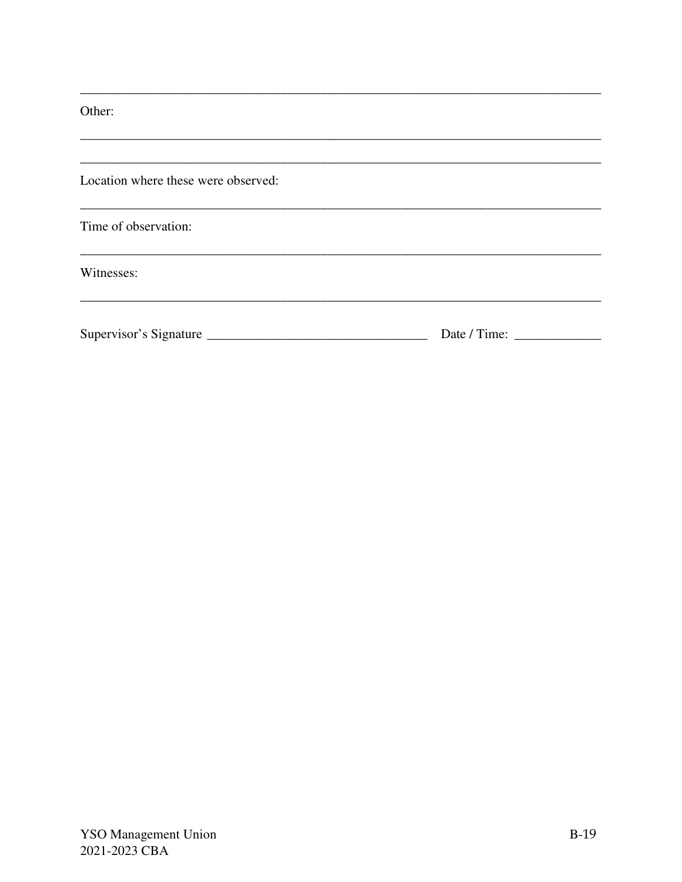______________________________________________________________________________

Other:

______________________________________________________________________________

______________________________________________________________________________

Location where these were observed:

______________________________________________________________________________

Time of observation:

______________________________________________________________________________

Witnesses:

______________________________________________________________________________

Supervisor's Signature _________________________________ Date / Time: _____________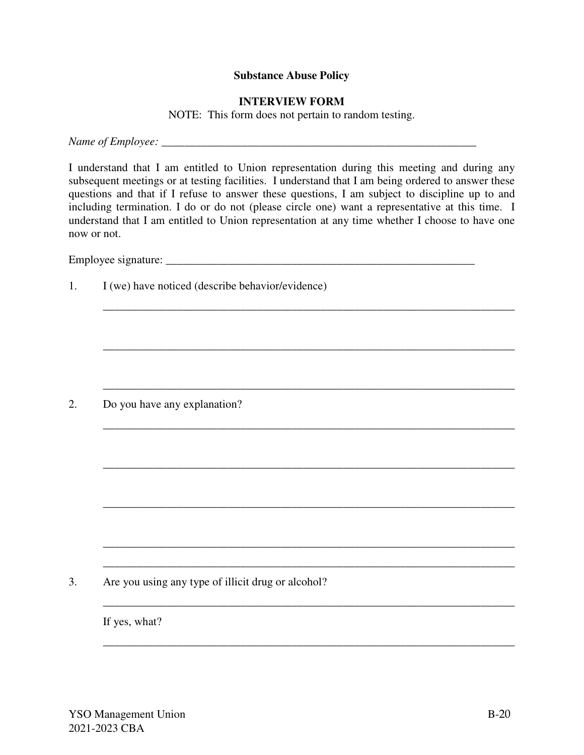**Substance Abuse Policy**

**INTERVIEW FORM**

NOTE: This form does not pertain to random testing.

*Name of Employee:* ________________________________________________________

I understand that I am entitled to Union representation during this meeting and during any subsequent meetings or at testing facilities. I understand that I am being ordered to answer these questions and that if I refuse to answer these questions, I am subject to discipline up to and including termination. I do or do not (please circle one) want a representative at this time. I understand that I am entitled to Union representation at any time whether I choose to have one now or not.

Employee signature: ________________________________________________________

1. I (we) have noticed (describe behavior/evidence)

   ___________________________________________________________________________

   ___________________________________________________________________________

   ___________________________________________________________________________

2. Do you have any explanation?

   ___________________________________________________________________________

   ___________________________________________________________________________

   ___________________________________________________________________________

   ___________________________________________________________________________

   ___________________________________________________________________________

3. Are you using any type of illicit drug or alcohol?

   ___________________________________________________________________________

   If yes, what?

   ___________________________________________________________________________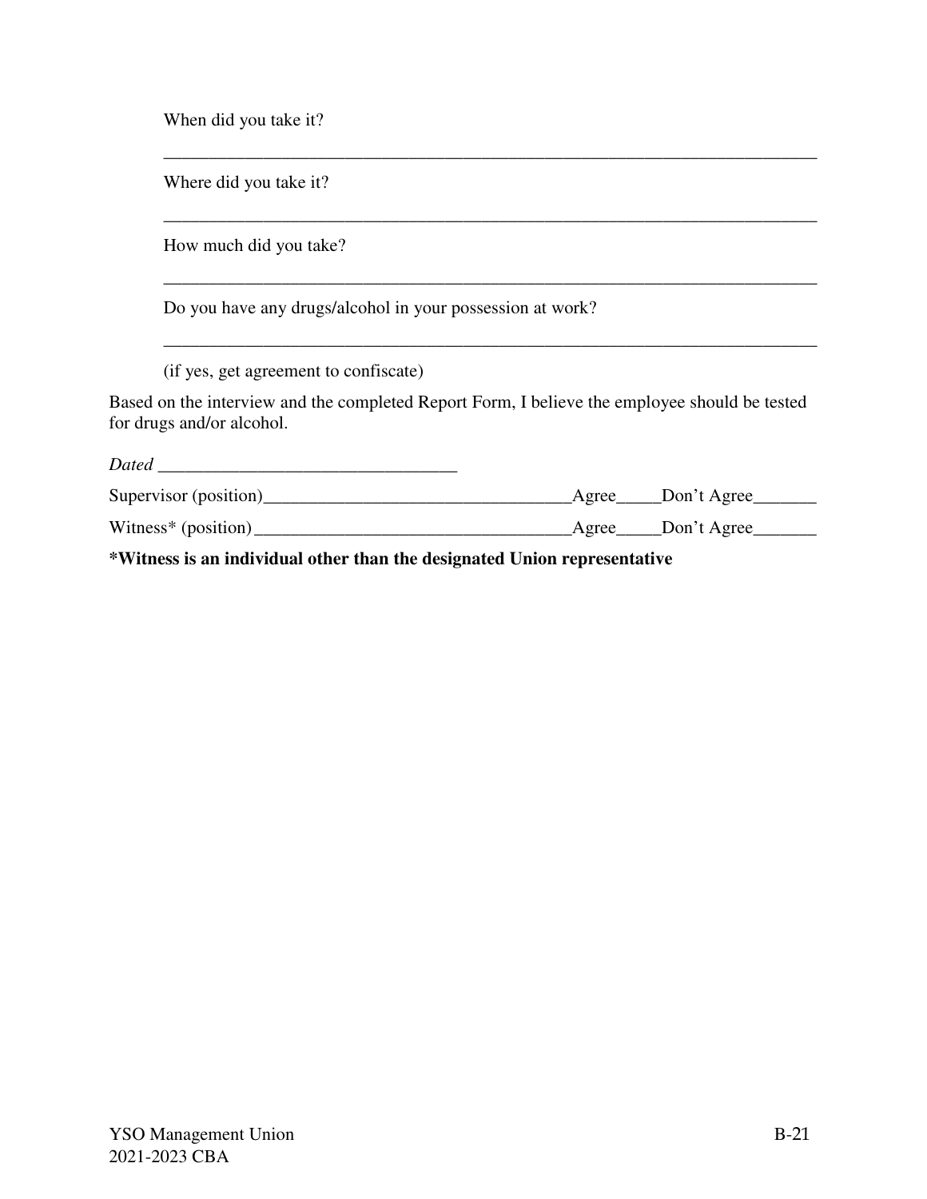When did you take it?

___________________________________________________________________________

Where did you take it?

___________________________________________________________________________

How much did you take?

___________________________________________________________________________

Do you have any drugs/alcohol in your possession at work?

___________________________________________________________________________

(if yes, get agreement to confiscate)

Based on the interview and the completed Report Form, I believe the employee should be tested for drugs and/or alcohol.

*Dated* _________________________________

Supervisor (position)__________________________________Agree_____Don't Agree_______

Witness* (position) ___________________________________Agree_____Don't Agree_______

**\*Witness is an individual other than the designated Union representative**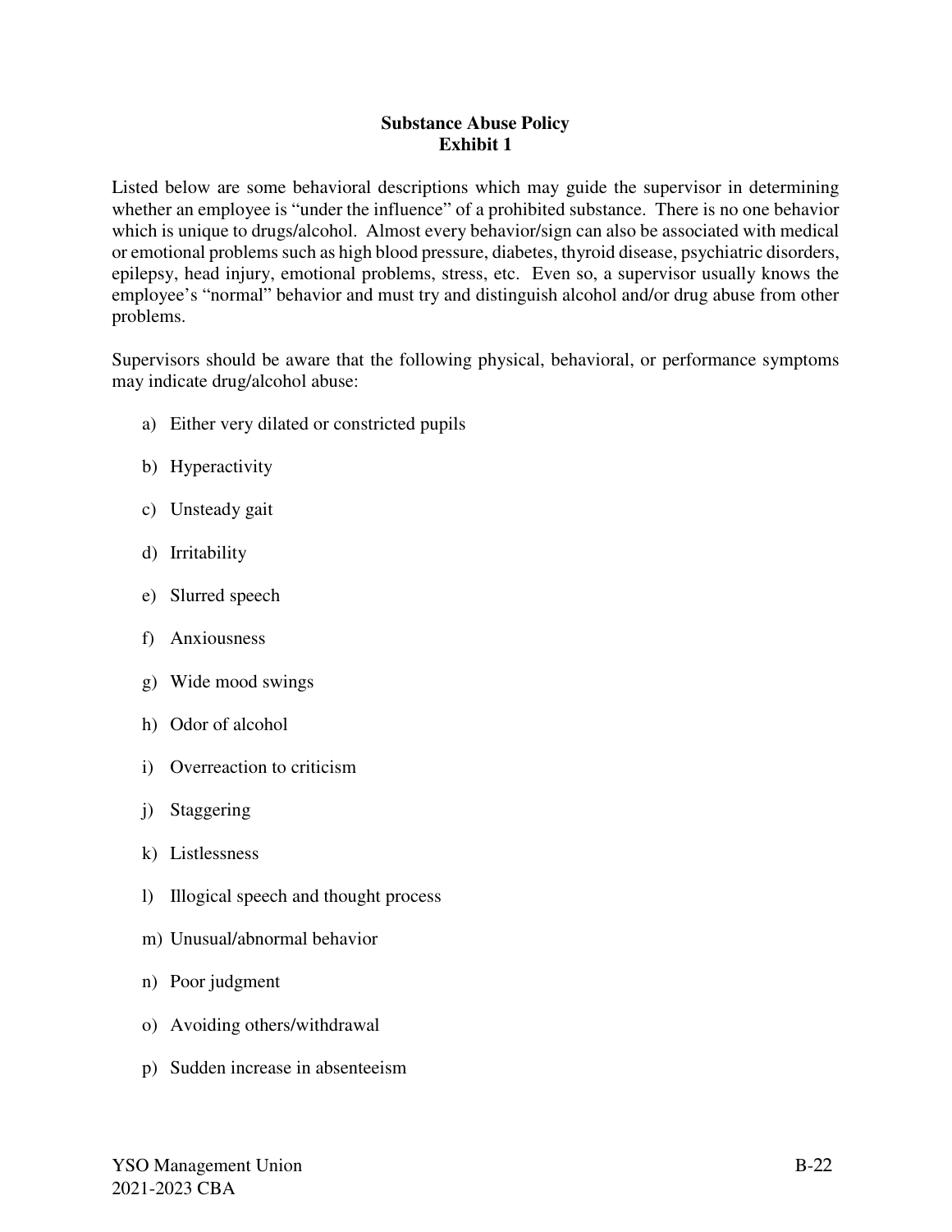**Substance Abuse Policy**
**Exhibit 1**

Listed below are some behavioral descriptions which may guide the supervisor in determining whether an employee is "under the influence" of a prohibited substance. There is no one behavior which is unique to drugs/alcohol. Almost every behavior/sign can also be associated with medical or emotional problems such as high blood pressure, diabetes, thyroid disease, psychiatric disorders, epilepsy, head injury, emotional problems, stress, etc. Even so, a supervisor usually knows the employee's "normal" behavior and must try and distinguish alcohol and/or drug abuse from other problems.

Supervisors should be aware that the following physical, behavioral, or performance symptoms may indicate drug/alcohol abuse:

a) Either very dilated or constricted pupils

b) Hyperactivity

c) Unsteady gait

d) Irritability

e) Slurred speech

f) Anxiousness

g) Wide mood swings

h) Odor of alcohol

i) Overreaction to criticism

j) Staggering

k) Listlessness

l) Illogical speech and thought process

m) Unusual/abnormal behavior

n) Poor judgment

o) Avoiding others/withdrawal

p) Sudden increase in absenteeism